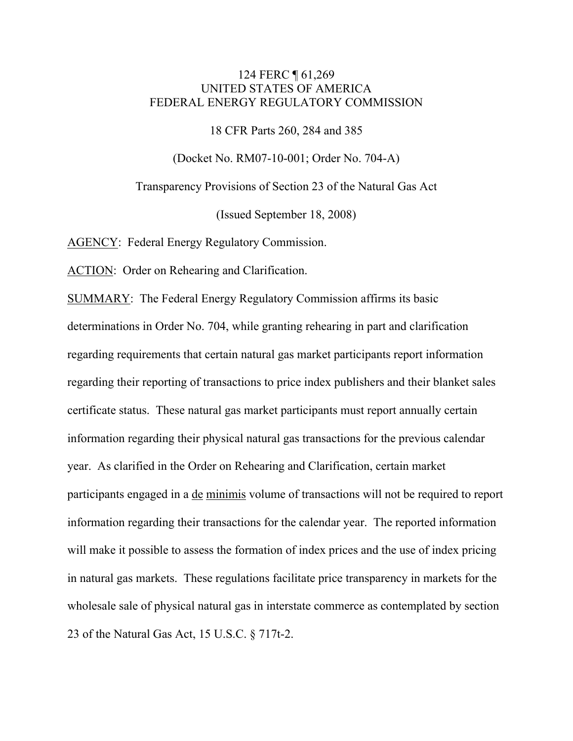124 FERC ¶ 61,269
UNITED STATES OF AMERICA
FEDERAL ENERGY REGULATORY COMMISSION

18 CFR Parts 260, 284 and 385

(Docket No. RM07-10-001; Order No. 704-A)

Transparency Provisions of Section 23 of the Natural Gas Act

(Issued September 18, 2008)

AGENCY: Federal Energy Regulatory Commission.

ACTION: Order on Rehearing and Clarification.

SUMMARY: The Federal Energy Regulatory Commission affirms its basic determinations in Order No. 704, while granting rehearing in part and clarification regarding requirements that certain natural gas market participants report information regarding their reporting of transactions to price index publishers and their blanket sales certificate status. These natural gas market participants must report annually certain information regarding their physical natural gas transactions for the previous calendar year. As clarified in the Order on Rehearing and Clarification, certain market participants engaged in a *de minimis* volume of transactions will not be required to report information regarding their transactions for the calendar year. The reported information will make it possible to assess the formation of index prices and the use of index pricing in natural gas markets. These regulations facilitate price transparency in markets for the wholesale sale of physical natural gas in interstate commerce as contemplated by section 23 of the Natural Gas Act, 15 U.S.C. § 717t-2.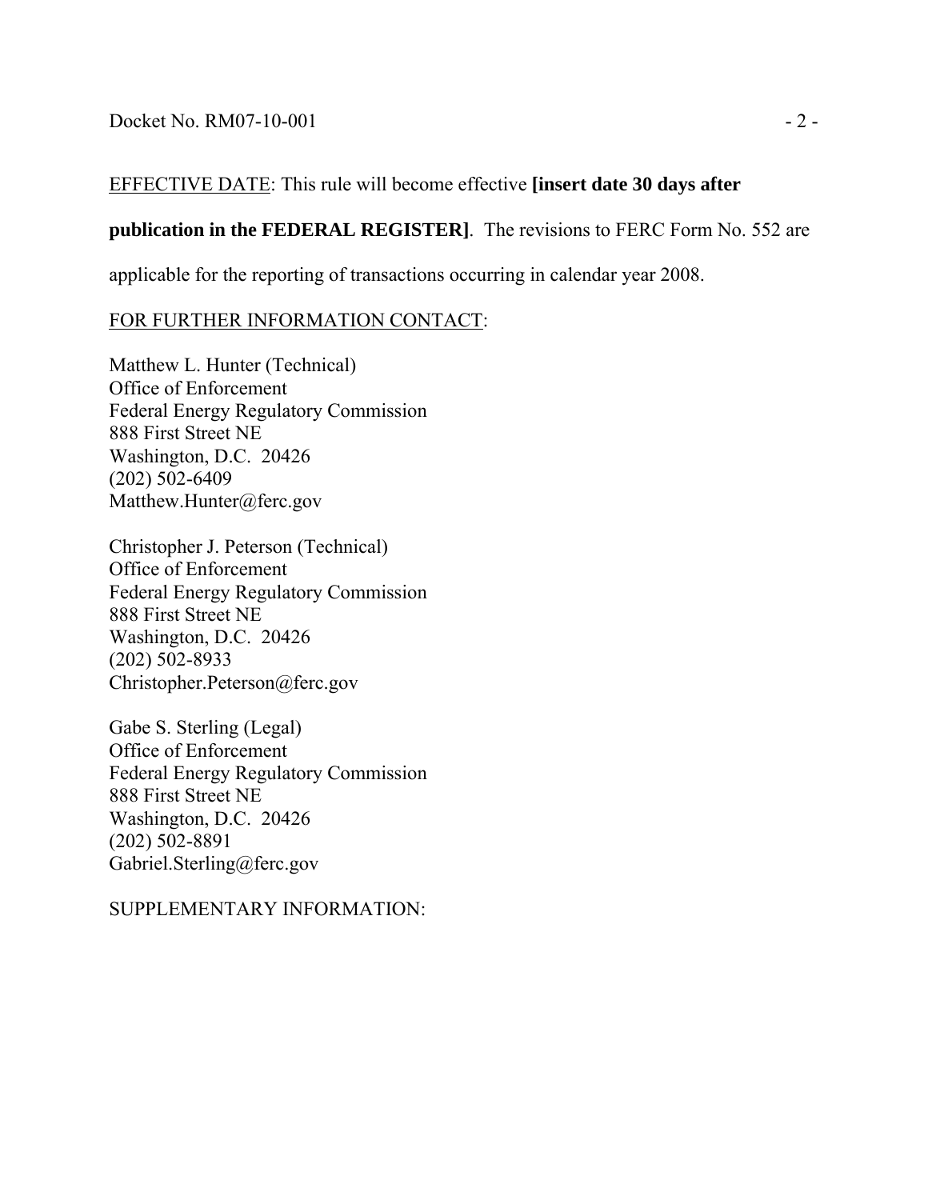EFFECTIVE DATE: This rule will become effective **[insert date 30 days after publication in the FEDERAL REGISTER]**. The revisions to FERC Form No. 552 are applicable for the reporting of transactions occurring in calendar year 2008.

FOR FURTHER INFORMATION CONTACT:

Matthew L. Hunter (Technical)
Office of Enforcement
Federal Energy Regulatory Commission
888 First Street NE
Washington, D.C. 20426
(202) 502-6409
Matthew.Hunter@ferc.gov

Christopher J. Peterson (Technical)
Office of Enforcement
Federal Energy Regulatory Commission
888 First Street NE
Washington, D.C. 20426
(202) 502-8933
Christopher.Peterson@ferc.gov

Gabe S. Sterling (Legal)
Office of Enforcement
Federal Energy Regulatory Commission
888 First Street NE
Washington, D.C. 20426
(202) 502-8891
Gabriel.Sterling@ferc.gov

SUPPLEMENTARY INFORMATION: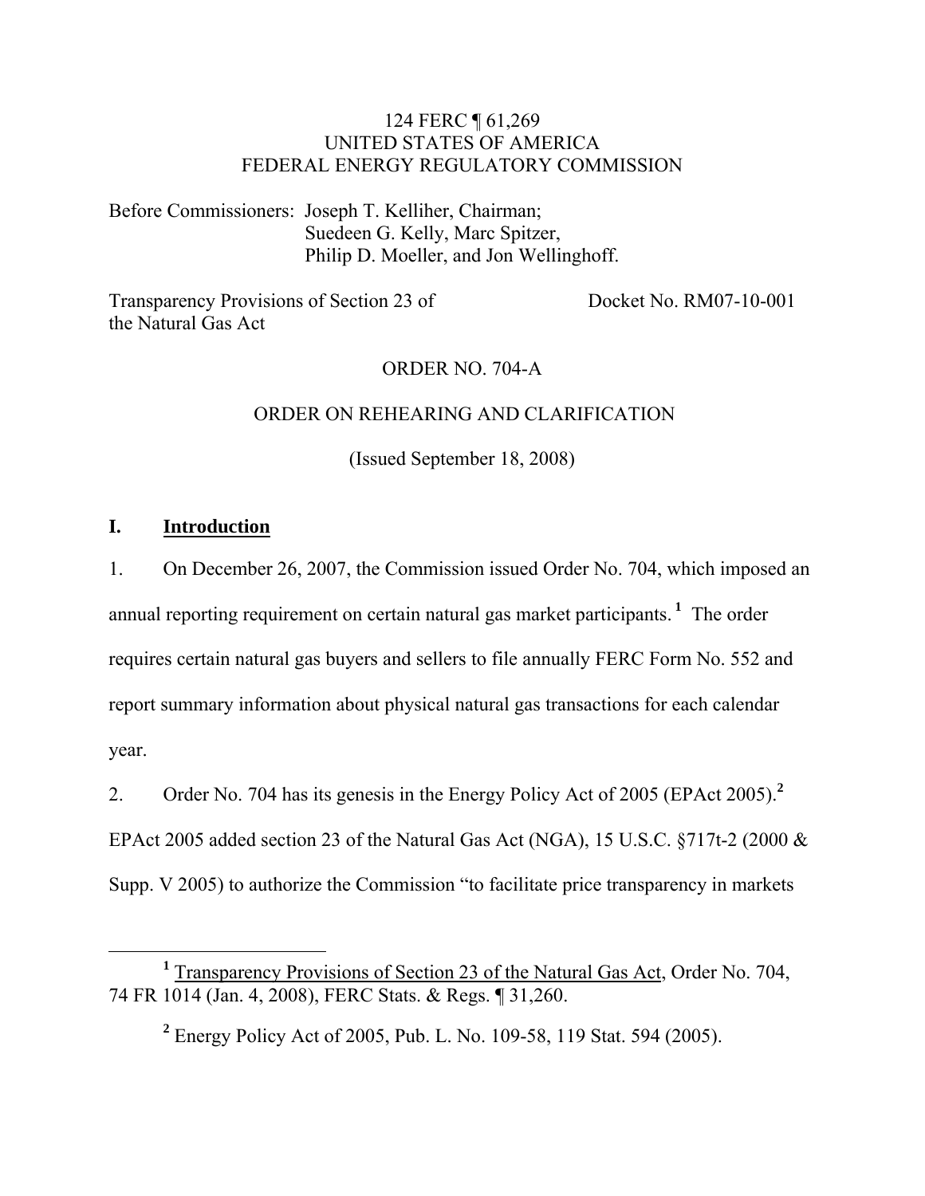124 FERC ¶ 61,269
UNITED STATES OF AMERICA
FEDERAL ENERGY REGULATORY COMMISSION

Before Commissioners: Joseph T. Kelliher, Chairman;
Suedeen G. Kelly, Marc Spitzer,
Philip D. Moeller, and Jon Wellinghoff.

Transparency Provisions of Section 23 of the Natural Gas Act — Docket No. RM07-10-001

ORDER NO. 704-A

ORDER ON REHEARING AND CLARIFICATION

(Issued September 18, 2008)

## I. Introduction

1. On December 26, 2007, the Commission issued Order No. 704, which imposed an annual reporting requirement on certain natural gas market participants.[1] The order requires certain natural gas buyers and sellers to file annually FERC Form No. 552 and report summary information about physical natural gas transactions for each calendar year.

2. Order No. 704 has its genesis in the Energy Policy Act of 2005 (EPAct 2005).[2] EPAct 2005 added section 23 of the Natural Gas Act (NGA), 15 U.S.C. §717t-2 (2000 & Supp. V 2005) to authorize the Commission "to facilitate price transparency in markets

[1] Transparency Provisions of Section 23 of the Natural Gas Act, Order No. 704, 74 FR 1014 (Jan. 4, 2008), FERC Stats. & Regs. ¶ 31,260.

[2] Energy Policy Act of 2005, Pub. L. No. 109-58, 119 Stat. 594 (2005).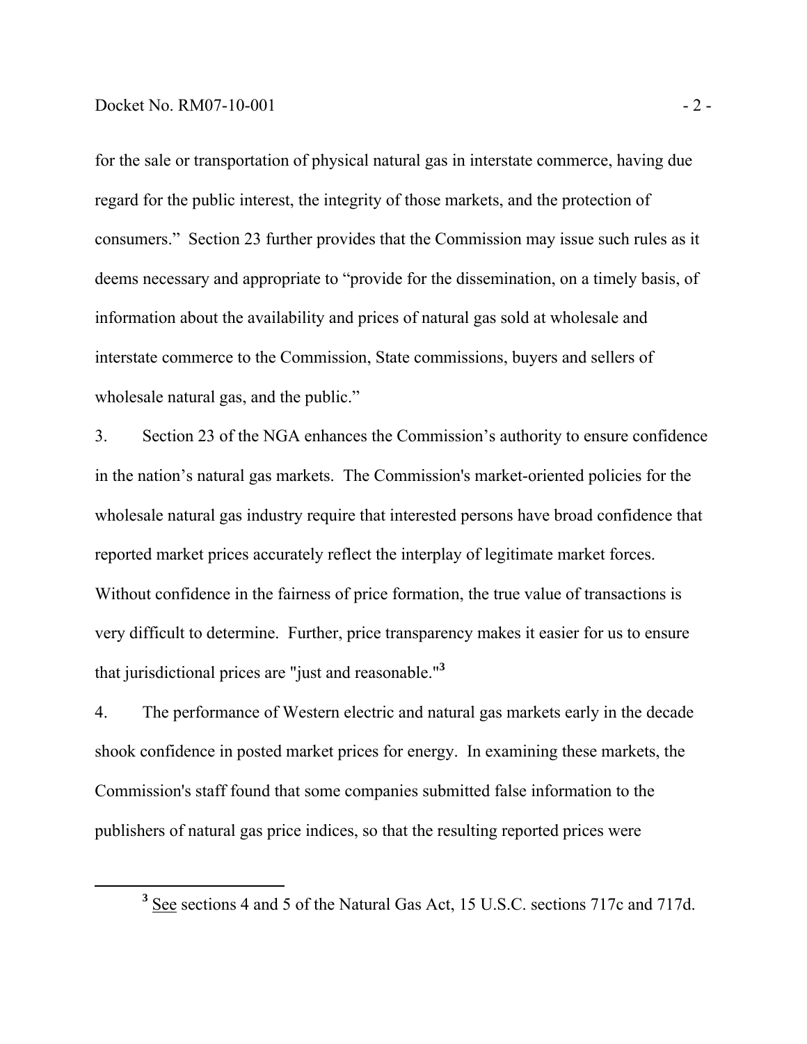for the sale or transportation of physical natural gas in interstate commerce, having due regard for the public interest, the integrity of those markets, and the protection of consumers." Section 23 further provides that the Commission may issue such rules as it deems necessary and appropriate to "provide for the dissemination, on a timely basis, of information about the availability and prices of natural gas sold at wholesale and interstate commerce to the Commission, State commissions, buyers and sellers of wholesale natural gas, and the public."

3. Section 23 of the NGA enhances the Commission's authority to ensure confidence in the nation's natural gas markets. The Commission's market-oriented policies for the wholesale natural gas industry require that interested persons have broad confidence that reported market prices accurately reflect the interplay of legitimate market forces. Without confidence in the fairness of price formation, the true value of transactions is very difficult to determine. Further, price transparency makes it easier for us to ensure that jurisdictional prices are "just and reasonable."[3]

4. The performance of Western electric and natural gas markets early in the decade shook confidence in posted market prices for energy. In examining these markets, the Commission's staff found that some companies submitted false information to the publishers of natural gas price indices, so that the resulting reported prices were

[3] See sections 4 and 5 of the Natural Gas Act, 15 U.S.C. sections 717c and 717d.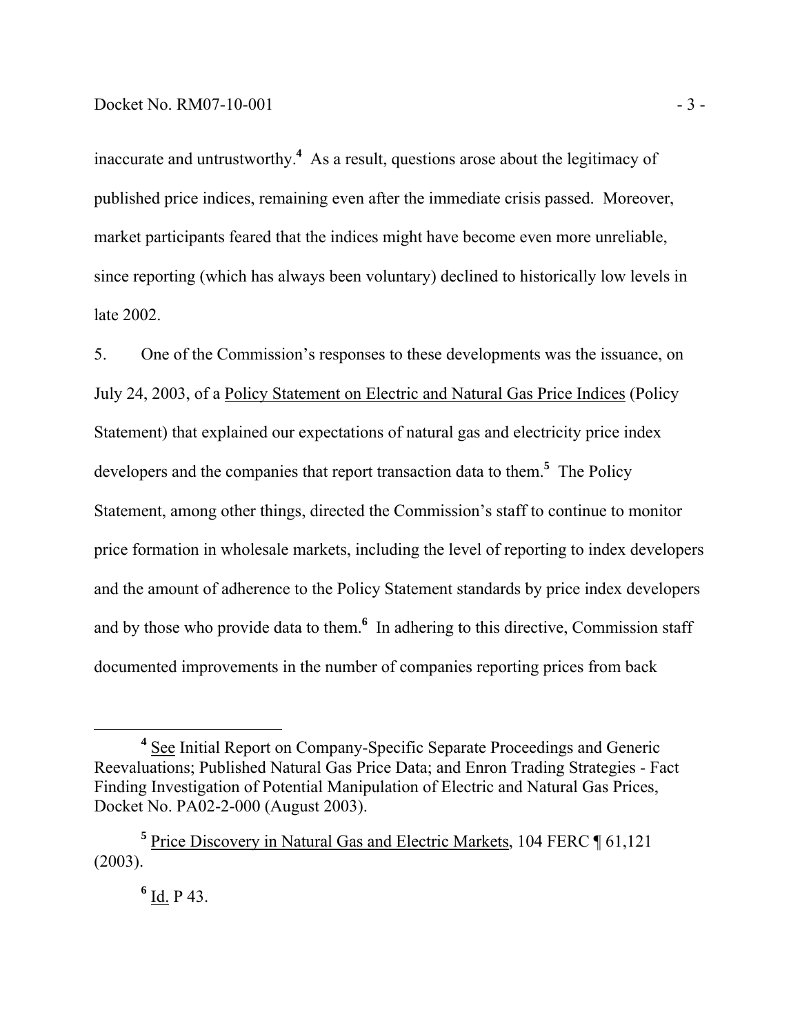inaccurate and untrustworthy.[4] As a result, questions arose about the legitimacy of published price indices, remaining even after the immediate crisis passed. Moreover, market participants feared that the indices might have become even more unreliable, since reporting (which has always been voluntary) declined to historically low levels in late 2002.

5. One of the Commission's responses to these developments was the issuance, on July 24, 2003, of a Policy Statement on Electric and Natural Gas Price Indices (Policy Statement) that explained our expectations of natural gas and electricity price index developers and the companies that report transaction data to them.[5] The Policy Statement, among other things, directed the Commission's staff to continue to monitor price formation in wholesale markets, including the level of reporting to index developers and the amount of adherence to the Policy Statement standards by price index developers and by those who provide data to them.[6] In adhering to this directive, Commission staff documented improvements in the number of companies reporting prices from back

---

[4] See Initial Report on Company-Specific Separate Proceedings and Generic Reevaluations; Published Natural Gas Price Data; and Enron Trading Strategies - Fact Finding Investigation of Potential Manipulation of Electric and Natural Gas Prices, Docket No. PA02-2-000 (August 2003).

[5] Price Discovery in Natural Gas and Electric Markets, 104 FERC ¶ 61,121 (2003).

[6] Id. P 43.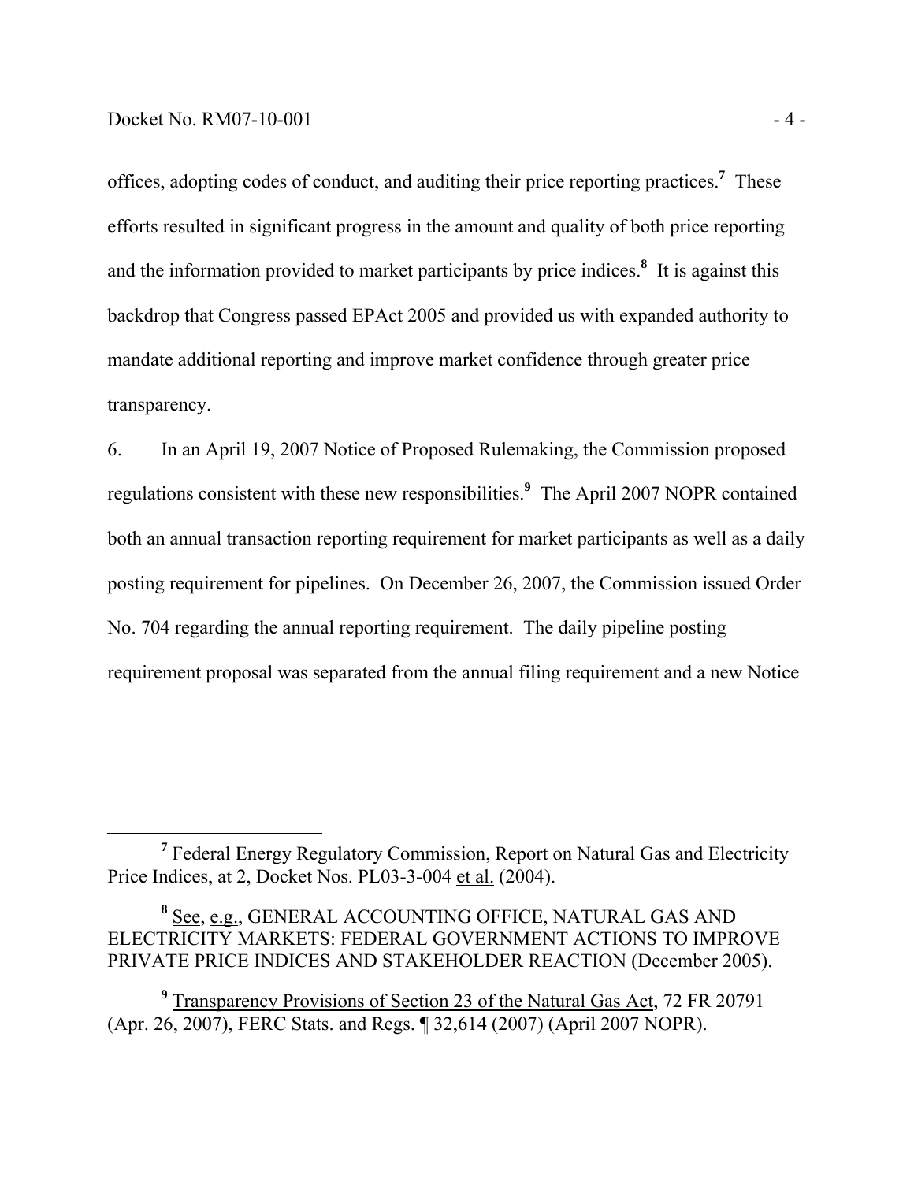offices, adopting codes of conduct, and auditing their price reporting practices.[7] These efforts resulted in significant progress in the amount and quality of both price reporting and the information provided to market participants by price indices.[8] It is against this backdrop that Congress passed EPAct 2005 and provided us with expanded authority to mandate additional reporting and improve market confidence through greater price transparency.

6. In an April 19, 2007 Notice of Proposed Rulemaking, the Commission proposed regulations consistent with these new responsibilities.[9] The April 2007 NOPR contained both an annual transaction reporting requirement for market participants as well as a daily posting requirement for pipelines. On December 26, 2007, the Commission issued Order No. 704 regarding the annual reporting requirement. The daily pipeline posting requirement proposal was separated from the annual filing requirement and a new Notice

---

[7] Federal Energy Regulatory Commission, Report on Natural Gas and Electricity Price Indices, at 2, Docket Nos. PL03-3-004 et al. (2004).

[8] See, e.g., GENERAL ACCOUNTING OFFICE, NATURAL GAS AND ELECTRICITY MARKETS: FEDERAL GOVERNMENT ACTIONS TO IMPROVE PRIVATE PRICE INDICES AND STAKEHOLDER REACTION (December 2005).

[9] Transparency Provisions of Section 23 of the Natural Gas Act, 72 FR 20791 (Apr. 26, 2007), FERC Stats. and Regs. ¶ 32,614 (2007) (April 2007 NOPR).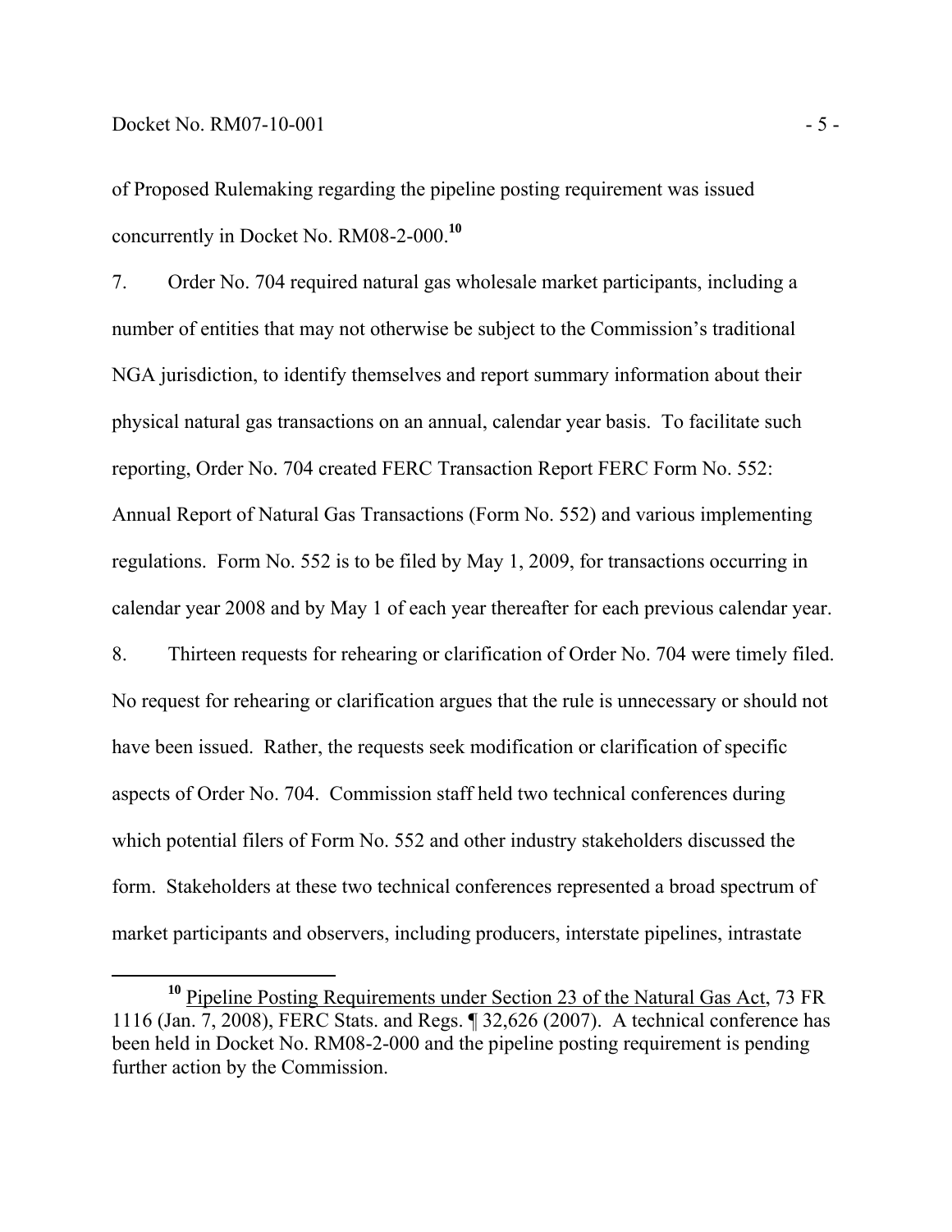of Proposed Rulemaking regarding the pipeline posting requirement was issued concurrently in Docket No. RM08-2-000.[10]

7. Order No. 704 required natural gas wholesale market participants, including a number of entities that may not otherwise be subject to the Commission's traditional NGA jurisdiction, to identify themselves and report summary information about their physical natural gas transactions on an annual, calendar year basis. To facilitate such reporting, Order No. 704 created FERC Transaction Report FERC Form No. 552: Annual Report of Natural Gas Transactions (Form No. 552) and various implementing regulations. Form No. 552 is to be filed by May 1, 2009, for transactions occurring in calendar year 2008 and by May 1 of each year thereafter for each previous calendar year.

8. Thirteen requests for rehearing or clarification of Order No. 704 were timely filed. No request for rehearing or clarification argues that the rule is unnecessary or should not have been issued. Rather, the requests seek modification or clarification of specific aspects of Order No. 704. Commission staff held two technical conferences during which potential filers of Form No. 552 and other industry stakeholders discussed the form. Stakeholders at these two technical conferences represented a broad spectrum of market participants and observers, including producers, interstate pipelines, intrastate

[10] Pipeline Posting Requirements under Section 23 of the Natural Gas Act, 73 FR 1116 (Jan. 7, 2008), FERC Stats. and Regs. ¶ 32,626 (2007). A technical conference has been held in Docket No. RM08-2-000 and the pipeline posting requirement is pending further action by the Commission.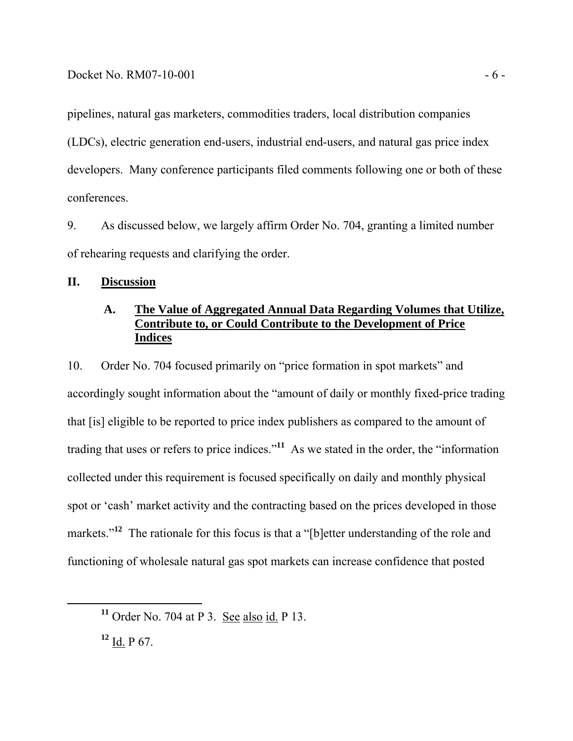pipelines, natural gas marketers, commodities traders, local distribution companies (LDCs), electric generation end-users, industrial end-users, and natural gas price index developers. Many conference participants filed comments following one or both of these conferences.

9. As discussed below, we largely affirm Order No. 704, granting a limited number of rehearing requests and clarifying the order.

## II. Discussion

### A. The Value of Aggregated Annual Data Regarding Volumes that Utilize, Contribute to, or Could Contribute to the Development of Price Indices

10. Order No. 704 focused primarily on "price formation in spot markets" and accordingly sought information about the "amount of daily or monthly fixed-price trading that [is] eligible to be reported to price index publishers as compared to the amount of trading that uses or refers to price indices."[11] As we stated in the order, the "information collected under this requirement is focused specifically on daily and monthly physical spot or 'cash' market activity and the contracting based on the prices developed in those markets."[12] The rationale for this focus is that a "[b]etter understanding of the role and functioning of wholesale natural gas spot markets can increase confidence that posted

[11] Order No. 704 at P 3. See also id. P 13.

[12] Id. P 67.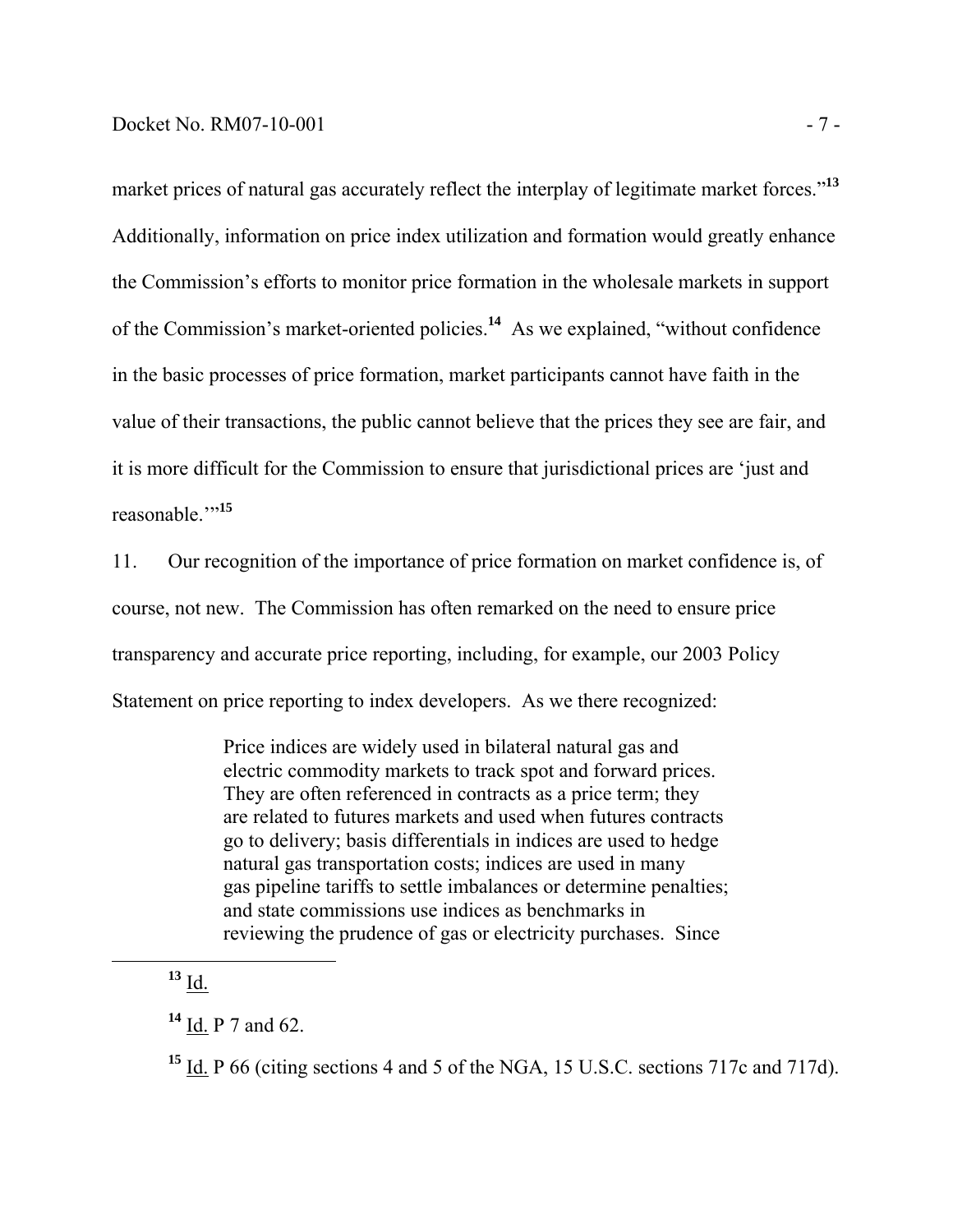market prices of natural gas accurately reflect the interplay of legitimate market forces."[13] Additionally, information on price index utilization and formation would greatly enhance the Commission's efforts to monitor price formation in the wholesale markets in support of the Commission's market-oriented policies.[14] As we explained, "without confidence in the basic processes of price formation, market participants cannot have faith in the value of their transactions, the public cannot believe that the prices they see are fair, and it is more difficult for the Commission to ensure that jurisdictional prices are 'just and reasonable.'"[15]

11. Our recognition of the importance of price formation on market confidence is, of course, not new. The Commission has often remarked on the need to ensure price transparency and accurate price reporting, including, for example, our 2003 Policy Statement on price reporting to index developers. As we there recognized:

> Price indices are widely used in bilateral natural gas and electric commodity markets to track spot and forward prices. They are often referenced in contracts as a price term; they are related to futures markets and used when futures contracts go to delivery; basis differentials in indices are used to hedge natural gas transportation costs; indices are used in many gas pipeline tariffs to settle imbalances or determine penalties; and state commissions use indices as benchmarks in reviewing the prudence of gas or electricity purchases. Since

---

[13] Id.

[14] Id. P 7 and 62.

[15] Id. P 66 (citing sections 4 and 5 of the NGA, 15 U.S.C. sections 717c and 717d).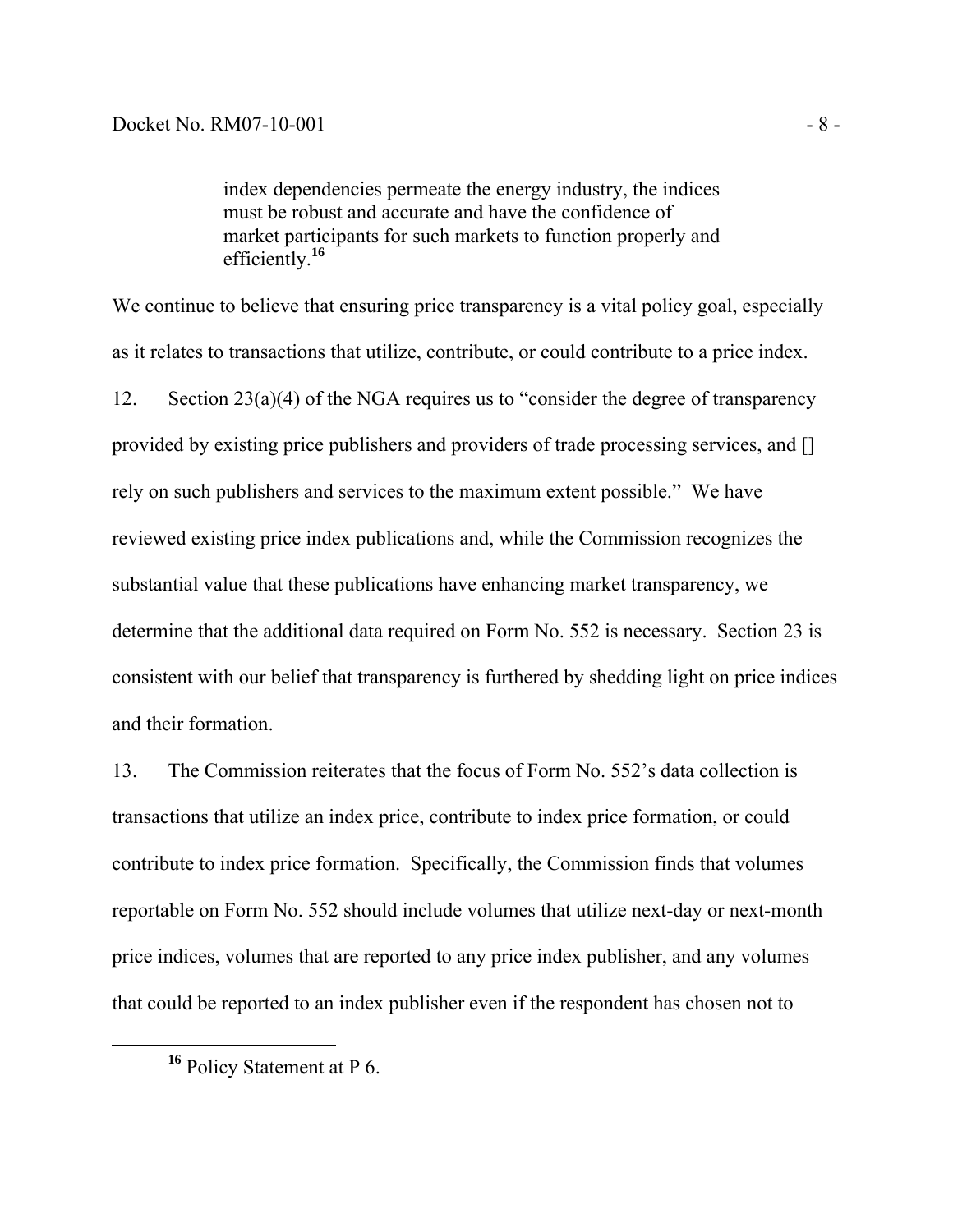> index dependencies permeate the energy industry, the indices must be robust and accurate and have the confidence of market participants for such markets to function properly and efficiently.[16]

We continue to believe that ensuring price transparency is a vital policy goal, especially as it relates to transactions that utilize, contribute, or could contribute to a price index.

12. Section 23(a)(4) of the NGA requires us to "consider the degree of transparency provided by existing price publishers and providers of trade processing services, and [] rely on such publishers and services to the maximum extent possible." We have reviewed existing price index publications and, while the Commission recognizes the substantial value that these publications have enhancing market transparency, we determine that the additional data required on Form No. 552 is necessary. Section 23 is consistent with our belief that transparency is furthered by shedding light on price indices and their formation.

13. The Commission reiterates that the focus of Form No. 552's data collection is transactions that utilize an index price, contribute to index price formation, or could contribute to index price formation. Specifically, the Commission finds that volumes reportable on Form No. 552 should include volumes that utilize next-day or next-month price indices, volumes that are reported to any price index publisher, and any volumes that could be reported to an index publisher even if the respondent has chosen not to

---

[16] Policy Statement at P 6.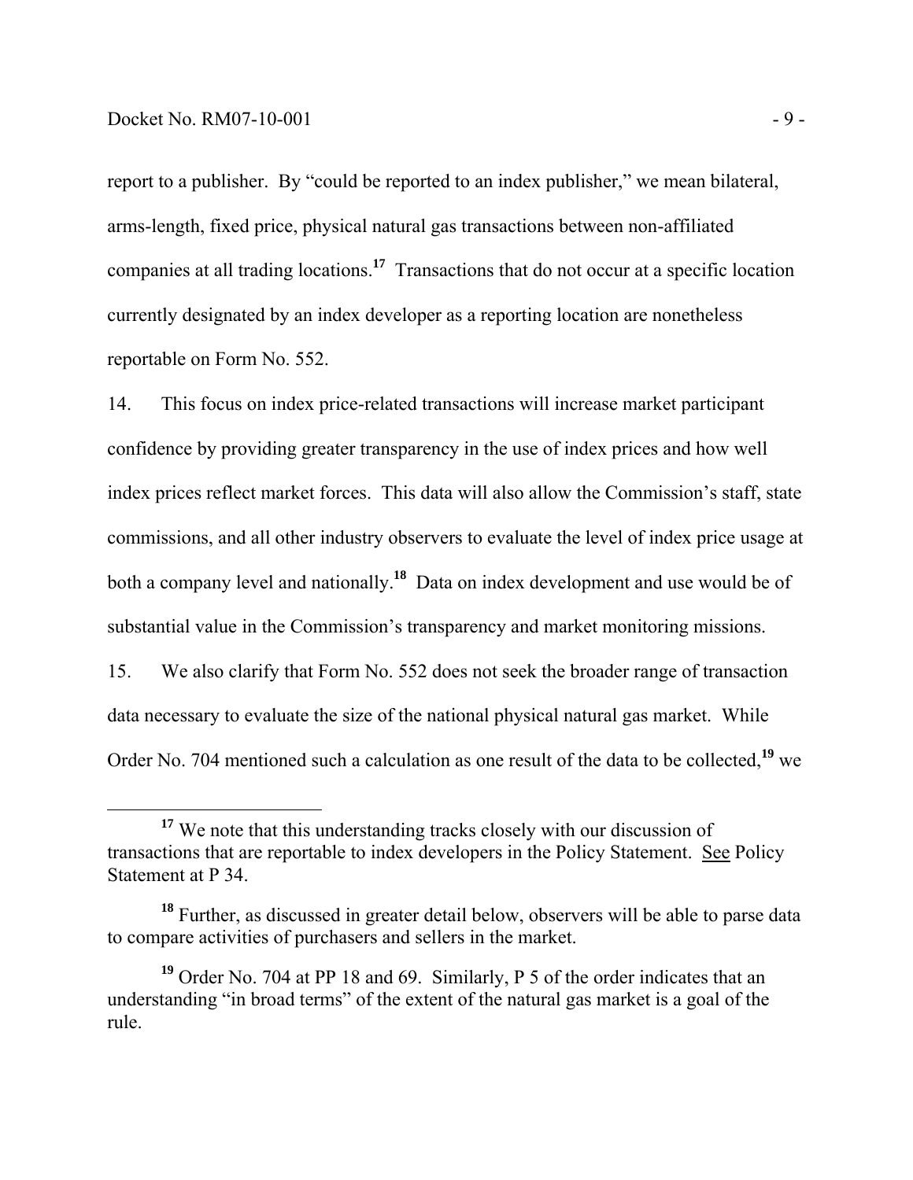report to a publisher. By "could be reported to an index publisher," we mean bilateral, arms-length, fixed price, physical natural gas transactions between non-affiliated companies at all trading locations.[17] Transactions that do not occur at a specific location currently designated by an index developer as a reporting location are nonetheless reportable on Form No. 552.

14. This focus on index price-related transactions will increase market participant confidence by providing greater transparency in the use of index prices and how well index prices reflect market forces. This data will also allow the Commission's staff, state commissions, and all other industry observers to evaluate the level of index price usage at both a company level and nationally.[18] Data on index development and use would be of substantial value in the Commission's transparency and market monitoring missions.

15. We also clarify that Form No. 552 does not seek the broader range of transaction data necessary to evaluate the size of the national physical natural gas market. While Order No. 704 mentioned such a calculation as one result of the data to be collected,[19] we

---

[17] We note that this understanding tracks closely with our discussion of transactions that are reportable to index developers in the Policy Statement. See Policy Statement at P 34.

[18] Further, as discussed in greater detail below, observers will be able to parse data to compare activities of purchasers and sellers in the market.

[19] Order No. 704 at PP 18 and 69. Similarly, P 5 of the order indicates that an understanding "in broad terms" of the extent of the natural gas market is a goal of the rule.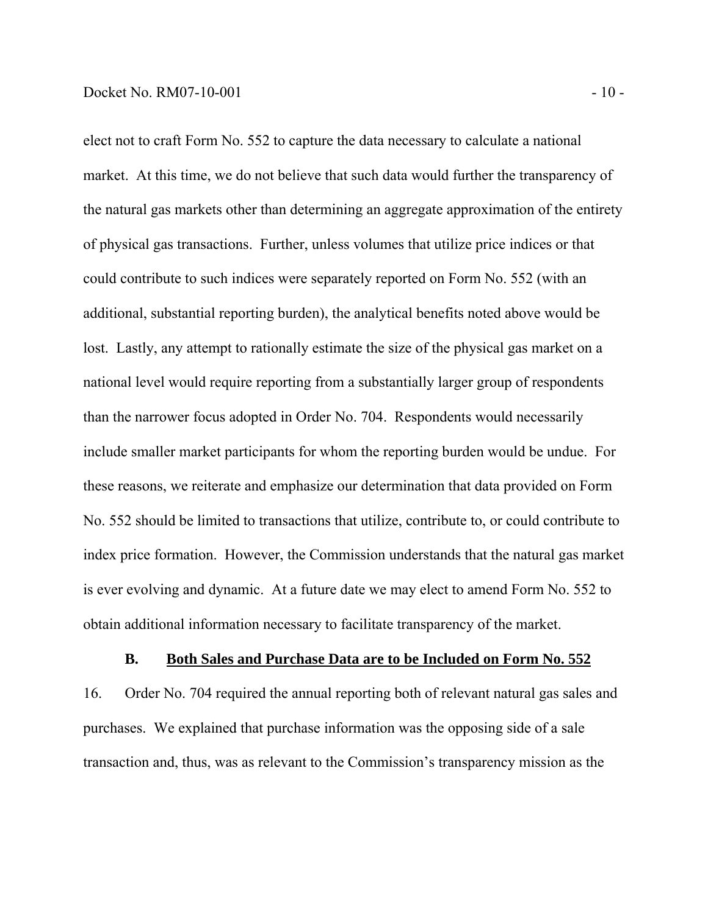elect not to craft Form No. 552 to capture the data necessary to calculate a national market. At this time, we do not believe that such data would further the transparency of the natural gas markets other than determining an aggregate approximation of the entirety of physical gas transactions. Further, unless volumes that utilize price indices or that could contribute to such indices were separately reported on Form No. 552 (with an additional, substantial reporting burden), the analytical benefits noted above would be lost. Lastly, any attempt to rationally estimate the size of the physical gas market on a national level would require reporting from a substantially larger group of respondents than the narrower focus adopted in Order No. 704. Respondents would necessarily include smaller market participants for whom the reporting burden would be undue. For these reasons, we reiterate and emphasize our determination that data provided on Form No. 552 should be limited to transactions that utilize, contribute to, or could contribute to index price formation. However, the Commission understands that the natural gas market is ever evolving and dynamic. At a future date we may elect to amend Form No. 552 to obtain additional information necessary to facilitate transparency of the market.

### B. Both Sales and Purchase Data are to be Included on Form No. 552

16. Order No. 704 required the annual reporting both of relevant natural gas sales and purchases. We explained that purchase information was the opposing side of a sale transaction and, thus, was as relevant to the Commission's transparency mission as the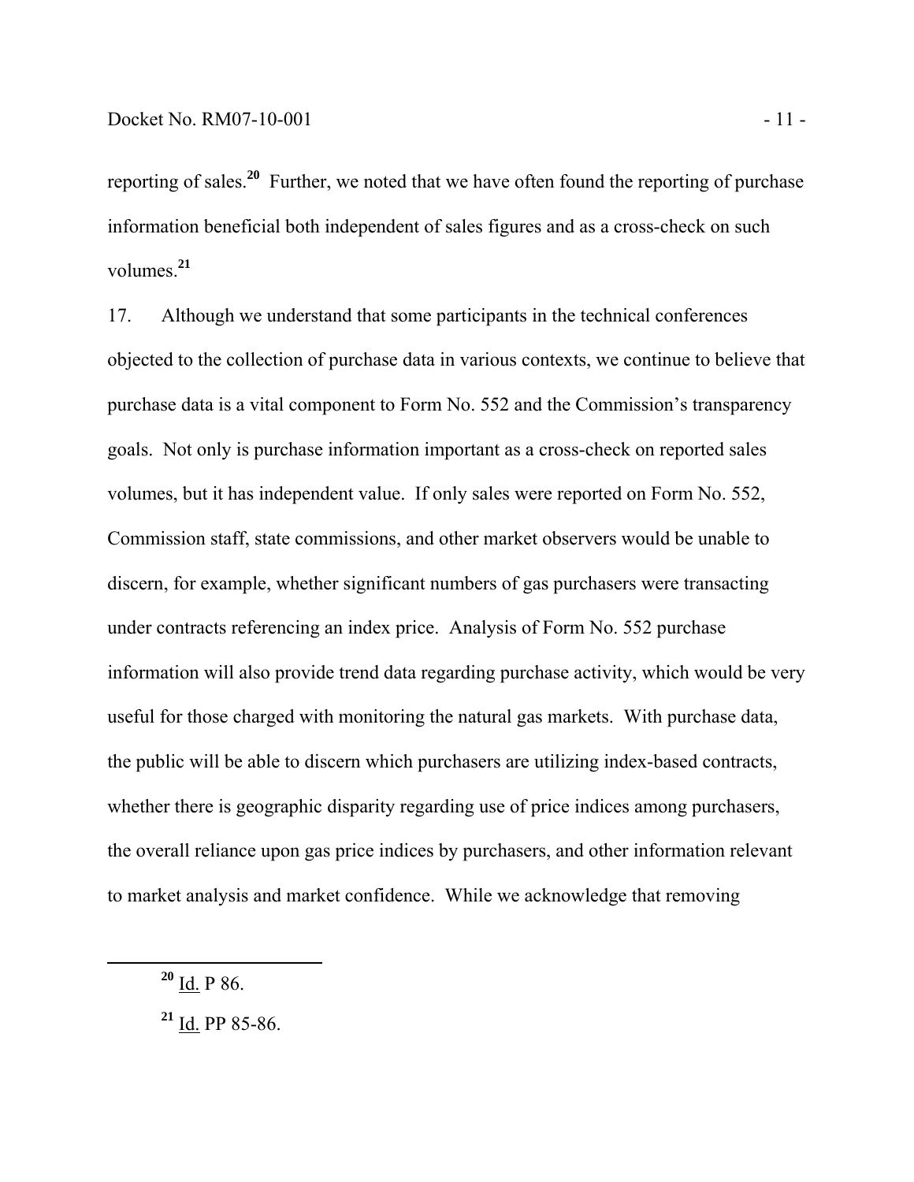reporting of sales.[20] Further, we noted that we have often found the reporting of purchase information beneficial both independent of sales figures and as a cross-check on such volumes.[21]

17. Although we understand that some participants in the technical conferences objected to the collection of purchase data in various contexts, we continue to believe that purchase data is a vital component to Form No. 552 and the Commission's transparency goals. Not only is purchase information important as a cross-check on reported sales volumes, but it has independent value. If only sales were reported on Form No. 552, Commission staff, state commissions, and other market observers would be unable to discern, for example, whether significant numbers of gas purchasers were transacting under contracts referencing an index price. Analysis of Form No. 552 purchase information will also provide trend data regarding purchase activity, which would be very useful for those charged with monitoring the natural gas markets. With purchase data, the public will be able to discern which purchasers are utilizing index-based contracts, whether there is geographic disparity regarding use of price indices among purchasers, the overall reliance upon gas price indices by purchasers, and other information relevant to market analysis and market confidence. While we acknowledge that removing

---

[20] Id. P 86.

[21] Id. PP 85-86.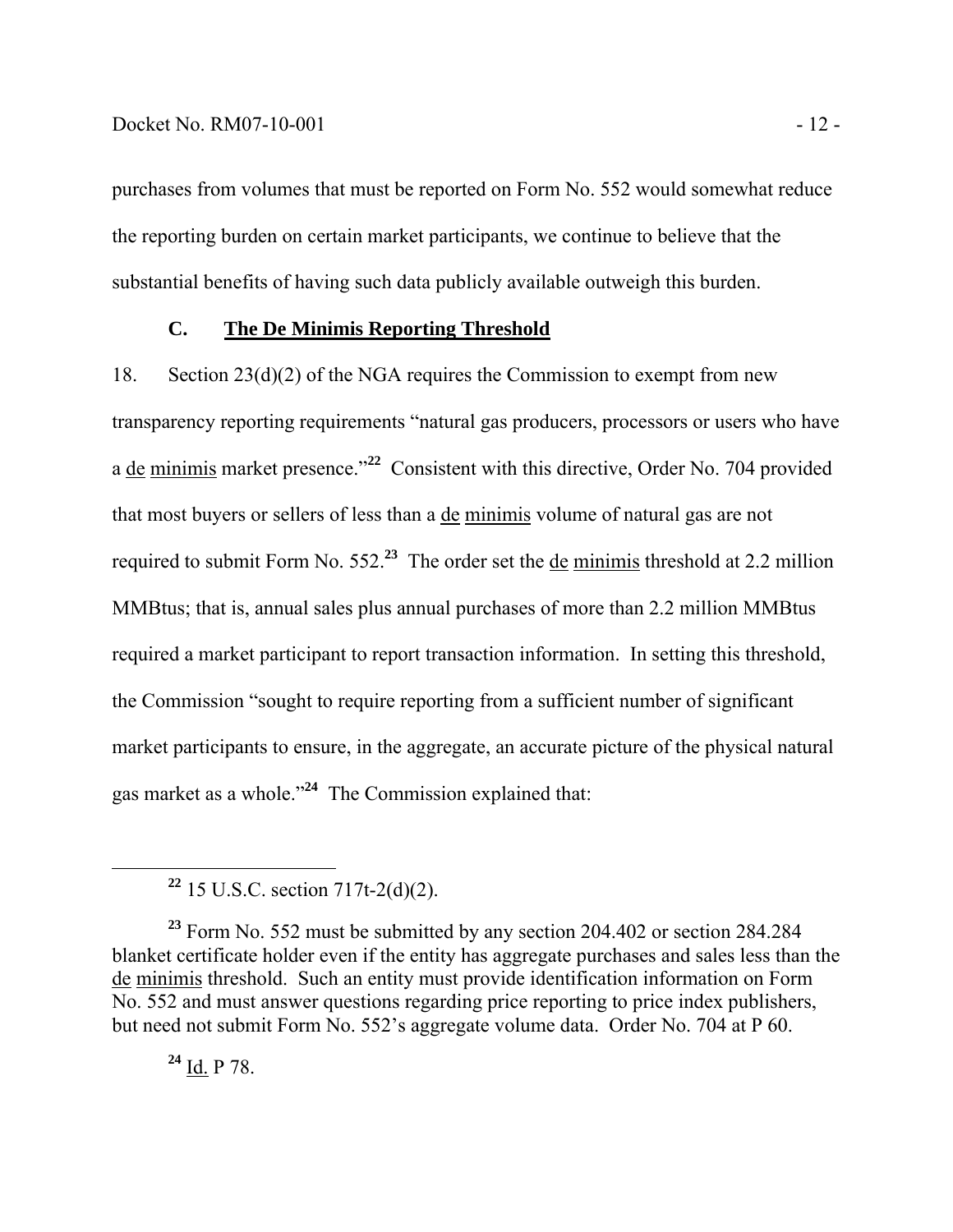purchases from volumes that must be reported on Form No. 552 would somewhat reduce the reporting burden on certain market participants, we continue to believe that the substantial benefits of having such data publicly available outweigh this burden.

### C. The De Minimis Reporting Threshold

18. Section 23(d)(2) of the NGA requires the Commission to exempt from new transparency reporting requirements "natural gas producers, processors or users who have a de minimis market presence."[22] Consistent with this directive, Order No. 704 provided that most buyers or sellers of less than a de minimis volume of natural gas are not required to submit Form No. 552.[23] The order set the de minimis threshold at 2.2 million MMBtus; that is, annual sales plus annual purchases of more than 2.2 million MMBtus required a market participant to report transaction information. In setting this threshold, the Commission "sought to require reporting from a sufficient number of significant market participants to ensure, in the aggregate, an accurate picture of the physical natural gas market as a whole."[24] The Commission explained that:

---

[22] 15 U.S.C. section 717t-2(d)(2).

[23] Form No. 552 must be submitted by any section 204.402 or section 284.284 blanket certificate holder even if the entity has aggregate purchases and sales less than the de minimis threshold. Such an entity must provide identification information on Form No. 552 and must answer questions regarding price reporting to price index publishers, but need not submit Form No. 552's aggregate volume data. Order No. 704 at P 60.

[24] Id. P 78.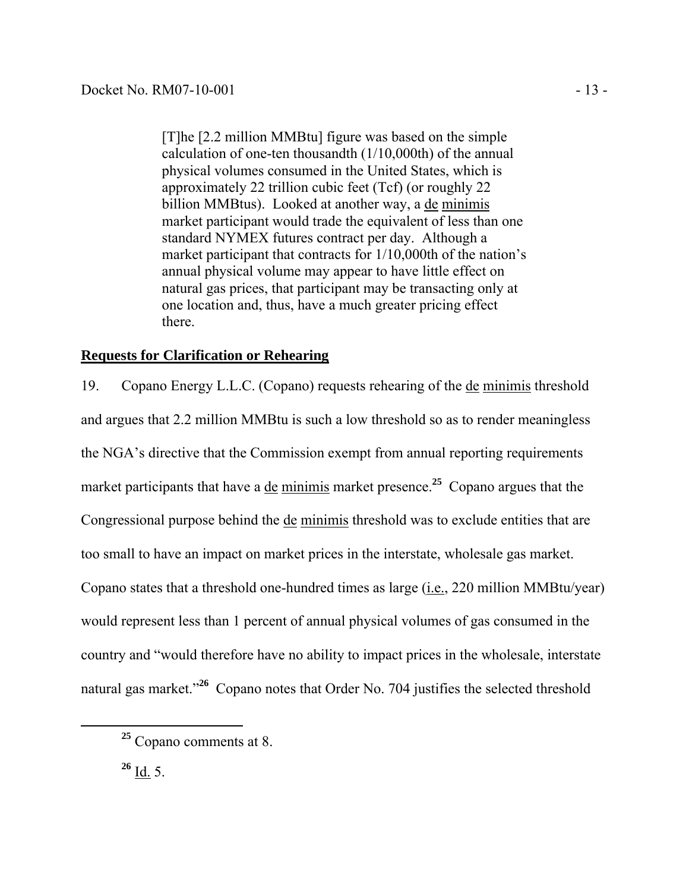> [T]he [2.2 million MMBtu] figure was based on the simple calculation of one-ten thousandth (1/10,000th) of the annual physical volumes consumed in the United States, which is approximately 22 trillion cubic feet (Tcf) (or roughly 22 billion MMBtus). Looked at another way, a de minimis market participant would trade the equivalent of less than one standard NYMEX futures contract per day. Although a market participant that contracts for 1/10,000th of the nation's annual physical volume may appear to have little effect on natural gas prices, that participant may be transacting only at one location and, thus, have a much greater pricing effect there.

## Requests for Clarification or Rehearing

19. Copano Energy L.L.C. (Copano) requests rehearing of the de minimis threshold and argues that 2.2 million MMBtu is such a low threshold so as to render meaningless the NGA's directive that the Commission exempt from annual reporting requirements market participants that have a de minimis market presence.[25] Copano argues that the Congressional purpose behind the de minimis threshold was to exclude entities that are too small to have an impact on market prices in the interstate, wholesale gas market. Copano states that a threshold one-hundred times as large (i.e., 220 million MMBtu/year) would represent less than 1 percent of annual physical volumes of gas consumed in the country and "would therefore have no ability to impact prices in the wholesale, interstate natural gas market."[26] Copano notes that Order No. 704 justifies the selected threshold

---

[25] Copano comments at 8.

[26] Id. 5.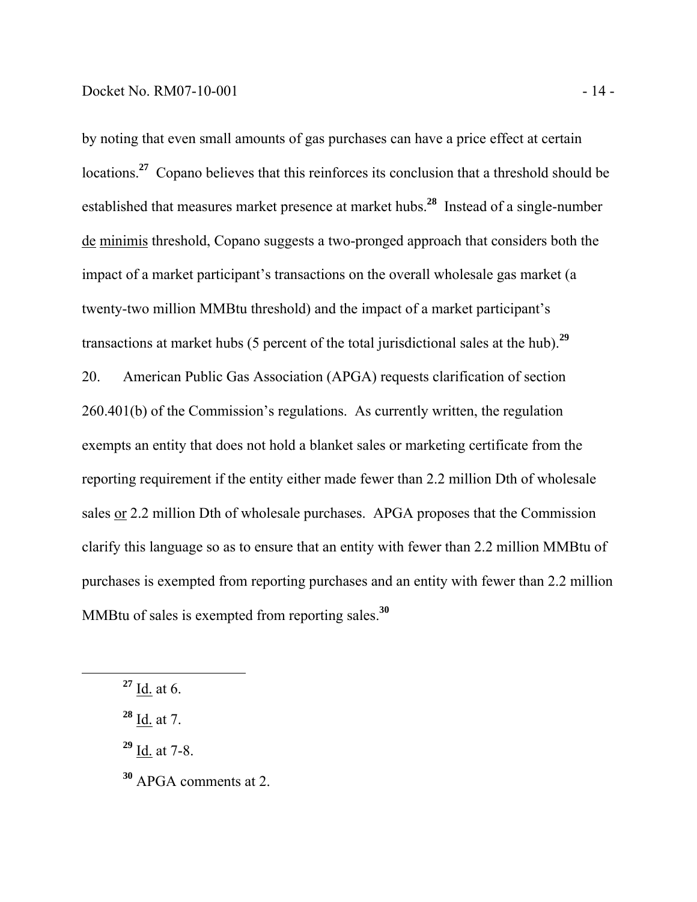by noting that even small amounts of gas purchases can have a price effect at certain locations.[27] Copano believes that this reinforces its conclusion that a threshold should be established that measures market presence at market hubs.[28] Instead of a single-number de minimis threshold, Copano suggests a two-pronged approach that considers both the impact of a market participant's transactions on the overall wholesale gas market (a twenty-two million MMBtu threshold) and the impact of a market participant's transactions at market hubs (5 percent of the total jurisdictional sales at the hub).[29]

20. American Public Gas Association (APGA) requests clarification of section 260.401(b) of the Commission's regulations. As currently written, the regulation exempts an entity that does not hold a blanket sales or marketing certificate from the reporting requirement if the entity either made fewer than 2.2 million Dth of wholesale sales or 2.2 million Dth of wholesale purchases. APGA proposes that the Commission clarify this language so as to ensure that an entity with fewer than 2.2 million MMBtu of purchases is exempted from reporting purchases and an entity with fewer than 2.2 million MMBtu of sales is exempted from reporting sales.[30]

---

[27] Id. at 6.

[28] Id. at 7.

[29] Id. at 7-8.

[30] APGA comments at 2.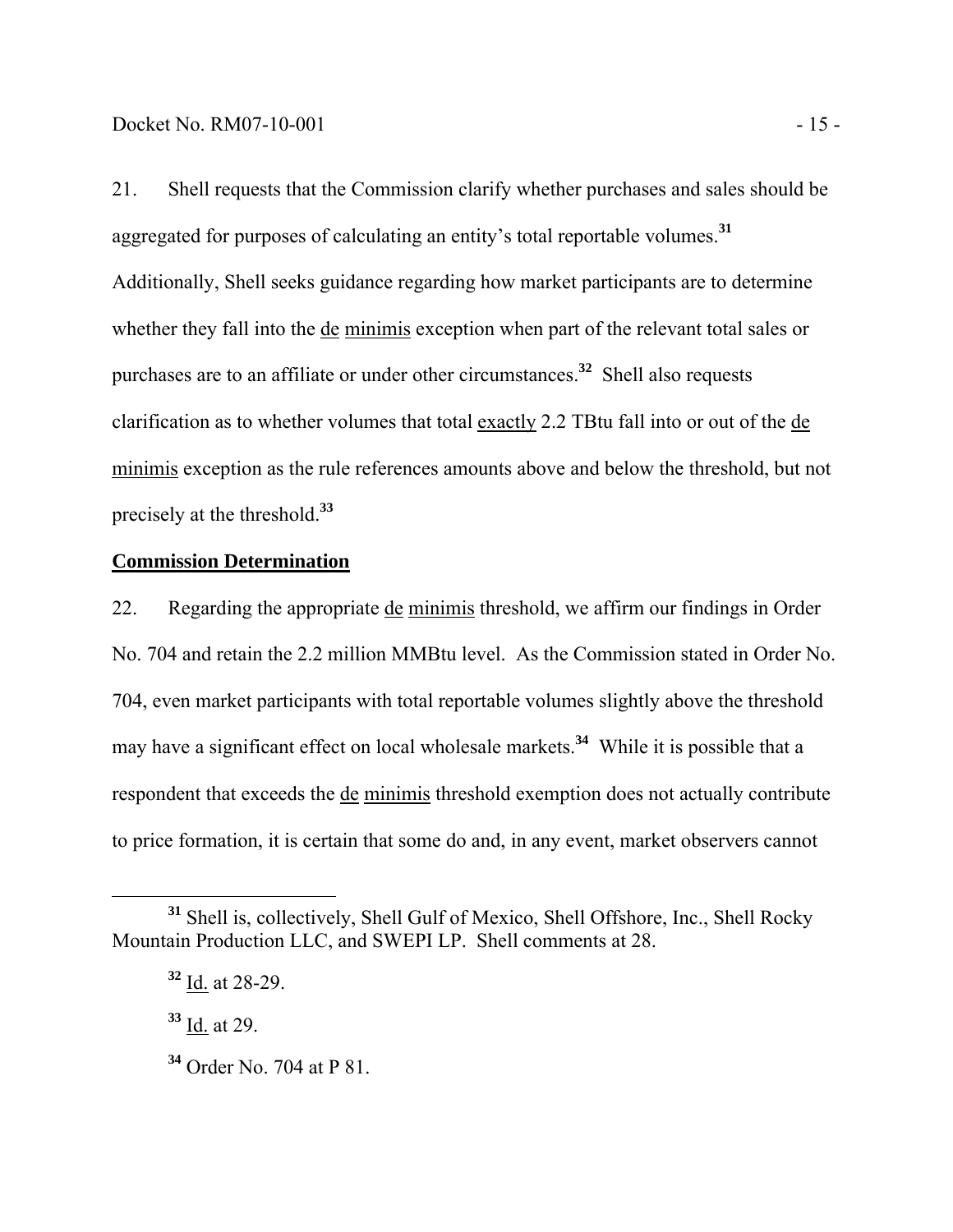21. Shell requests that the Commission clarify whether purchases and sales should be aggregated for purposes of calculating an entity's total reportable volumes.[31] Additionally, Shell seeks guidance regarding how market participants are to determine whether they fall into the de minimis exception when part of the relevant total sales or purchases are to an affiliate or under other circumstances.[32] Shell also requests clarification as to whether volumes that total exactly 2.2 TBtu fall into or out of the de minimis exception as the rule references amounts above and below the threshold, but not precisely at the threshold.[33]

**Commission Determination**

22. Regarding the appropriate de minimis threshold, we affirm our findings in Order No. 704 and retain the 2.2 million MMBtu level. As the Commission stated in Order No. 704, even market participants with total reportable volumes slightly above the threshold may have a significant effect on local wholesale markets.[34] While it is possible that a respondent that exceeds the de minimis threshold exemption does not actually contribute to price formation, it is certain that some do and, in any event, market observers cannot

[31] Shell is, collectively, Shell Gulf of Mexico, Shell Offshore, Inc., Shell Rocky Mountain Production LLC, and SWEPI LP. Shell comments at 28.

[32] Id. at 28-29.

[33] Id. at 29.

[34] Order No. 704 at P 81.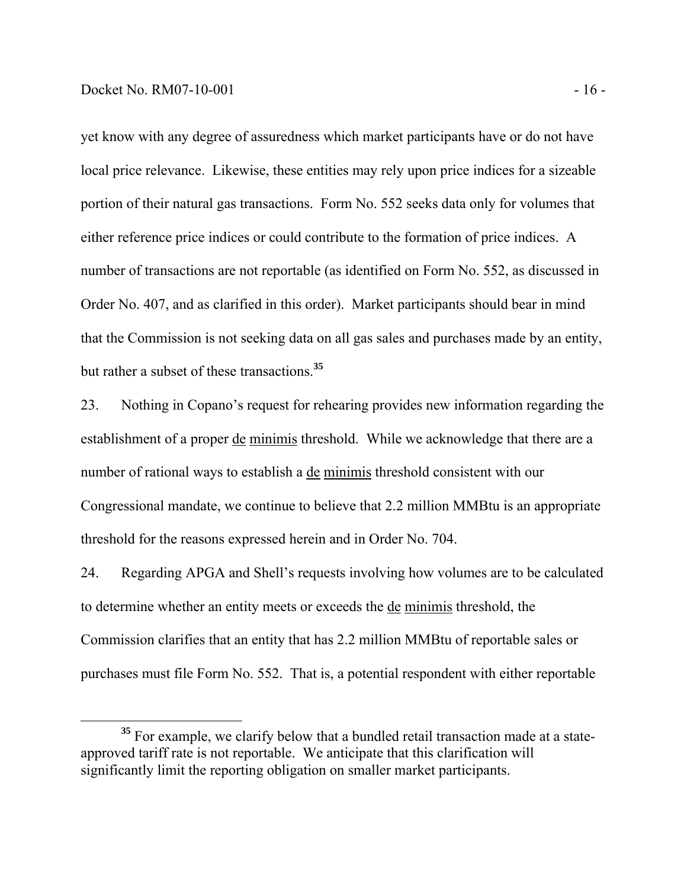yet know with any degree of assuredness which market participants have or do not have local price relevance. Likewise, these entities may rely upon price indices for a sizeable portion of their natural gas transactions. Form No. 552 seeks data only for volumes that either reference price indices or could contribute to the formation of price indices. A number of transactions are not reportable (as identified on Form No. 552, as discussed in Order No. 407, and as clarified in this order). Market participants should bear in mind that the Commission is not seeking data on all gas sales and purchases made by an entity, but rather a subset of these transactions.[35]

23. Nothing in Copano's request for rehearing provides new information regarding the establishment of a proper de minimis threshold. While we acknowledge that there are a number of rational ways to establish a de minimis threshold consistent with our Congressional mandate, we continue to believe that 2.2 million MMBtu is an appropriate threshold for the reasons expressed herein and in Order No. 704.

24. Regarding APGA and Shell's requests involving how volumes are to be calculated to determine whether an entity meets or exceeds the de minimis threshold, the Commission clarifies that an entity that has 2.2 million MMBtu of reportable sales or purchases must file Form No. 552. That is, a potential respondent with either reportable

[35] For example, we clarify below that a bundled retail transaction made at a state-approved tariff rate is not reportable. We anticipate that this clarification will significantly limit the reporting obligation on smaller market participants.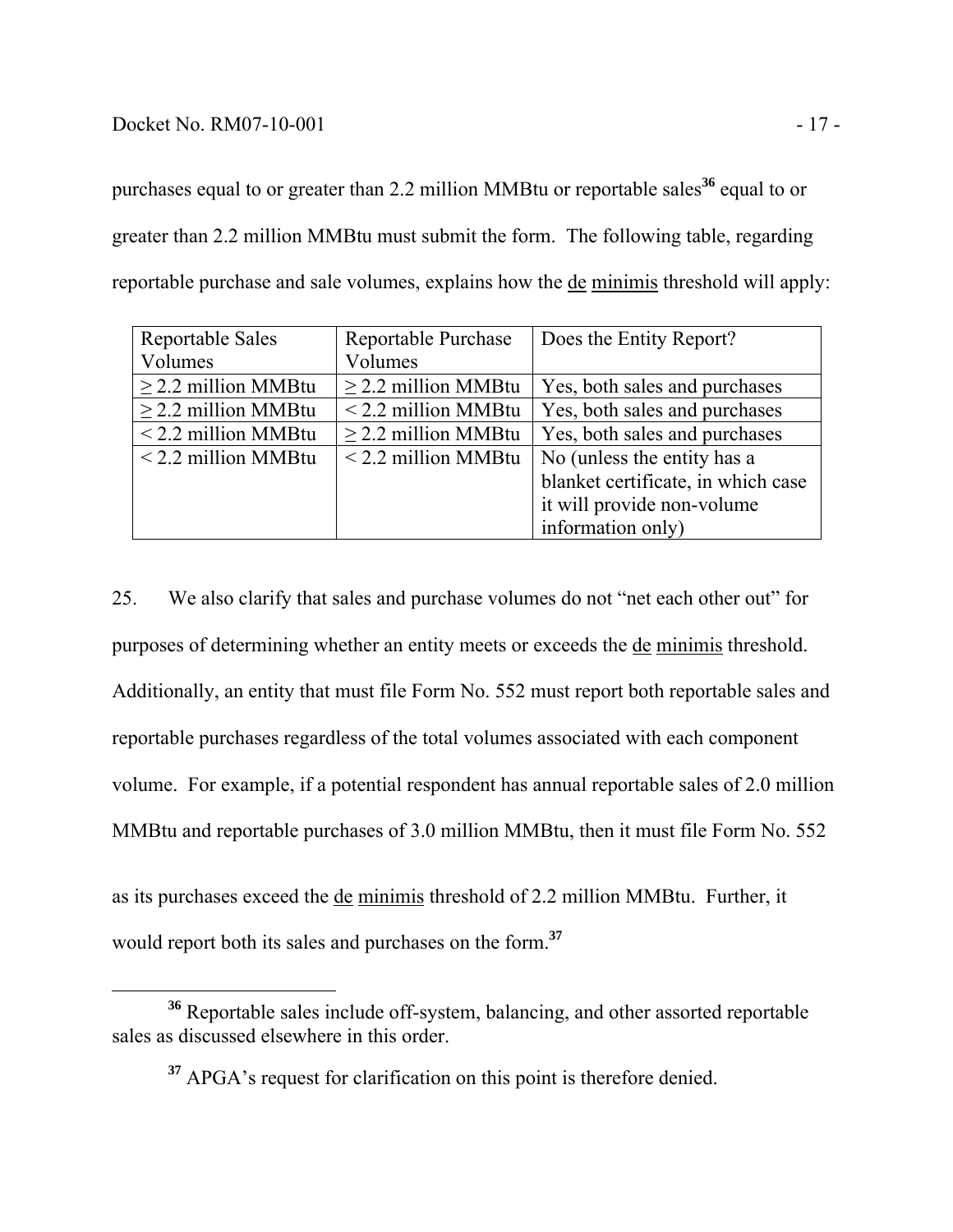purchases equal to or greater than 2.2 million MMBtu or reportable sales[36] equal to or greater than 2.2 million MMBtu must submit the form. The following table, regarding reportable purchase and sale volumes, explains how the de minimis threshold will apply:

| Reportable Sales Volumes | Reportable Purchase Volumes | Does the Entity Report? |
|---|---|---|
| ≥ 2.2 million MMBtu | ≥ 2.2 million MMBtu | Yes, both sales and purchases |
| ≥ 2.2 million MMBtu | < 2.2 million MMBtu | Yes, both sales and purchases |
| < 2.2 million MMBtu | ≥ 2.2 million MMBtu | Yes, both sales and purchases |
| < 2.2 million MMBtu | < 2.2 million MMBtu | No (unless the entity has a blanket certificate, in which case it will provide non-volume information only) |

25. We also clarify that sales and purchase volumes do not "net each other out" for purposes of determining whether an entity meets or exceeds the de minimis threshold. Additionally, an entity that must file Form No. 552 must report both reportable sales and reportable purchases regardless of the total volumes associated with each component volume. For example, if a potential respondent has annual reportable sales of 2.0 million MMBtu and reportable purchases of 3.0 million MMBtu, then it must file Form No. 552 as its purchases exceed the de minimis threshold of 2.2 million MMBtu. Further, it would report both its sales and purchases on the form.[37]

[36] Reportable sales include off-system, balancing, and other assorted reportable sales as discussed elsewhere in this order.

[37] APGA's request for clarification on this point is therefore denied.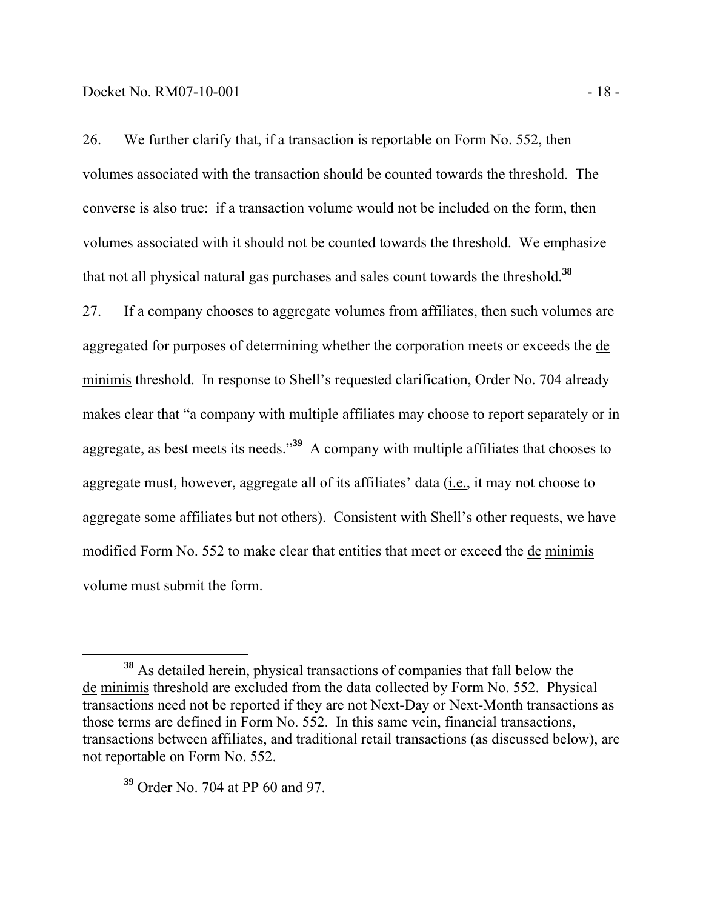26. We further clarify that, if a transaction is reportable on Form No. 552, then volumes associated with the transaction should be counted towards the threshold. The converse is also true: if a transaction volume would not be included on the form, then volumes associated with it should not be counted towards the threshold. We emphasize that not all physical natural gas purchases and sales count towards the threshold.[38]

27. If a company chooses to aggregate volumes from affiliates, then such volumes are aggregated for purposes of determining whether the corporation meets or exceeds the de minimis threshold. In response to Shell's requested clarification, Order No. 704 already makes clear that "a company with multiple affiliates may choose to report separately or in aggregate, as best meets its needs."[39] A company with multiple affiliates that chooses to aggregate must, however, aggregate all of its affiliates' data (i.e., it may not choose to aggregate some affiliates but not others). Consistent with Shell's other requests, we have modified Form No. 552 to make clear that entities that meet or exceed the de minimis volume must submit the form.

---

[38] As detailed herein, physical transactions of companies that fall below the de minimis threshold are excluded from the data collected by Form No. 552. Physical transactions need not be reported if they are not Next-Day or Next-Month transactions as those terms are defined in Form No. 552. In this same vein, financial transactions, transactions between affiliates, and traditional retail transactions (as discussed below), are not reportable on Form No. 552.

[39] Order No. 704 at PP 60 and 97.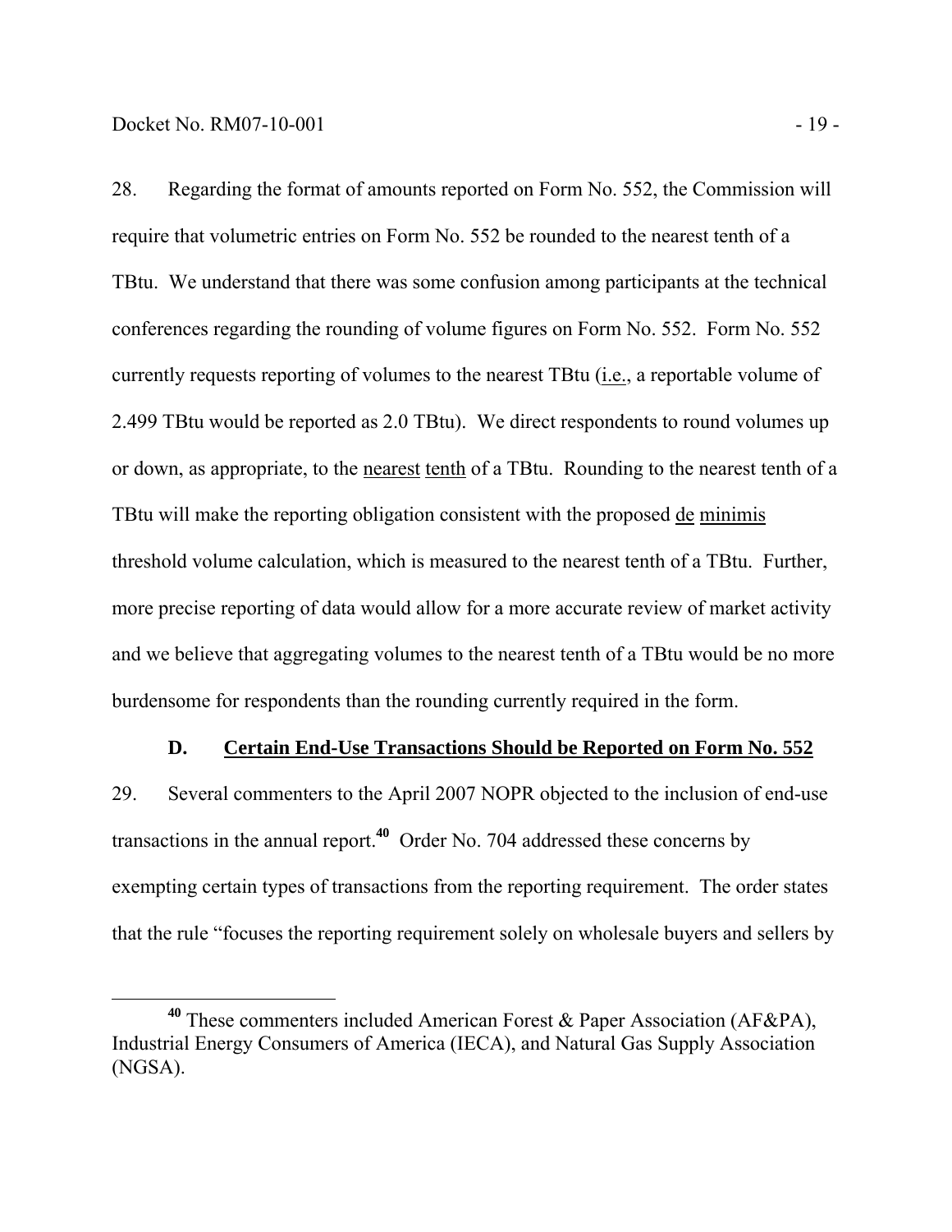28. Regarding the format of amounts reported on Form No. 552, the Commission will require that volumetric entries on Form No. 552 be rounded to the nearest tenth of a TBtu. We understand that there was some confusion among participants at the technical conferences regarding the rounding of volume figures on Form No. 552. Form No. 552 currently requests reporting of volumes to the nearest TBtu (i.e., a reportable volume of 2.499 TBtu would be reported as 2.0 TBtu). We direct respondents to round volumes up or down, as appropriate, to the nearest tenth of a TBtu. Rounding to the nearest tenth of a TBtu will make the reporting obligation consistent with the proposed de minimis threshold volume calculation, which is measured to the nearest tenth of a TBtu. Further, more precise reporting of data would allow for a more accurate review of market activity and we believe that aggregating volumes to the nearest tenth of a TBtu would be no more burdensome for respondents than the rounding currently required in the form.

### D. Certain End-Use Transactions Should be Reported on Form No. 552

29. Several commenters to the April 2007 NOPR objected to the inclusion of end-use transactions in the annual report.[40] Order No. 704 addressed these concerns by exempting certain types of transactions from the reporting requirement. The order states that the rule "focuses the reporting requirement solely on wholesale buyers and sellers by

[40] These commenters included American Forest & Paper Association (AF&PA), Industrial Energy Consumers of America (IECA), and Natural Gas Supply Association (NGSA).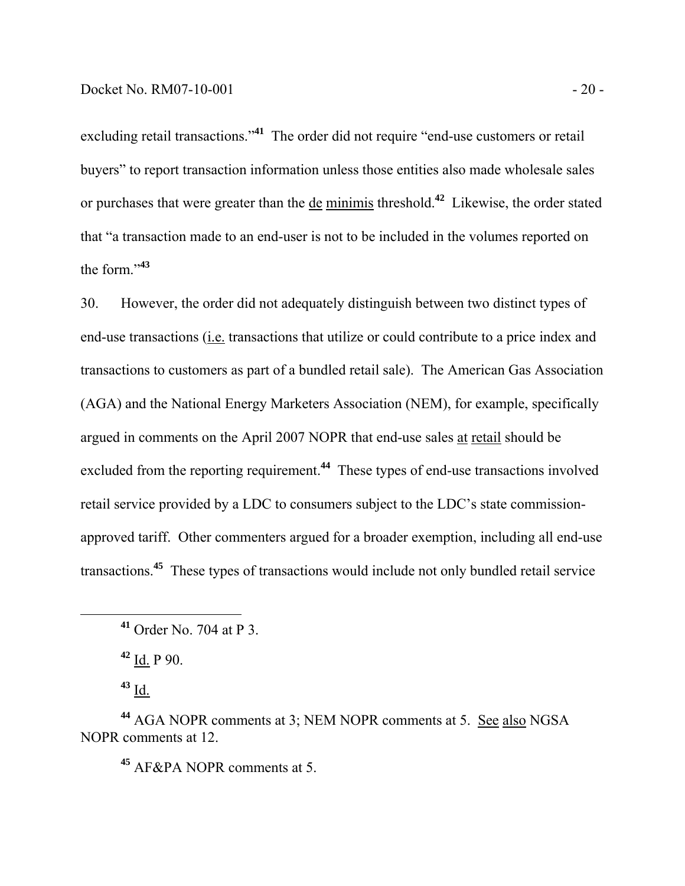excluding retail transactions."[41] The order did not require "end-use customers or retail buyers" to report transaction information unless those entities also made wholesale sales or purchases that were greater than the de minimis threshold.[42] Likewise, the order stated that "a transaction made to an end-user is not to be included in the volumes reported on the form."[43]

30. However, the order did not adequately distinguish between two distinct types of end-use transactions (i.e. transactions that utilize or could contribute to a price index and transactions to customers as part of a bundled retail sale). The American Gas Association (AGA) and the National Energy Marketers Association (NEM), for example, specifically argued in comments on the April 2007 NOPR that end-use sales at retail should be excluded from the reporting requirement.[44] These types of end-use transactions involved retail service provided by a LDC to consumers subject to the LDC's state commission-approved tariff. Other commenters argued for a broader exemption, including all end-use transactions.[45] These types of transactions would include not only bundled retail service

[41] Order No. 704 at P 3.

[42] Id. P 90.

[43] Id.

[44] AGA NOPR comments at 3; NEM NOPR comments at 5. See also NGSA NOPR comments at 12.

[45] AF&PA NOPR comments at 5.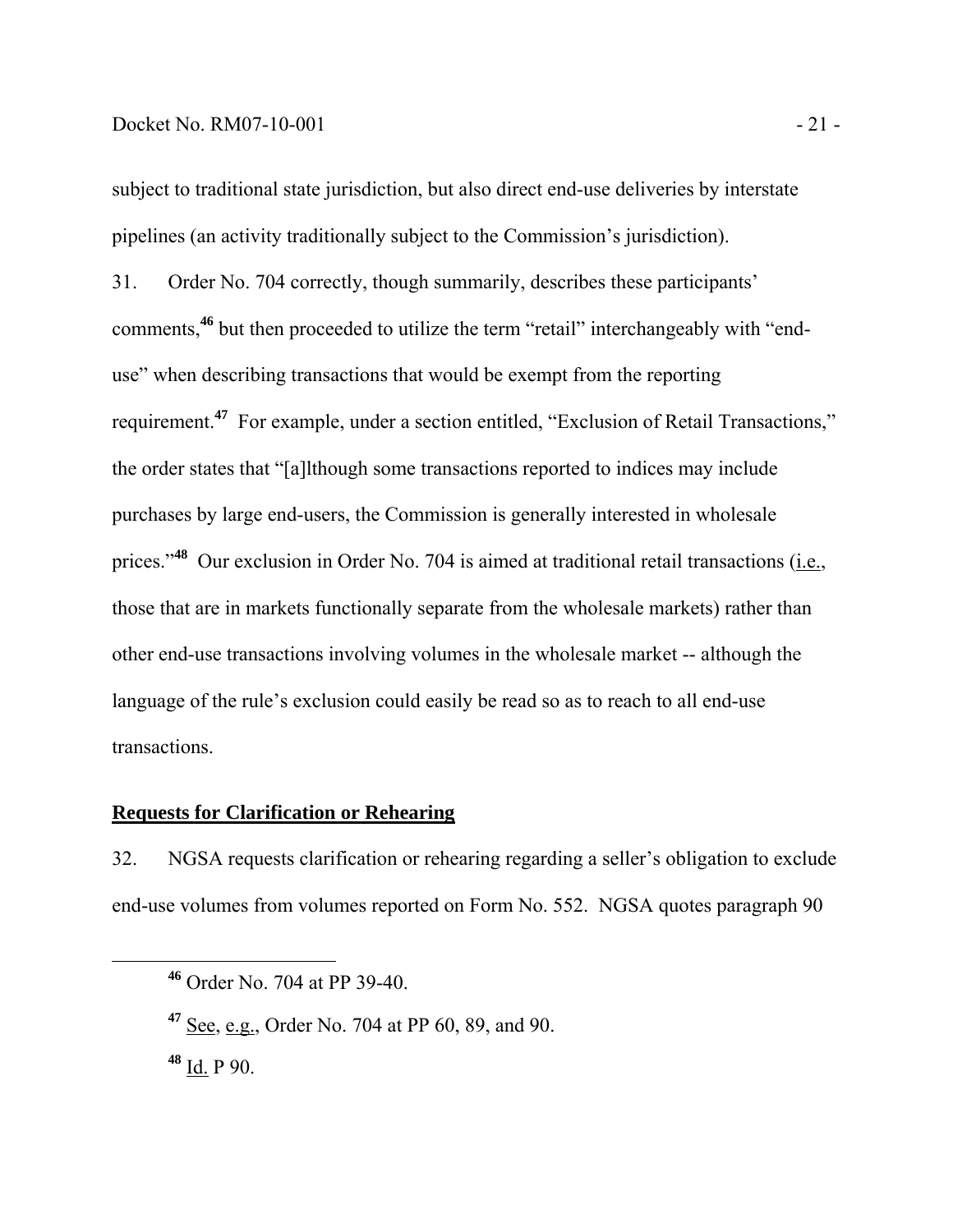subject to traditional state jurisdiction, but also direct end-use deliveries by interstate pipelines (an activity traditionally subject to the Commission's jurisdiction).

31. Order No. 704 correctly, though summarily, describes these participants' comments,[46] but then proceeded to utilize the term "retail" interchangeably with "end-use" when describing transactions that would be exempt from the reporting requirement.[47] For example, under a section entitled, "Exclusion of Retail Transactions," the order states that "[a]lthough some transactions reported to indices may include purchases by large end-users, the Commission is generally interested in wholesale prices."[48] Our exclusion in Order No. 704 is aimed at traditional retail transactions (i.e., those that are in markets functionally separate from the wholesale markets) rather than other end-use transactions involving volumes in the wholesale market -- although the language of the rule's exclusion could easily be read so as to reach to all end-use transactions.

## Requests for Clarification or Rehearing

32. NGSA requests clarification or rehearing regarding a seller's obligation to exclude end-use volumes from volumes reported on Form No. 552. NGSA quotes paragraph 90

---

[46] Order No. 704 at PP 39-40.

[47] See, e.g., Order No. 704 at PP 60, 89, and 90.

[48] Id. P 90.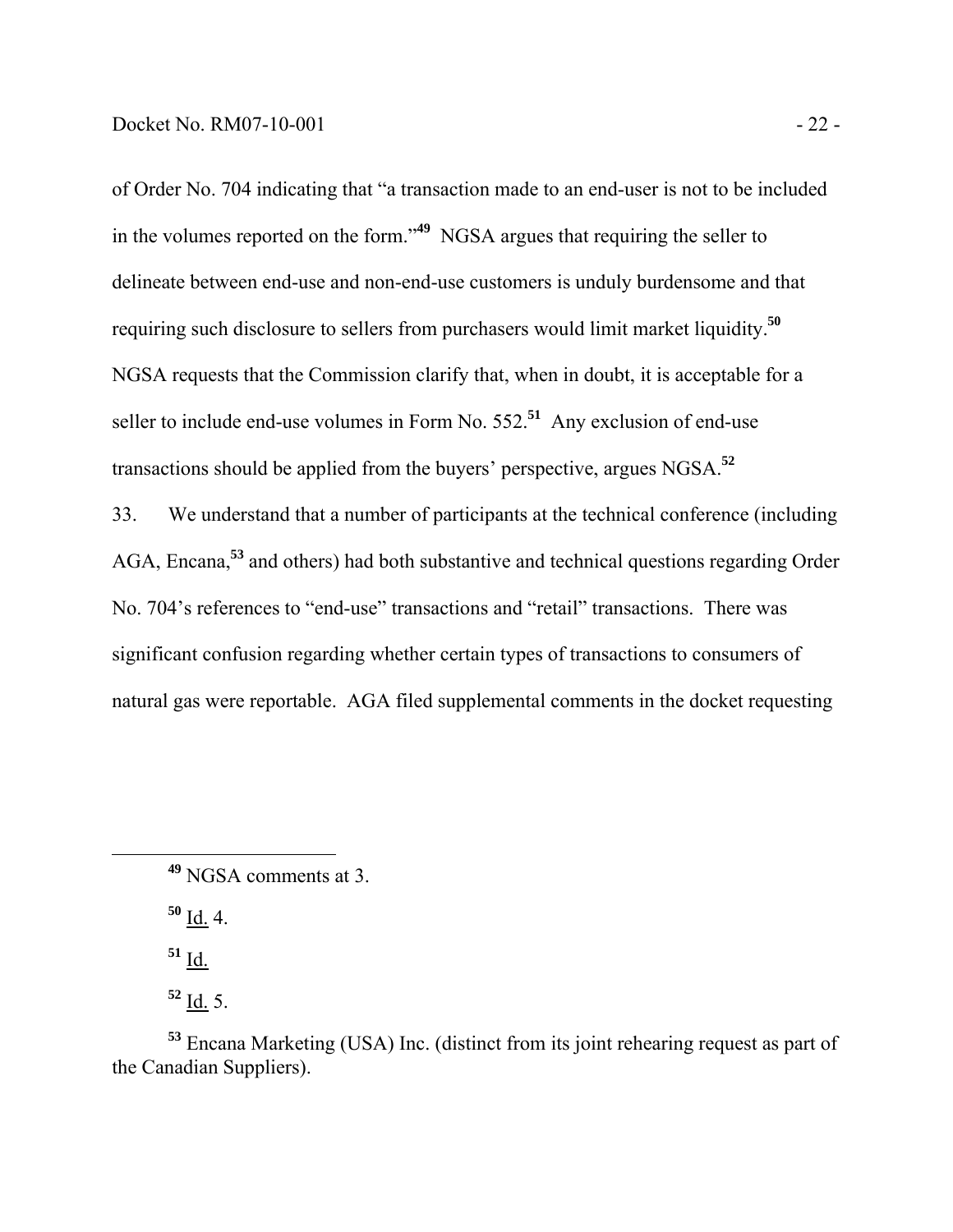of Order No. 704 indicating that "a transaction made to an end-user is not to be included in the volumes reported on the form."[49] NGSA argues that requiring the seller to delineate between end-use and non-end-use customers is unduly burdensome and that requiring such disclosure to sellers from purchasers would limit market liquidity.[50] NGSA requests that the Commission clarify that, when in doubt, it is acceptable for a seller to include end-use volumes in Form No. 552.[51] Any exclusion of end-use transactions should be applied from the buyers' perspective, argues NGSA.[52]

33. We understand that a number of participants at the technical conference (including AGA, Encana,[53] and others) had both substantive and technical questions regarding Order No. 704's references to "end-use" transactions and "retail" transactions. There was significant confusion regarding whether certain types of transactions to consumers of natural gas were reportable. AGA filed supplemental comments in the docket requesting

---

[49] NGSA comments at 3.

[50] Id. 4.

[51] Id.

[52] Id. 5.

[53] Encana Marketing (USA) Inc. (distinct from its joint rehearing request as part of the Canadian Suppliers).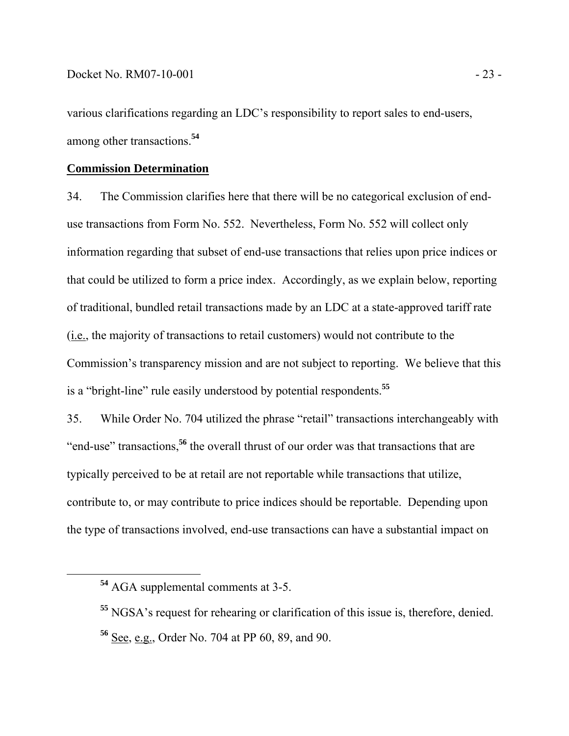various clarifications regarding an LDC's responsibility to report sales to end-users, among other transactions.[54]

**Commission Determination**

34. The Commission clarifies here that there will be no categorical exclusion of end-use transactions from Form No. 552. Nevertheless, Form No. 552 will collect only information regarding that subset of end-use transactions that relies upon price indices or that could be utilized to form a price index. Accordingly, as we explain below, reporting of traditional, bundled retail transactions made by an LDC at a state-approved tariff rate (i.e., the majority of transactions to retail customers) would not contribute to the Commission's transparency mission and are not subject to reporting. We believe that this is a "bright-line" rule easily understood by potential respondents.[55]

35. While Order No. 704 utilized the phrase "retail" transactions interchangeably with "end-use" transactions,[56] the overall thrust of our order was that transactions that are typically perceived to be at retail are not reportable while transactions that utilize, contribute to, or may contribute to price indices should be reportable. Depending upon the type of transactions involved, end-use transactions can have a substantial impact on

[54] AGA supplemental comments at 3-5.

[55] NGSA's request for rehearing or clarification of this issue is, therefore, denied.

[56] See, e.g., Order No. 704 at PP 60, 89, and 90.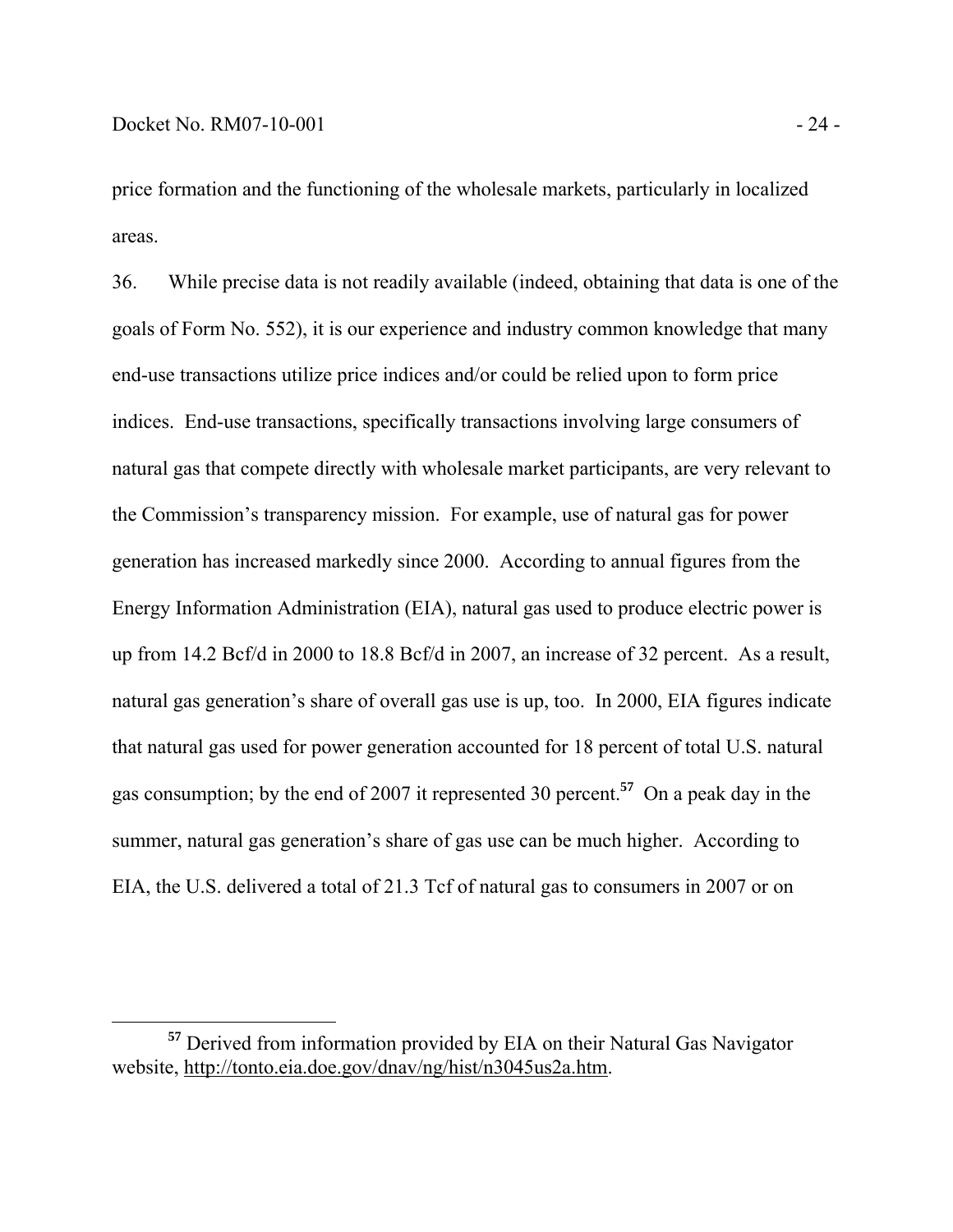price formation and the functioning of the wholesale markets, particularly in localized areas.

36. While precise data is not readily available (indeed, obtaining that data is one of the goals of Form No. 552), it is our experience and industry common knowledge that many end-use transactions utilize price indices and/or could be relied upon to form price indices. End-use transactions, specifically transactions involving large consumers of natural gas that compete directly with wholesale market participants, are very relevant to the Commission's transparency mission. For example, use of natural gas for power generation has increased markedly since 2000. According to annual figures from the Energy Information Administration (EIA), natural gas used to produce electric power is up from 14.2 Bcf/d in 2000 to 18.8 Bcf/d in 2007, an increase of 32 percent. As a result, natural gas generation's share of overall gas use is up, too. In 2000, EIA figures indicate that natural gas used for power generation accounted for 18 percent of total U.S. natural gas consumption; by the end of 2007 it represented 30 percent.[57] On a peak day in the summer, natural gas generation's share of gas use can be much higher. According to EIA, the U.S. delivered a total of 21.3 Tcf of natural gas to consumers in 2007 or on

---

[57] Derived from information provided by EIA on their Natural Gas Navigator website, http://tonto.eia.doe.gov/dnav/ng/hist/n3045us2a.htm.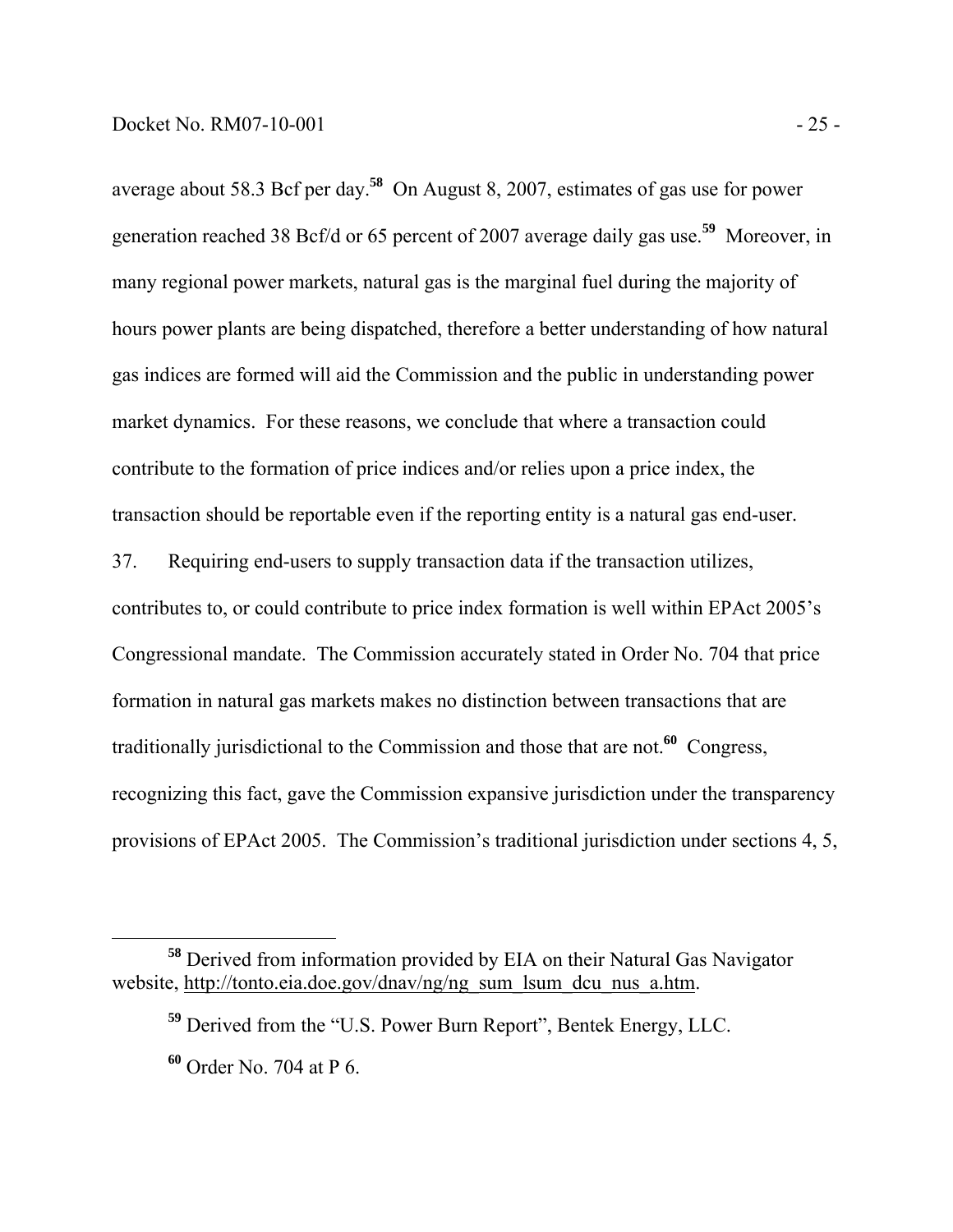average about 58.3 Bcf per day.[58] On August 8, 2007, estimates of gas use for power generation reached 38 Bcf/d or 65 percent of 2007 average daily gas use.[59] Moreover, in many regional power markets, natural gas is the marginal fuel during the majority of hours power plants are being dispatched, therefore a better understanding of how natural gas indices are formed will aid the Commission and the public in understanding power market dynamics. For these reasons, we conclude that where a transaction could contribute to the formation of price indices and/or relies upon a price index, the transaction should be reportable even if the reporting entity is a natural gas end-user.

37. Requiring end-users to supply transaction data if the transaction utilizes, contributes to, or could contribute to price index formation is well within EPAct 2005's Congressional mandate. The Commission accurately stated in Order No. 704 that price formation in natural gas markets makes no distinction between transactions that are traditionally jurisdictional to the Commission and those that are not.[60] Congress, recognizing this fact, gave the Commission expansive jurisdiction under the transparency provisions of EPAct 2005. The Commission's traditional jurisdiction under sections 4, 5,

---

[58] Derived from information provided by EIA on their Natural Gas Navigator website, http://tonto.eia.doe.gov/dnav/ng/ng_sum_lsum_dcu_nus_a.htm.

[59] Derived from the "U.S. Power Burn Report", Bentek Energy, LLC.

[60] Order No. 704 at P 6.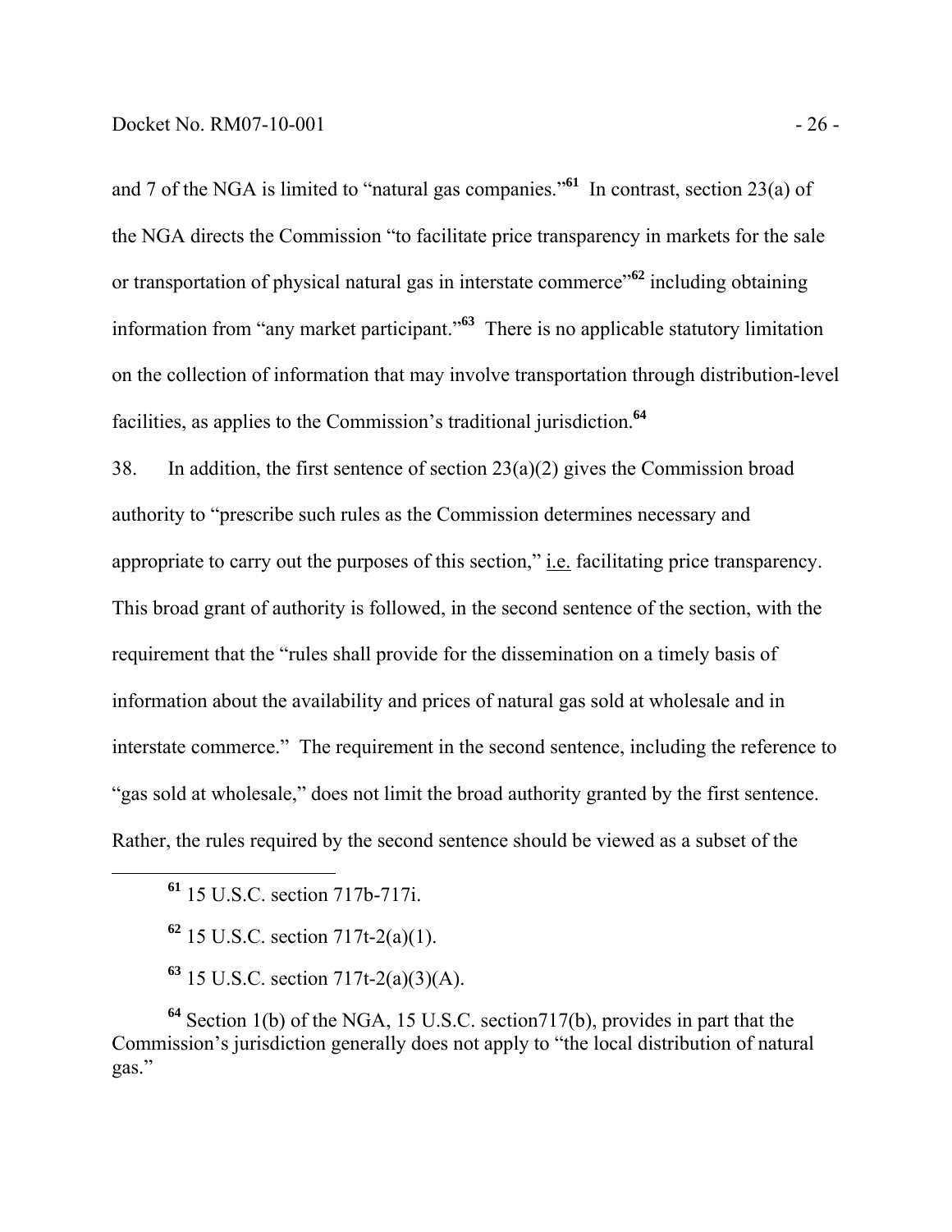and 7 of the NGA is limited to "natural gas companies."[61] In contrast, section 23(a) of the NGA directs the Commission "to facilitate price transparency in markets for the sale or transportation of physical natural gas in interstate commerce"[62] including obtaining information from "any market participant."[63] There is no applicable statutory limitation on the collection of information that may involve transportation through distribution-level facilities, as applies to the Commission's traditional jurisdiction.[64]

38. In addition, the first sentence of section 23(a)(2) gives the Commission broad authority to "prescribe such rules as the Commission determines necessary and appropriate to carry out the purposes of this section," i.e. facilitating price transparency. This broad grant of authority is followed, in the second sentence of the section, with the requirement that the "rules shall provide for the dissemination on a timely basis of information about the availability and prices of natural gas sold at wholesale and in interstate commerce." The requirement in the second sentence, including the reference to "gas sold at wholesale," does not limit the broad authority granted by the first sentence. Rather, the rules required by the second sentence should be viewed as a subset of the

---

[61] 15 U.S.C. section 717b-717i.

[62] 15 U.S.C. section 717t-2(a)(1).

[63] 15 U.S.C. section 717t-2(a)(3)(A).

[64] Section 1(b) of the NGA, 15 U.S.C. section717(b), provides in part that the Commission's jurisdiction generally does not apply to "the local distribution of natural gas."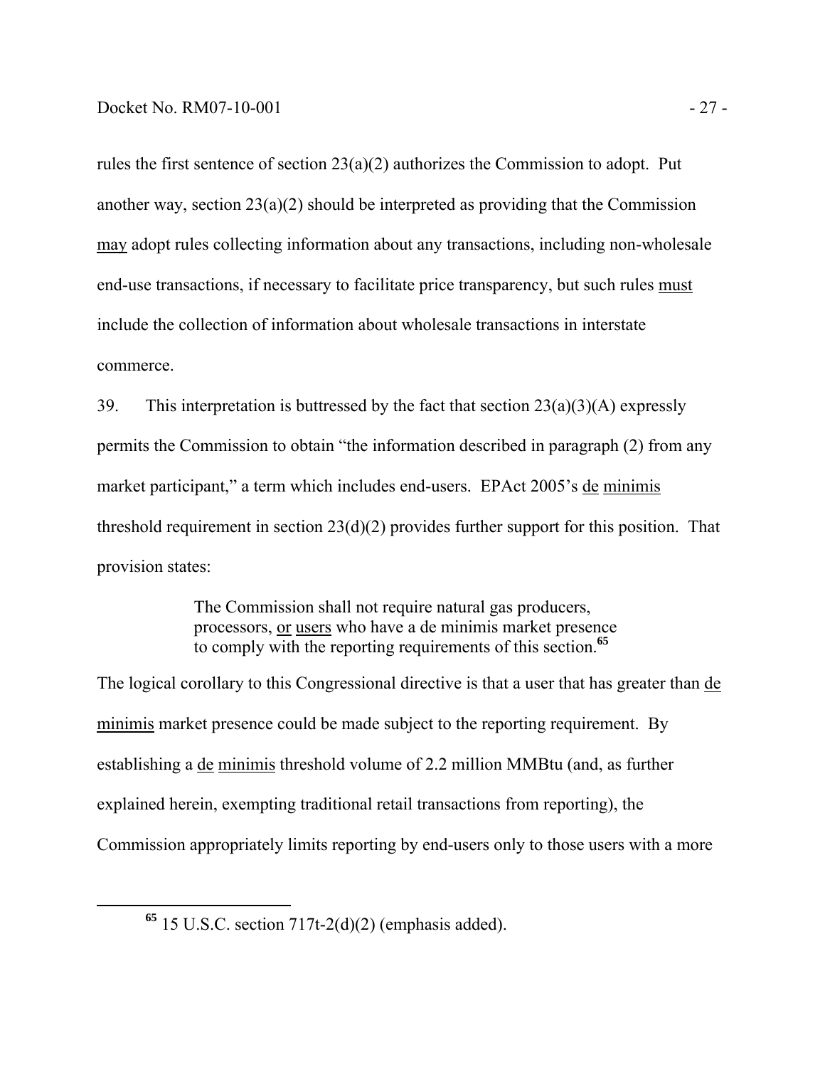rules the first sentence of section 23(a)(2) authorizes the Commission to adopt. Put another way, section 23(a)(2) should be interpreted as providing that the Commission <u>may</u> adopt rules collecting information about any transactions, including non-wholesale end-use transactions, if necessary to facilitate price transparency, but such rules <u>must</u> include the collection of information about wholesale transactions in interstate commerce.

39. This interpretation is buttressed by the fact that section 23(a)(3)(A) expressly permits the Commission to obtain "the information described in paragraph (2) from any market participant," a term which includes end-users. EPAct 2005's <u>de minimis</u> threshold requirement in section 23(d)(2) provides further support for this position. That provision states:

> The Commission shall not require natural gas producers, processors, <u>or users</u> who have a de minimis market presence to comply with the reporting requirements of this section.[65]

The logical corollary to this Congressional directive is that a user that has greater than <u>de minimis</u> market presence could be made subject to the reporting requirement. By establishing a <u>de minimis</u> threshold volume of 2.2 million MMBtu (and, as further explained herein, exempting traditional retail transactions from reporting), the Commission appropriately limits reporting by end-users only to those users with a more

---

[65] 15 U.S.C. section 717t-2(d)(2) (emphasis added).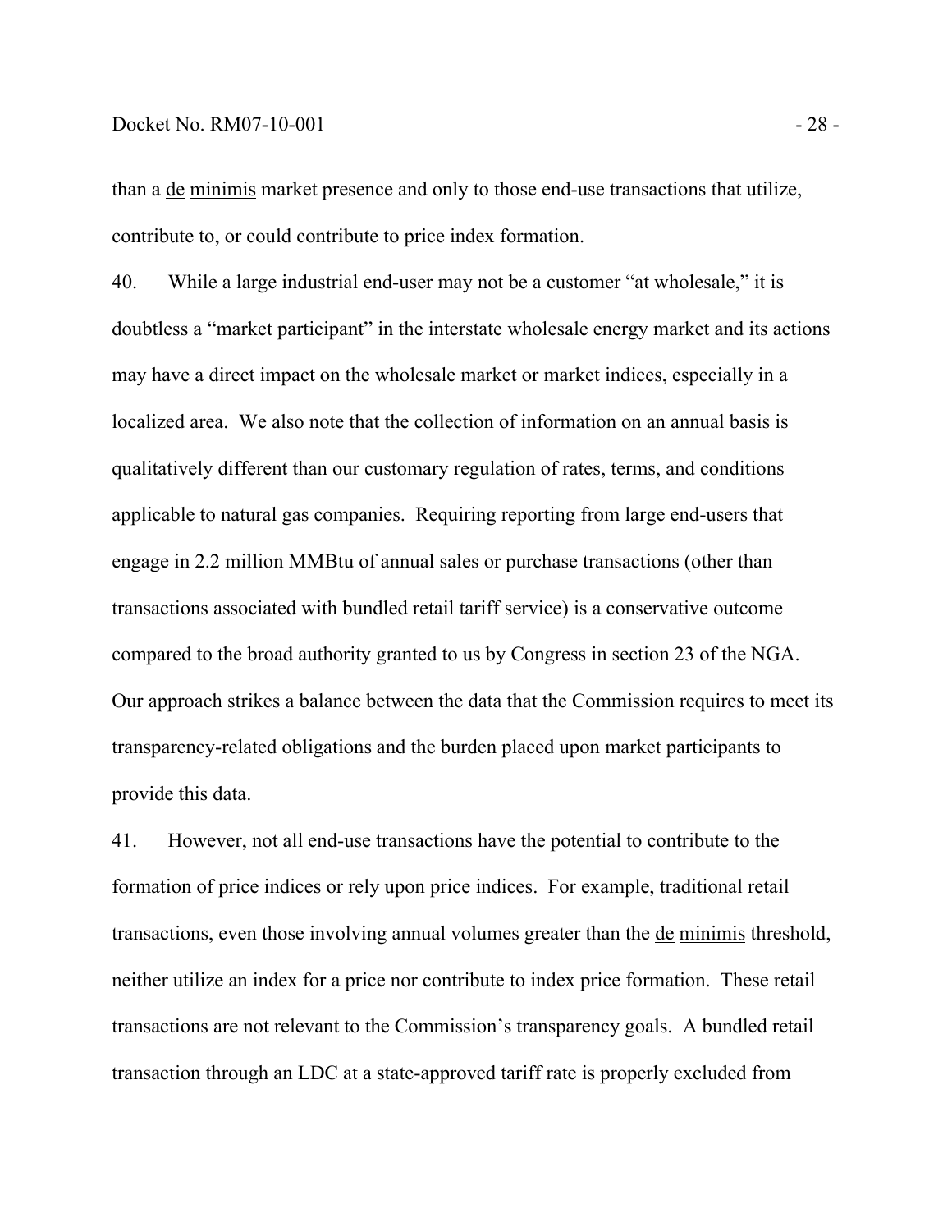than a de minimis market presence and only to those end-use transactions that utilize, contribute to, or could contribute to price index formation.

40. While a large industrial end-user may not be a customer "at wholesale," it is doubtless a "market participant" in the interstate wholesale energy market and its actions may have a direct impact on the wholesale market or market indices, especially in a localized area. We also note that the collection of information on an annual basis is qualitatively different than our customary regulation of rates, terms, and conditions applicable to natural gas companies. Requiring reporting from large end-users that engage in 2.2 million MMBtu of annual sales or purchase transactions (other than transactions associated with bundled retail tariff service) is a conservative outcome compared to the broad authority granted to us by Congress in section 23 of the NGA. Our approach strikes a balance between the data that the Commission requires to meet its transparency-related obligations and the burden placed upon market participants to provide this data.

41. However, not all end-use transactions have the potential to contribute to the formation of price indices or rely upon price indices. For example, traditional retail transactions, even those involving annual volumes greater than the de minimis threshold, neither utilize an index for a price nor contribute to index price formation. These retail transactions are not relevant to the Commission's transparency goals. A bundled retail transaction through an LDC at a state-approved tariff rate is properly excluded from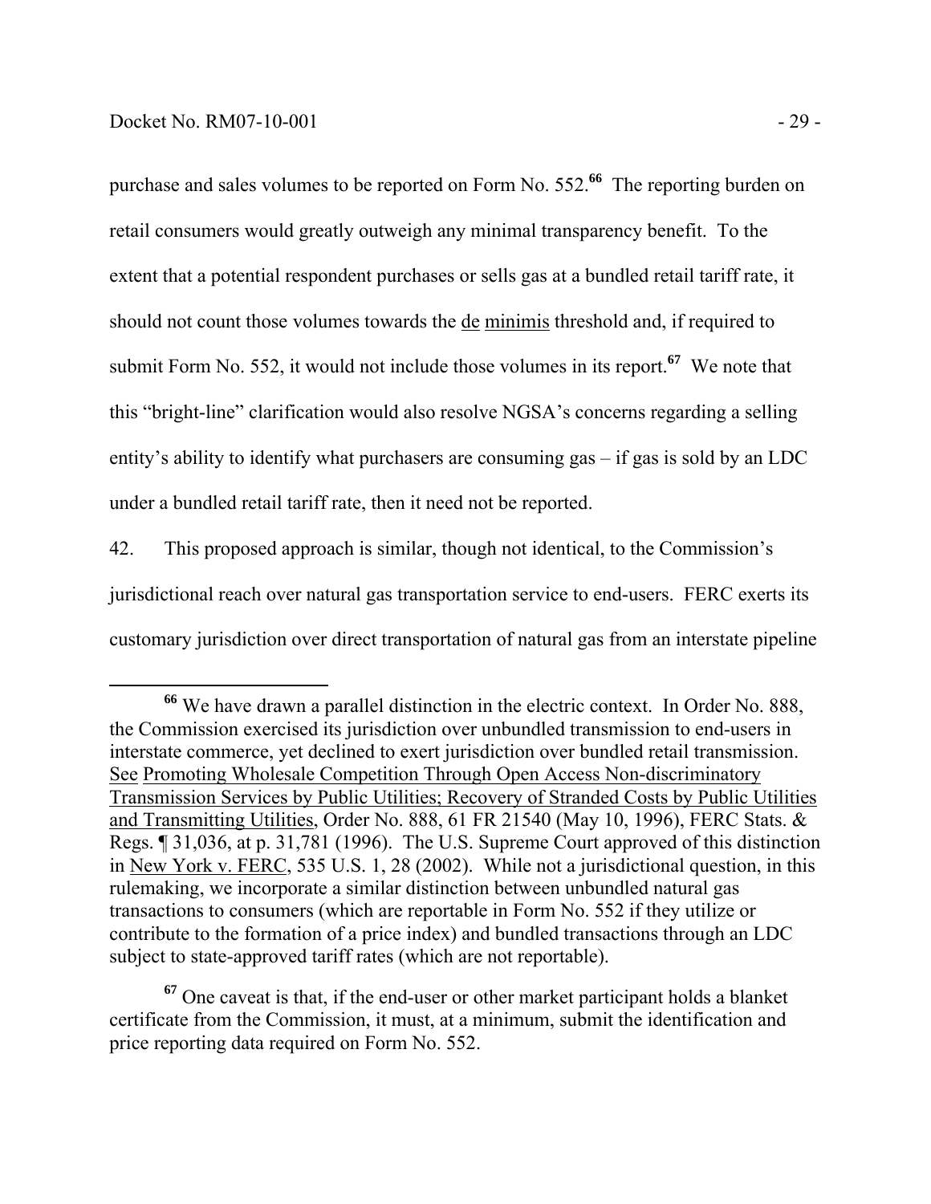purchase and sales volumes to be reported on Form No. 552.[66] The reporting burden on retail consumers would greatly outweigh any minimal transparency benefit. To the extent that a potential respondent purchases or sells gas at a bundled retail tariff rate, it should not count those volumes towards the de minimis threshold and, if required to submit Form No. 552, it would not include those volumes in its report.[67] We note that this "bright-line" clarification would also resolve NGSA's concerns regarding a selling entity's ability to identify what purchasers are consuming gas – if gas is sold by an LDC under a bundled retail tariff rate, then it need not be reported.

42. This proposed approach is similar, though not identical, to the Commission's jurisdictional reach over natural gas transportation service to end-users. FERC exerts its customary jurisdiction over direct transportation of natural gas from an interstate pipeline

---

[66] We have drawn a parallel distinction in the electric context. In Order No. 888, the Commission exercised its jurisdiction over unbundled transmission to end-users in interstate commerce, yet declined to exert jurisdiction over bundled retail transmission. See Promoting Wholesale Competition Through Open Access Non-discriminatory Transmission Services by Public Utilities; Recovery of Stranded Costs by Public Utilities and Transmitting Utilities, Order No. 888, 61 FR 21540 (May 10, 1996), FERC Stats. & Regs. ¶ 31,036, at p. 31,781 (1996). The U.S. Supreme Court approved of this distinction in New York v. FERC, 535 U.S. 1, 28 (2002). While not a jurisdictional question, in this rulemaking, we incorporate a similar distinction between unbundled natural gas transactions to consumers (which are reportable in Form No. 552 if they utilize or contribute to the formation of a price index) and bundled transactions through an LDC subject to state-approved tariff rates (which are not reportable).

[67] One caveat is that, if the end-user or other market participant holds a blanket certificate from the Commission, it must, at a minimum, submit the identification and price reporting data required on Form No. 552.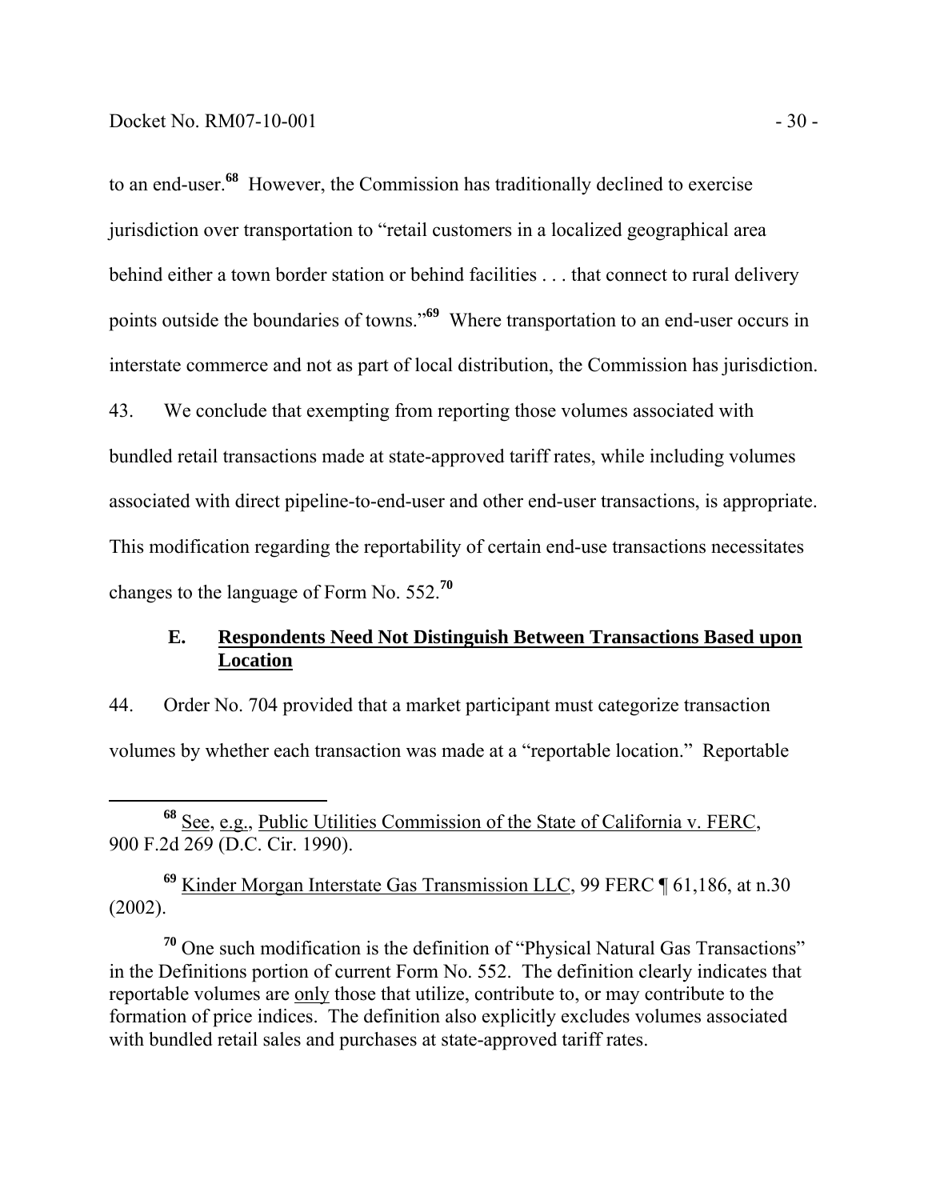to an end-user.[68] However, the Commission has traditionally declined to exercise jurisdiction over transportation to "retail customers in a localized geographical area behind either a town border station or behind facilities . . . that connect to rural delivery points outside the boundaries of towns."[69] Where transportation to an end-user occurs in interstate commerce and not as part of local distribution, the Commission has jurisdiction.

43. We conclude that exempting from reporting those volumes associated with bundled retail transactions made at state-approved tariff rates, while including volumes associated with direct pipeline-to-end-user and other end-user transactions, is appropriate. This modification regarding the reportability of certain end-use transactions necessitates changes to the language of Form No. 552.[70]

### E. Respondents Need Not Distinguish Between Transactions Based upon Location

44. Order No. 704 provided that a market participant must categorize transaction volumes by whether each transaction was made at a "reportable location." Reportable

---

[68] See, e.g., Public Utilities Commission of the State of California v. FERC, 900 F.2d 269 (D.C. Cir. 1990).

[69] Kinder Morgan Interstate Gas Transmission LLC, 99 FERC ¶ 61,186, at n.30 (2002).

[70] One such modification is the definition of "Physical Natural Gas Transactions" in the Definitions portion of current Form No. 552. The definition clearly indicates that reportable volumes are only those that utilize, contribute to, or may contribute to the formation of price indices. The definition also explicitly excludes volumes associated with bundled retail sales and purchases at state-approved tariff rates.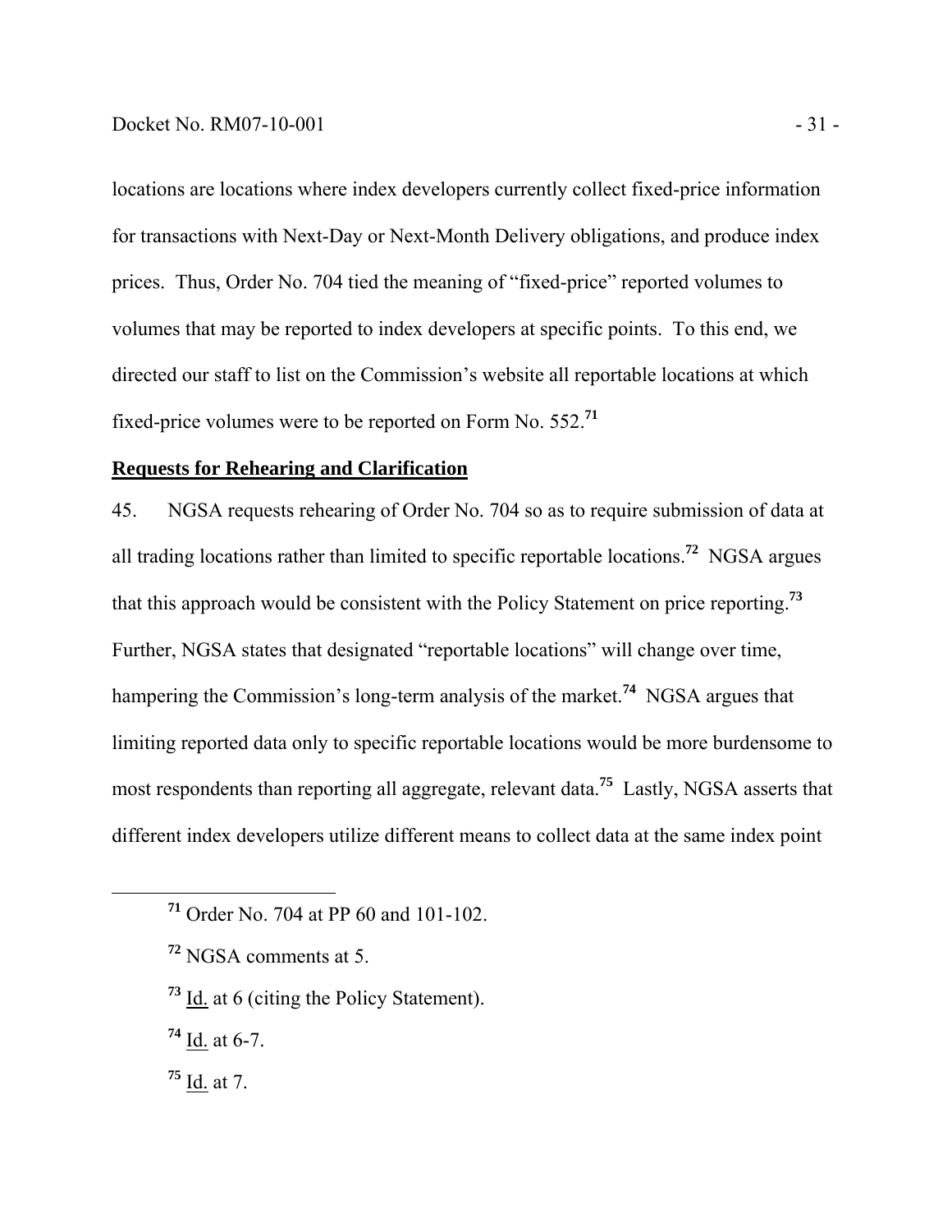locations are locations where index developers currently collect fixed-price information for transactions with Next-Day or Next-Month Delivery obligations, and produce index prices. Thus, Order No. 704 tied the meaning of "fixed-price" reported volumes to volumes that may be reported to index developers at specific points. To this end, we directed our staff to list on the Commission's website all reportable locations at which fixed-price volumes were to be reported on Form No. 552.[71]

## Requests for Rehearing and Clarification

45. NGSA requests rehearing of Order No. 704 so as to require submission of data at all trading locations rather than limited to specific reportable locations.[72] NGSA argues that this approach would be consistent with the Policy Statement on price reporting.[73] Further, NGSA states that designated "reportable locations" will change over time, hampering the Commission's long-term analysis of the market.[74] NGSA argues that limiting reported data only to specific reportable locations would be more burdensome to most respondents than reporting all aggregate, relevant data.[75] Lastly, NGSA asserts that different index developers utilize different means to collect data at the same index point

---

[71] Order No. 704 at PP 60 and 101-102.

[72] NGSA comments at 5.

[73] Id. at 6 (citing the Policy Statement).

[74] Id. at 6-7.

[75] Id. at 7.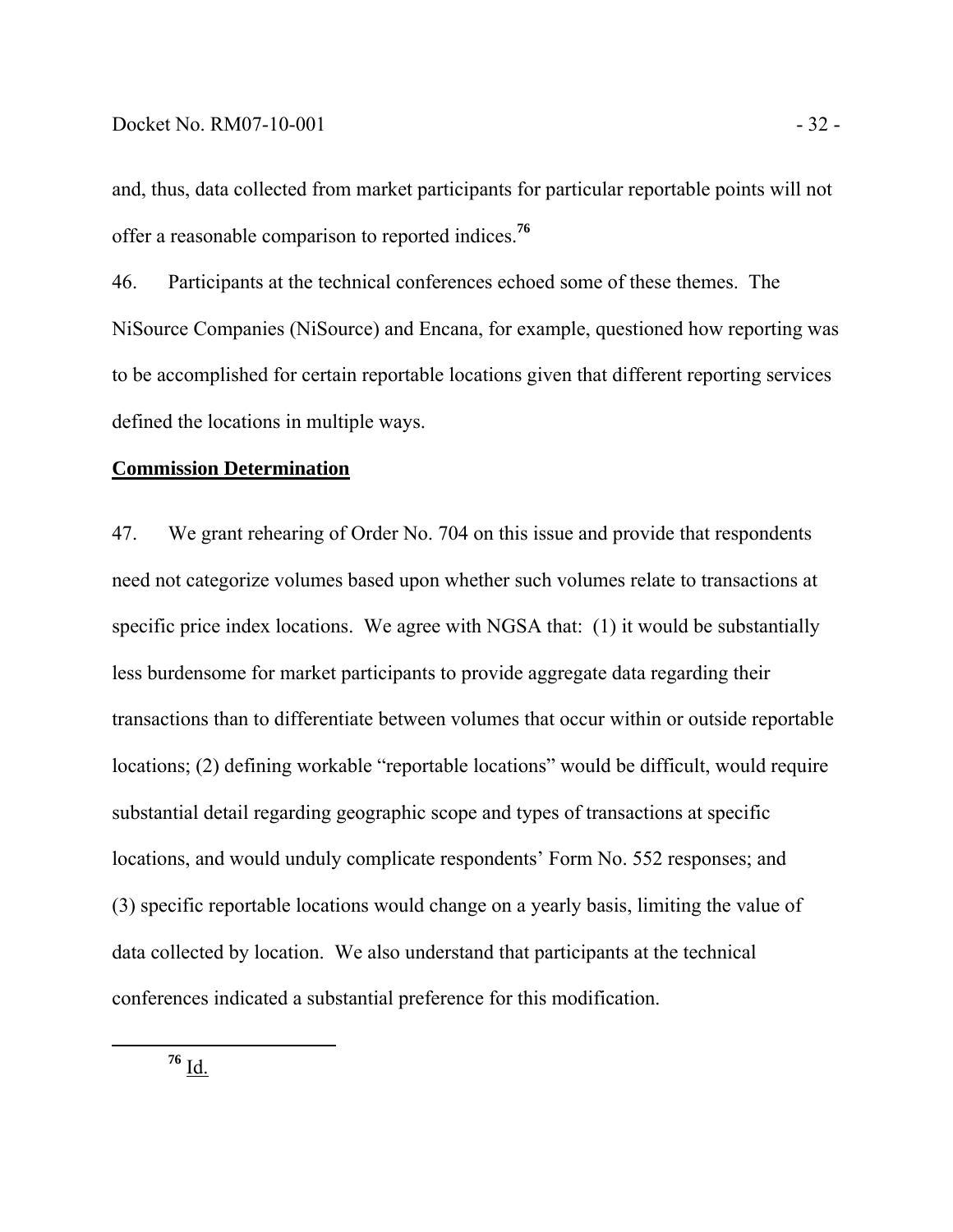and, thus, data collected from market participants for particular reportable points will not offer a reasonable comparison to reported indices.[76]

46. Participants at the technical conferences echoed some of these themes. The NiSource Companies (NiSource) and Encana, for example, questioned how reporting was to be accomplished for certain reportable locations given that different reporting services defined the locations in multiple ways.

**Commission Determination**

47. We grant rehearing of Order No. 704 on this issue and provide that respondents need not categorize volumes based upon whether such volumes relate to transactions at specific price index locations. We agree with NGSA that: (1) it would be substantially less burdensome for market participants to provide aggregate data regarding their transactions than to differentiate between volumes that occur within or outside reportable locations; (2) defining workable "reportable locations" would be difficult, would require substantial detail regarding geographic scope and types of transactions at specific locations, and would unduly complicate respondents' Form No. 552 responses; and (3) specific reportable locations would change on a yearly basis, limiting the value of data collected by location. We also understand that participants at the technical conferences indicated a substantial preference for this modification.

[76] Id.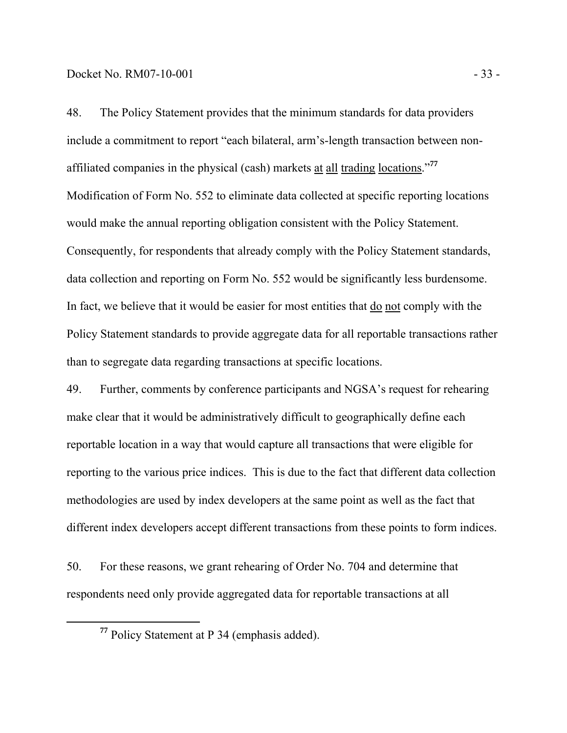48. The Policy Statement provides that the minimum standards for data providers include a commitment to report "each bilateral, arm's-length transaction between non-affiliated companies in the physical (cash) markets at all trading locations."[77] Modification of Form No. 552 to eliminate data collected at specific reporting locations would make the annual reporting obligation consistent with the Policy Statement. Consequently, for respondents that already comply with the Policy Statement standards, data collection and reporting on Form No. 552 would be significantly less burdensome. In fact, we believe that it would be easier for most entities that do not comply with the Policy Statement standards to provide aggregate data for all reportable transactions rather than to segregate data regarding transactions at specific locations.

49. Further, comments by conference participants and NGSA's request for rehearing make clear that it would be administratively difficult to geographically define each reportable location in a way that would capture all transactions that were eligible for reporting to the various price indices. This is due to the fact that different data collection methodologies are used by index developers at the same point as well as the fact that different index developers accept different transactions from these points to form indices.

50. For these reasons, we grant rehearing of Order No. 704 and determine that respondents need only provide aggregated data for reportable transactions at all

---

[77] Policy Statement at P 34 (emphasis added).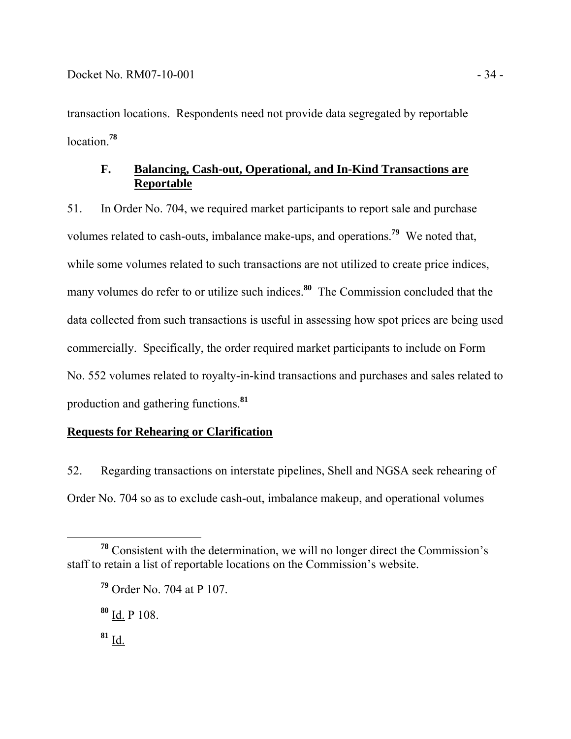transaction locations. Respondents need not provide data segregated by reportable location.[78]

### F. Balancing, Cash-out, Operational, and In-Kind Transactions are Reportable

51. In Order No. 704, we required market participants to report sale and purchase volumes related to cash-outs, imbalance make-ups, and operations.[79] We noted that, while some volumes related to such transactions are not utilized to create price indices, many volumes do refer to or utilize such indices.[80] The Commission concluded that the data collected from such transactions is useful in assessing how spot prices are being used commercially. Specifically, the order required market participants to include on Form No. 552 volumes related to royalty-in-kind transactions and purchases and sales related to production and gathering functions.[81]

#### Requests for Rehearing or Clarification

52. Regarding transactions on interstate pipelines, Shell and NGSA seek rehearing of Order No. 704 so as to exclude cash-out, imbalance makeup, and operational volumes

---

[78] Consistent with the determination, we will no longer direct the Commission's staff to retain a list of reportable locations on the Commission's website.

[79] Order No. 704 at P 107.

[80] Id. P 108.

[81] Id.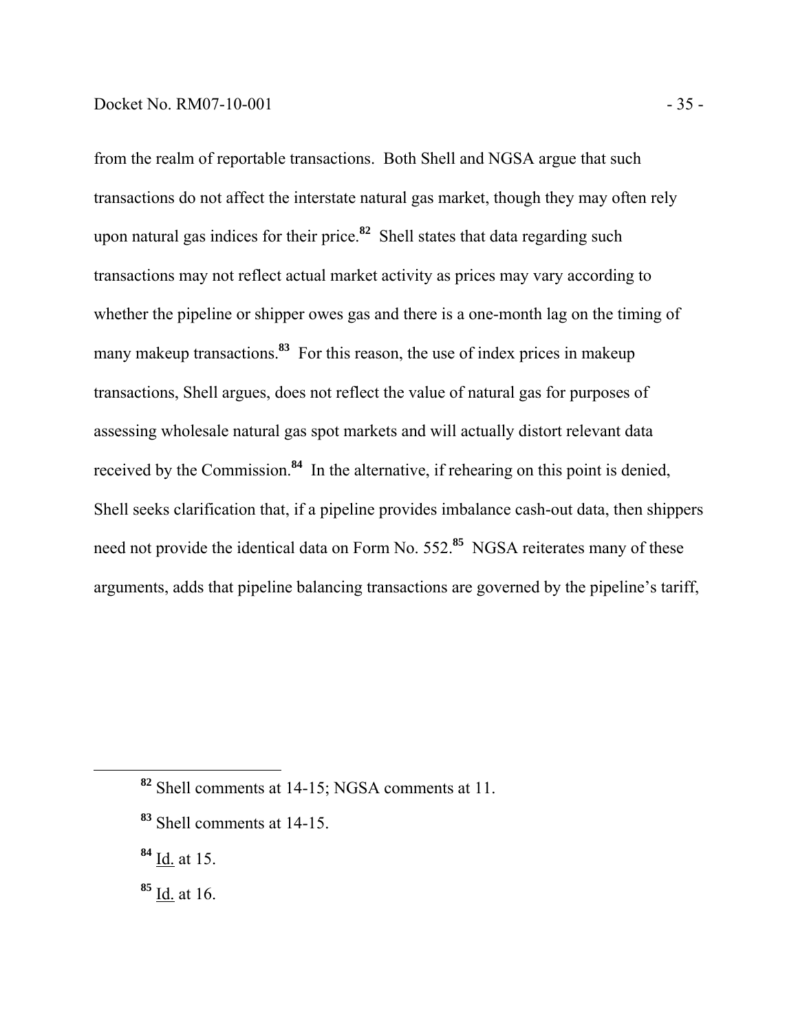from the realm of reportable transactions. Both Shell and NGSA argue that such transactions do not affect the interstate natural gas market, though they may often rely upon natural gas indices for their price.[82] Shell states that data regarding such transactions may not reflect actual market activity as prices may vary according to whether the pipeline or shipper owes gas and there is a one-month lag on the timing of many makeup transactions.[83] For this reason, the use of index prices in makeup transactions, Shell argues, does not reflect the value of natural gas for purposes of assessing wholesale natural gas spot markets and will actually distort relevant data received by the Commission.[84] In the alternative, if rehearing on this point is denied, Shell seeks clarification that, if a pipeline provides imbalance cash-out data, then shippers need not provide the identical data on Form No. 552.[85] NGSA reiterates many of these arguments, adds that pipeline balancing transactions are governed by the pipeline's tariff,

---

[82] Shell comments at 14-15; NGSA comments at 11.

[83] Shell comments at 14-15.

[84] Id. at 15.

[85] Id. at 16.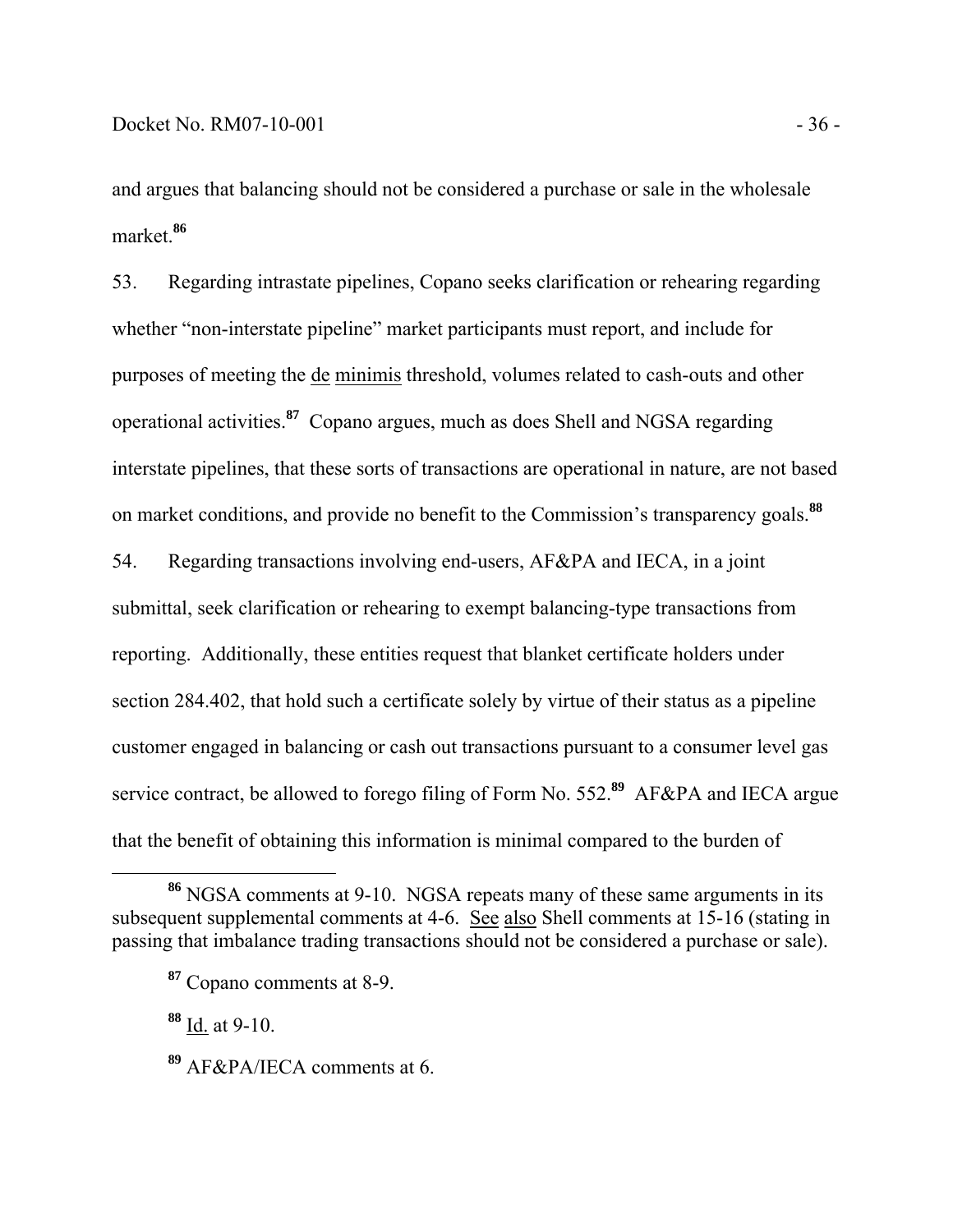and argues that balancing should not be considered a purchase or sale in the wholesale market.[86]

53. Regarding intrastate pipelines, Copano seeks clarification or rehearing regarding whether "non-interstate pipeline" market participants must report, and include for purposes of meeting the de minimis threshold, volumes related to cash-outs and other operational activities.[87] Copano argues, much as does Shell and NGSA regarding interstate pipelines, that these sorts of transactions are operational in nature, are not based on market conditions, and provide no benefit to the Commission's transparency goals.[88]

54. Regarding transactions involving end-users, AF&PA and IECA, in a joint submittal, seek clarification or rehearing to exempt balancing-type transactions from reporting. Additionally, these entities request that blanket certificate holders under section 284.402, that hold such a certificate solely by virtue of their status as a pipeline customer engaged in balancing or cash out transactions pursuant to a consumer level gas service contract, be allowed to forego filing of Form No. 552.[89] AF&PA and IECA argue that the benefit of obtaining this information is minimal compared to the burden of

---

[86] NGSA comments at 9-10. NGSA repeats many of these same arguments in its subsequent supplemental comments at 4-6. See also Shell comments at 15-16 (stating in passing that imbalance trading transactions should not be considered a purchase or sale).

[87] Copano comments at 8-9.

[88] Id. at 9-10.

[89] AF&PA/IECA comments at 6.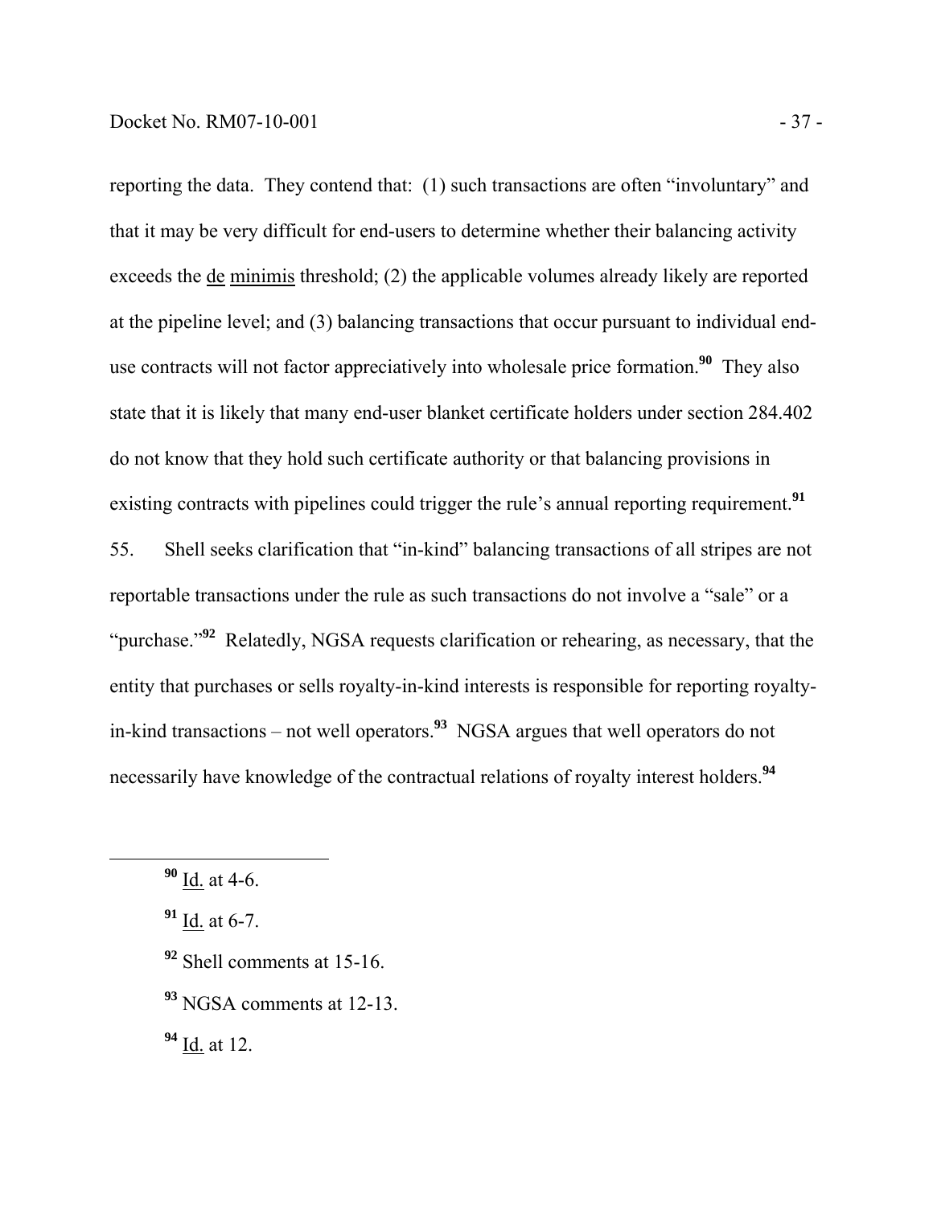reporting the data. They contend that: (1) such transactions are often "involuntary" and that it may be very difficult for end-users to determine whether their balancing activity exceeds the de minimis threshold; (2) the applicable volumes already likely are reported at the pipeline level; and (3) balancing transactions that occur pursuant to individual end-use contracts will not factor appreciatively into wholesale price formation.[90] They also state that it is likely that many end-user blanket certificate holders under section 284.402 do not know that they hold such certificate authority or that balancing provisions in existing contracts with pipelines could trigger the rule's annual reporting requirement.[91]

55. Shell seeks clarification that "in-kind" balancing transactions of all stripes are not reportable transactions under the rule as such transactions do not involve a "sale" or a "purchase."[92] Relatedly, NGSA requests clarification or rehearing, as necessary, that the entity that purchases or sells royalty-in-kind interests is responsible for reporting royalty-in-kind transactions – not well operators.[93] NGSA argues that well operators do not necessarily have knowledge of the contractual relations of royalty interest holders.[94]

---

[90] Id. at 4-6.

[91] Id. at 6-7.

[92] Shell comments at 15-16.

[93] NGSA comments at 12-13.

[94] Id. at 12.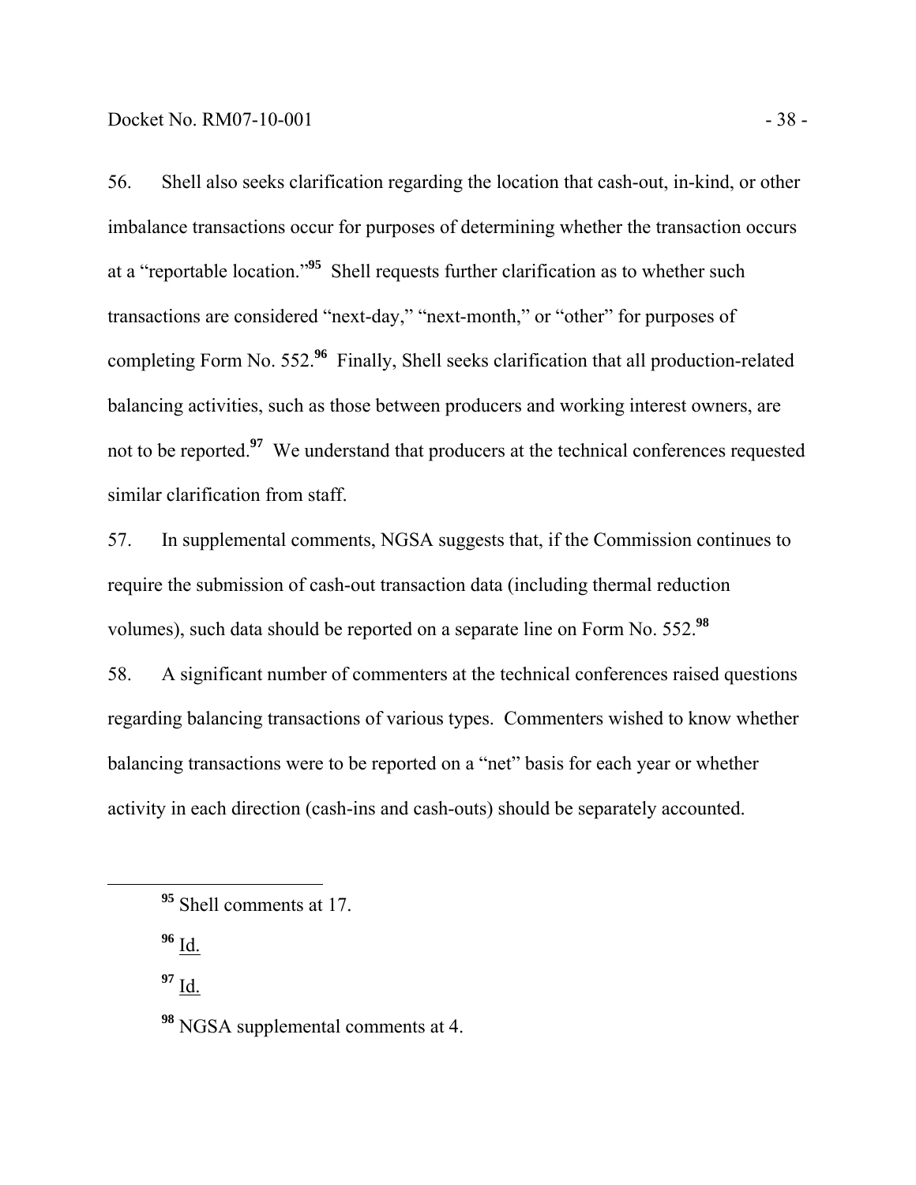56. Shell also seeks clarification regarding the location that cash-out, in-kind, or other imbalance transactions occur for purposes of determining whether the transaction occurs at a "reportable location."[95] Shell requests further clarification as to whether such transactions are considered "next-day," "next-month," or "other" for purposes of completing Form No. 552.[96] Finally, Shell seeks clarification that all production-related balancing activities, such as those between producers and working interest owners, are not to be reported.[97] We understand that producers at the technical conferences requested similar clarification from staff.

57. In supplemental comments, NGSA suggests that, if the Commission continues to require the submission of cash-out transaction data (including thermal reduction volumes), such data should be reported on a separate line on Form No. 552.[98]

58. A significant number of commenters at the technical conferences raised questions regarding balancing transactions of various types. Commenters wished to know whether balancing transactions were to be reported on a "net" basis for each year or whether activity in each direction (cash-ins and cash-outs) should be separately accounted.

---

[95] Shell comments at 17.

[96] Id.

[97] Id.

[98] NGSA supplemental comments at 4.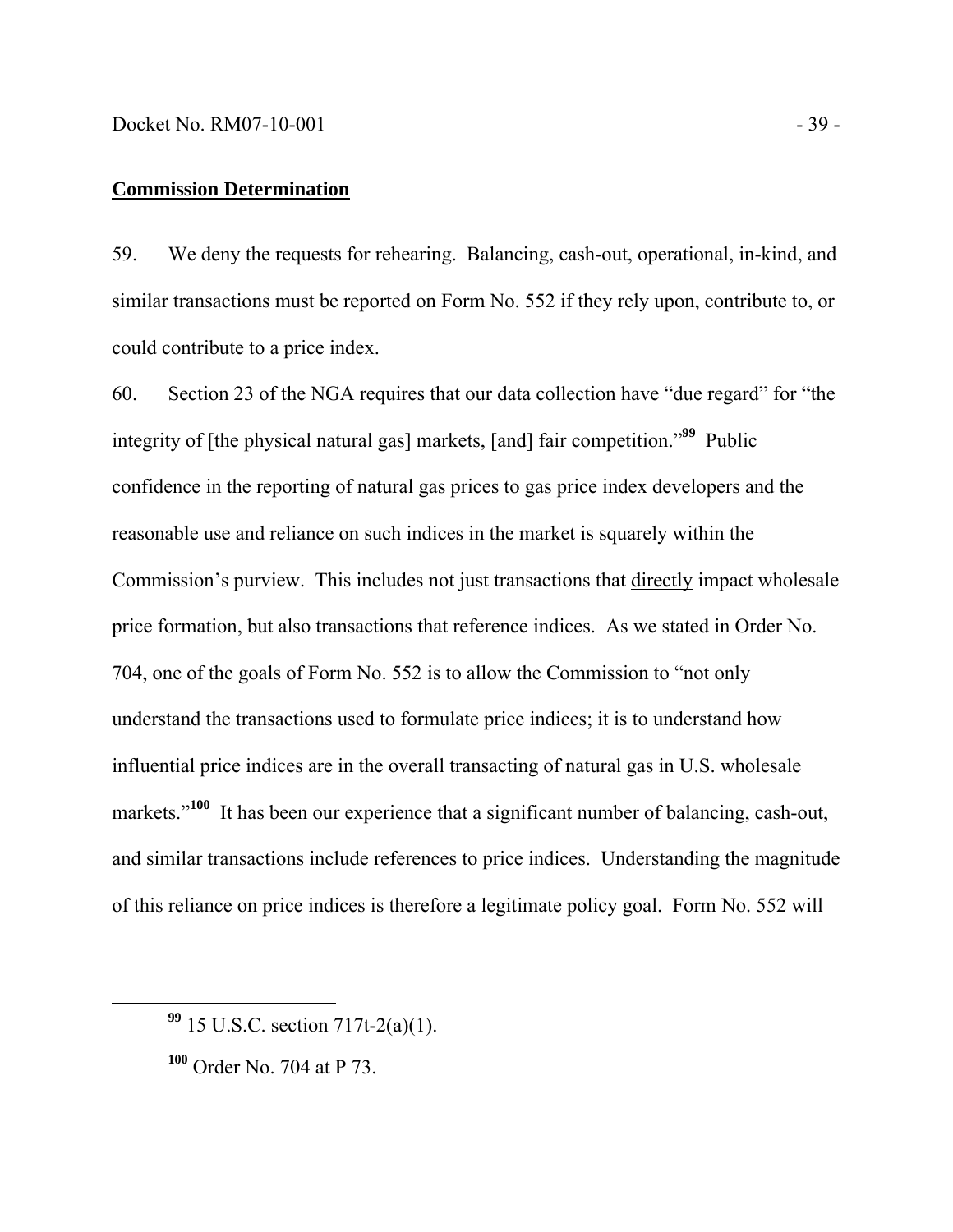**Commission Determination**

59. We deny the requests for rehearing. Balancing, cash-out, operational, in-kind, and similar transactions must be reported on Form No. 552 if they rely upon, contribute to, or could contribute to a price index.

60. Section 23 of the NGA requires that our data collection have "due regard" for "the integrity of [the physical natural gas] markets, [and] fair competition."[99] Public confidence in the reporting of natural gas prices to gas price index developers and the reasonable use and reliance on such indices in the market is squarely within the Commission's purview. This includes not just transactions that directly impact wholesale price formation, but also transactions that reference indices. As we stated in Order No. 704, one of the goals of Form No. 552 is to allow the Commission to "not only understand the transactions used to formulate price indices; it is to understand how influential price indices are in the overall transacting of natural gas in U.S. wholesale markets."[100] It has been our experience that a significant number of balancing, cash-out, and similar transactions include references to price indices. Understanding the magnitude of this reliance on price indices is therefore a legitimate policy goal. Form No. 552 will

[99] 15 U.S.C. section 717t-2(a)(1).

[100] Order No. 704 at P 73.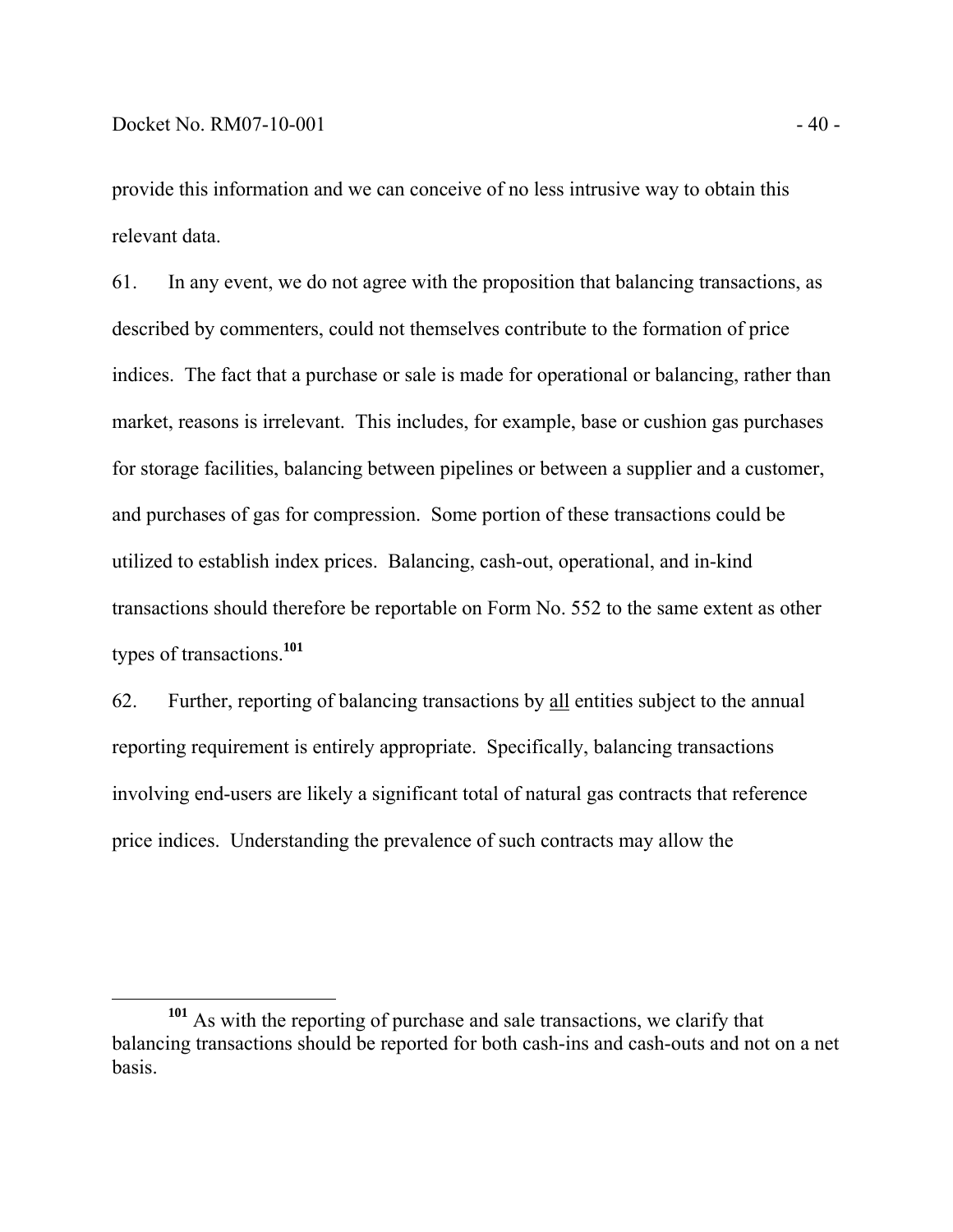provide this information and we can conceive of no less intrusive way to obtain this relevant data.

61. In any event, we do not agree with the proposition that balancing transactions, as described by commenters, could not themselves contribute to the formation of price indices. The fact that a purchase or sale is made for operational or balancing, rather than market, reasons is irrelevant. This includes, for example, base or cushion gas purchases for storage facilities, balancing between pipelines or between a supplier and a customer, and purchases of gas for compression. Some portion of these transactions could be utilized to establish index prices. Balancing, cash-out, operational, and in-kind transactions should therefore be reportable on Form No. 552 to the same extent as other types of transactions.[101]

62. Further, reporting of balancing transactions by <u>all</u> entities subject to the annual reporting requirement is entirely appropriate. Specifically, balancing transactions involving end-users are likely a significant total of natural gas contracts that reference price indices. Understanding the prevalence of such contracts may allow the

---

[101] As with the reporting of purchase and sale transactions, we clarify that balancing transactions should be reported for both cash-ins and cash-outs and not on a net basis.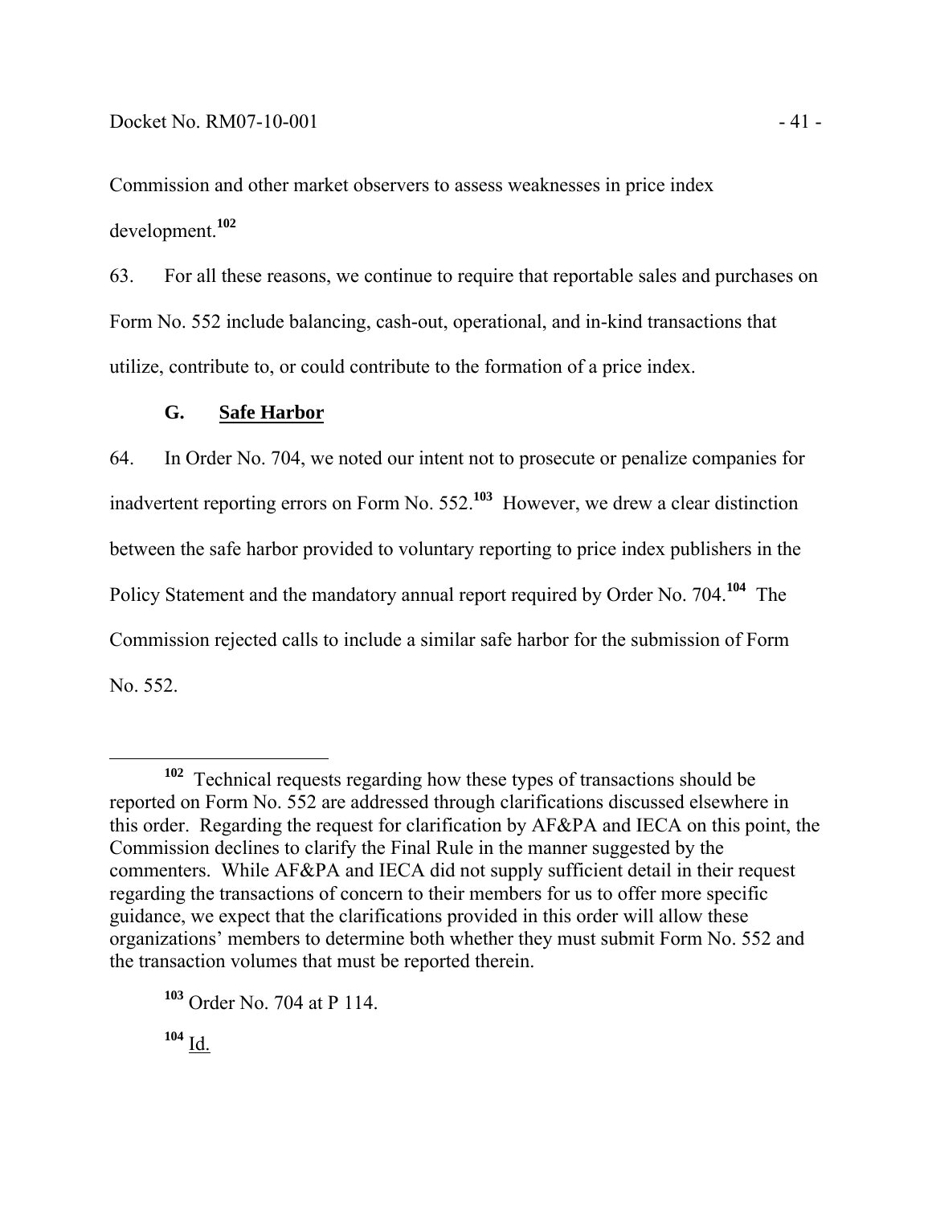Commission and other market observers to assess weaknesses in price index development.[102]

63. For all these reasons, we continue to require that reportable sales and purchases on Form No. 552 include balancing, cash-out, operational, and in-kind transactions that utilize, contribute to, or could contribute to the formation of a price index.

### G. Safe Harbor

64. In Order No. 704, we noted our intent not to prosecute or penalize companies for inadvertent reporting errors on Form No. 552.[103] However, we drew a clear distinction between the safe harbor provided to voluntary reporting to price index publishers in the Policy Statement and the mandatory annual report required by Order No. 704.[104] The Commission rejected calls to include a similar safe harbor for the submission of Form No. 552.

---

[102] Technical requests regarding how these types of transactions should be reported on Form No. 552 are addressed through clarifications discussed elsewhere in this order. Regarding the request for clarification by AF&PA and IECA on this point, the Commission declines to clarify the Final Rule in the manner suggested by the commenters. While AF&PA and IECA did not supply sufficient detail in their request regarding the transactions of concern to their members for us to offer more specific guidance, we expect that the clarifications provided in this order will allow these organizations' members to determine both whether they must submit Form No. 552 and the transaction volumes that must be reported therein.

[103] Order No. 704 at P 114.

[104] Id.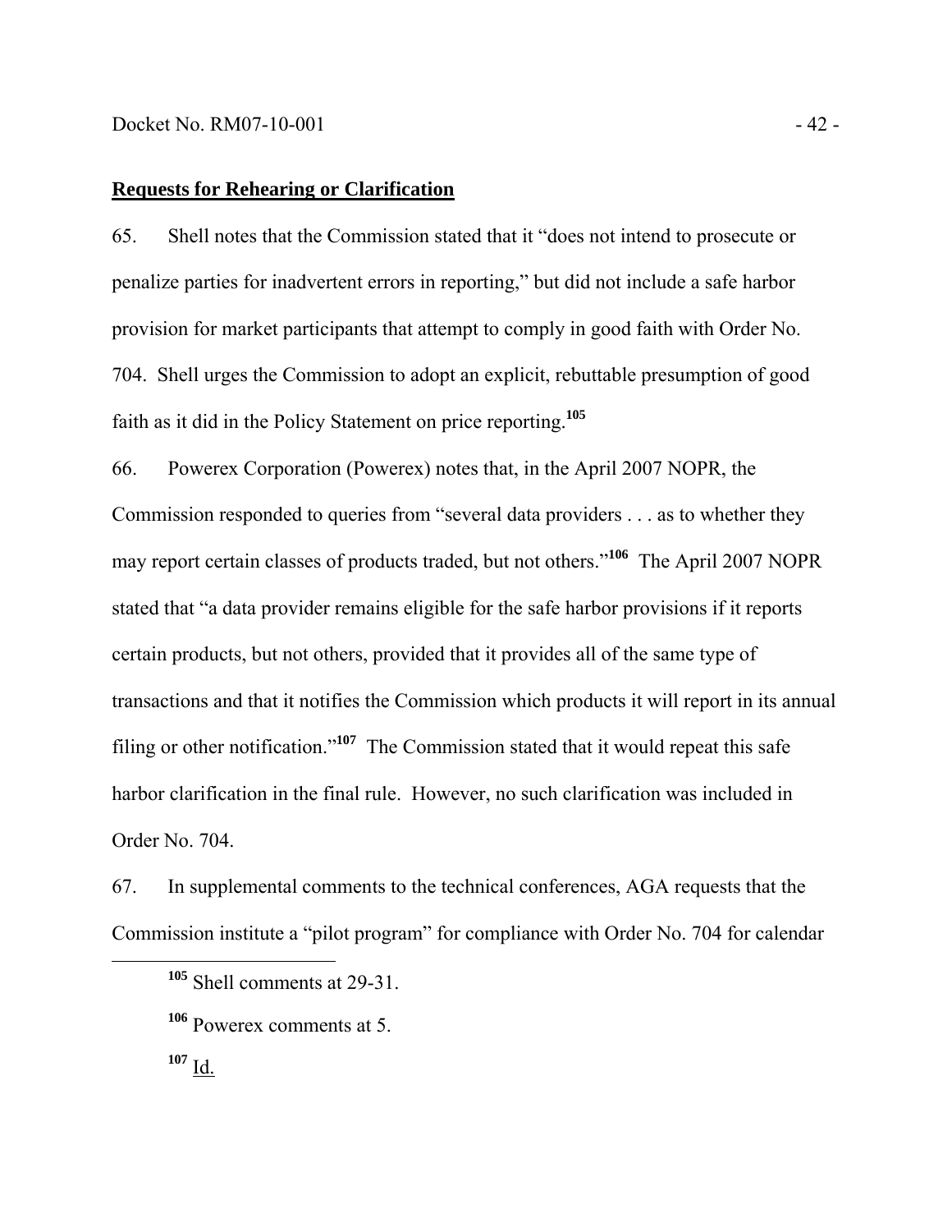**Requests for Rehearing or Clarification**

65. Shell notes that the Commission stated that it "does not intend to prosecute or penalize parties for inadvertent errors in reporting," but did not include a safe harbor provision for market participants that attempt to comply in good faith with Order No. 704. Shell urges the Commission to adopt an explicit, rebuttable presumption of good faith as it did in the Policy Statement on price reporting.[105]

66. Powerex Corporation (Powerex) notes that, in the April 2007 NOPR, the Commission responded to queries from "several data providers . . . as to whether they may report certain classes of products traded, but not others."[106] The April 2007 NOPR stated that "a data provider remains eligible for the safe harbor provisions if it reports certain products, but not others, provided that it provides all of the same type of transactions and that it notifies the Commission which products it will report in its annual filing or other notification."[107] The Commission stated that it would repeat this safe harbor clarification in the final rule. However, no such clarification was included in Order No. 704.

67. In supplemental comments to the technical conferences, AGA requests that the Commission institute a "pilot program" for compliance with Order No. 704 for calendar

[105] Shell comments at 29-31.

[106] Powerex comments at 5.

[107] Id.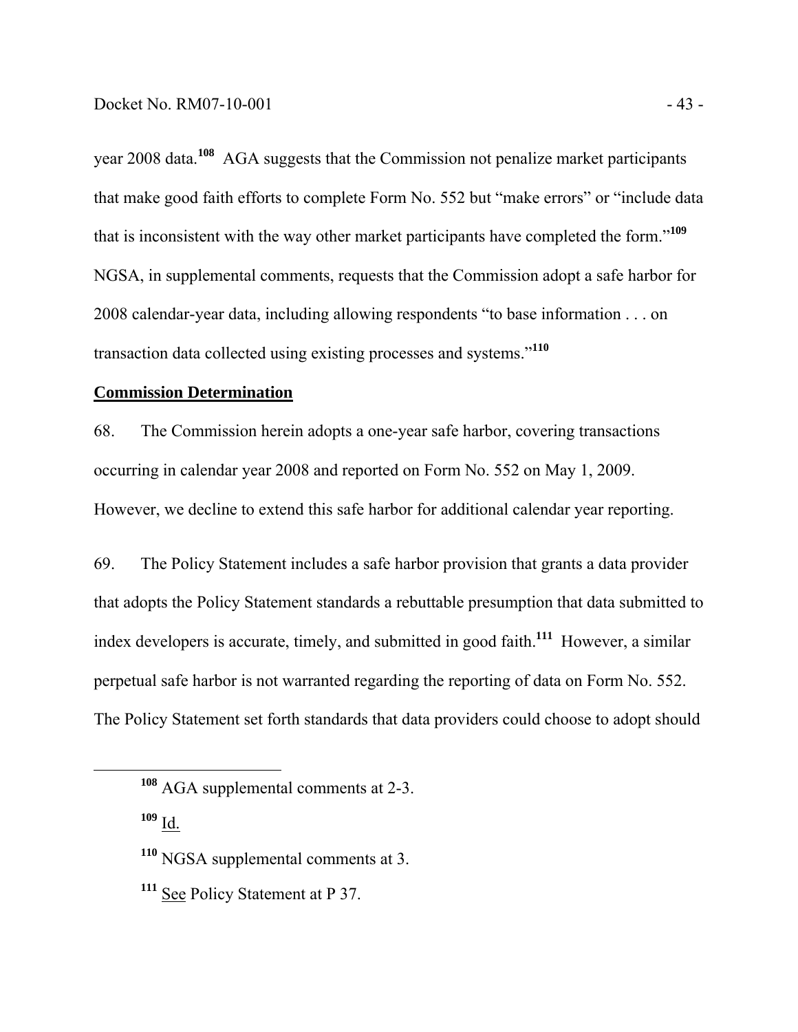year 2008 data.[108] AGA suggests that the Commission not penalize market participants that make good faith efforts to complete Form No. 552 but "make errors" or "include data that is inconsistent with the way other market participants have completed the form."[109] NGSA, in supplemental comments, requests that the Commission adopt a safe harbor for 2008 calendar-year data, including allowing respondents "to base information . . . on transaction data collected using existing processes and systems."[110]

**Commission Determination**

68. The Commission herein adopts a one-year safe harbor, covering transactions occurring in calendar year 2008 and reported on Form No. 552 on May 1, 2009. However, we decline to extend this safe harbor for additional calendar year reporting.

69. The Policy Statement includes a safe harbor provision that grants a data provider that adopts the Policy Statement standards a rebuttable presumption that data submitted to index developers is accurate, timely, and submitted in good faith.[111] However, a similar perpetual safe harbor is not warranted regarding the reporting of data on Form No. 552. The Policy Statement set forth standards that data providers could choose to adopt should

---

[108] AGA supplemental comments at 2-3.

[109] Id.

[110] NGSA supplemental comments at 3.

[111] See Policy Statement at P 37.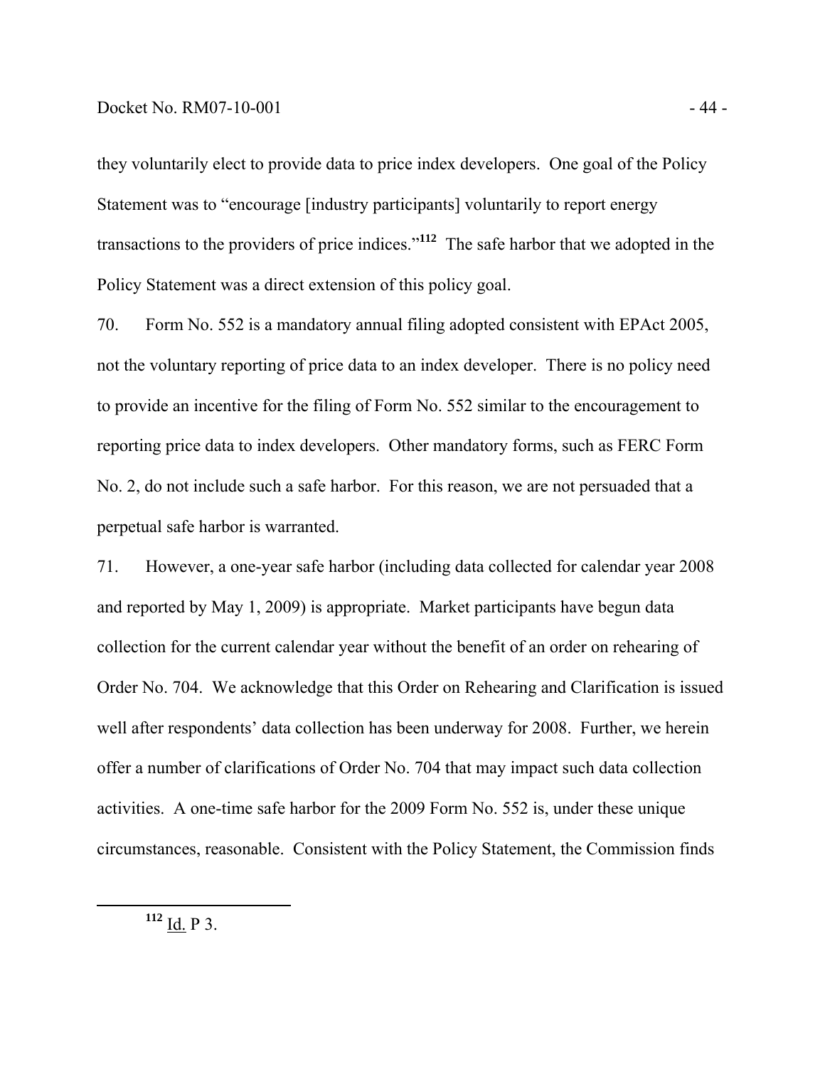they voluntarily elect to provide data to price index developers. One goal of the Policy Statement was to "encourage [industry participants] voluntarily to report energy transactions to the providers of price indices."[112] The safe harbor that we adopted in the Policy Statement was a direct extension of this policy goal.

70. Form No. 552 is a mandatory annual filing adopted consistent with EPAct 2005, not the voluntary reporting of price data to an index developer. There is no policy need to provide an incentive for the filing of Form No. 552 similar to the encouragement to reporting price data to index developers. Other mandatory forms, such as FERC Form No. 2, do not include such a safe harbor. For this reason, we are not persuaded that a perpetual safe harbor is warranted.

71. However, a one-year safe harbor (including data collected for calendar year 2008 and reported by May 1, 2009) is appropriate. Market participants have begun data collection for the current calendar year without the benefit of an order on rehearing of Order No. 704. We acknowledge that this Order on Rehearing and Clarification is issued well after respondents' data collection has been underway for 2008. Further, we herein offer a number of clarifications of Order No. 704 that may impact such data collection activities. A one-time safe harbor for the 2009 Form No. 552 is, under these unique circumstances, reasonable. Consistent with the Policy Statement, the Commission finds

---

[112] Id. P 3.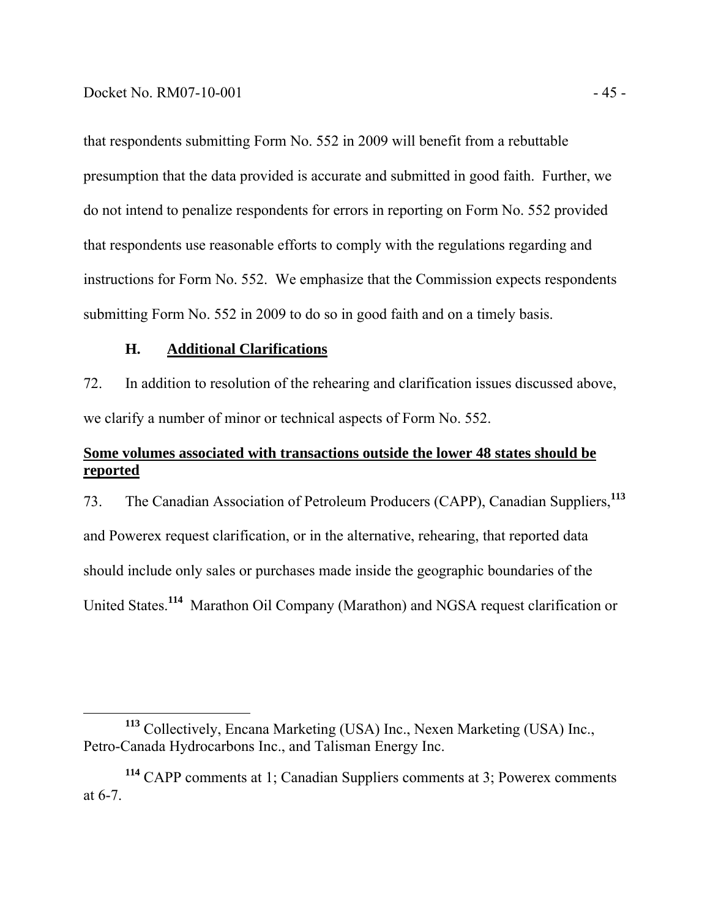that respondents submitting Form No. 552 in 2009 will benefit from a rebuttable presumption that the data provided is accurate and submitted in good faith. Further, we do not intend to penalize respondents for errors in reporting on Form No. 552 provided that respondents use reasonable efforts to comply with the regulations regarding and instructions for Form No. 552. We emphasize that the Commission expects respondents submitting Form No. 552 in 2009 to do so in good faith and on a timely basis.

### H. Additional Clarifications

72. In addition to resolution of the rehearing and clarification issues discussed above, we clarify a number of minor or technical aspects of Form No. 552.

**Some volumes associated with transactions outside the lower 48 states should be reported**

73. The Canadian Association of Petroleum Producers (CAPP), Canadian Suppliers,[113] and Powerex request clarification, or in the alternative, rehearing, that reported data should include only sales or purchases made inside the geographic boundaries of the United States.[114] Marathon Oil Company (Marathon) and NGSA request clarification or

[113] Collectively, Encana Marketing (USA) Inc., Nexen Marketing (USA) Inc., Petro-Canada Hydrocarbons Inc., and Talisman Energy Inc.

[114] CAPP comments at 1; Canadian Suppliers comments at 3; Powerex comments at 6-7.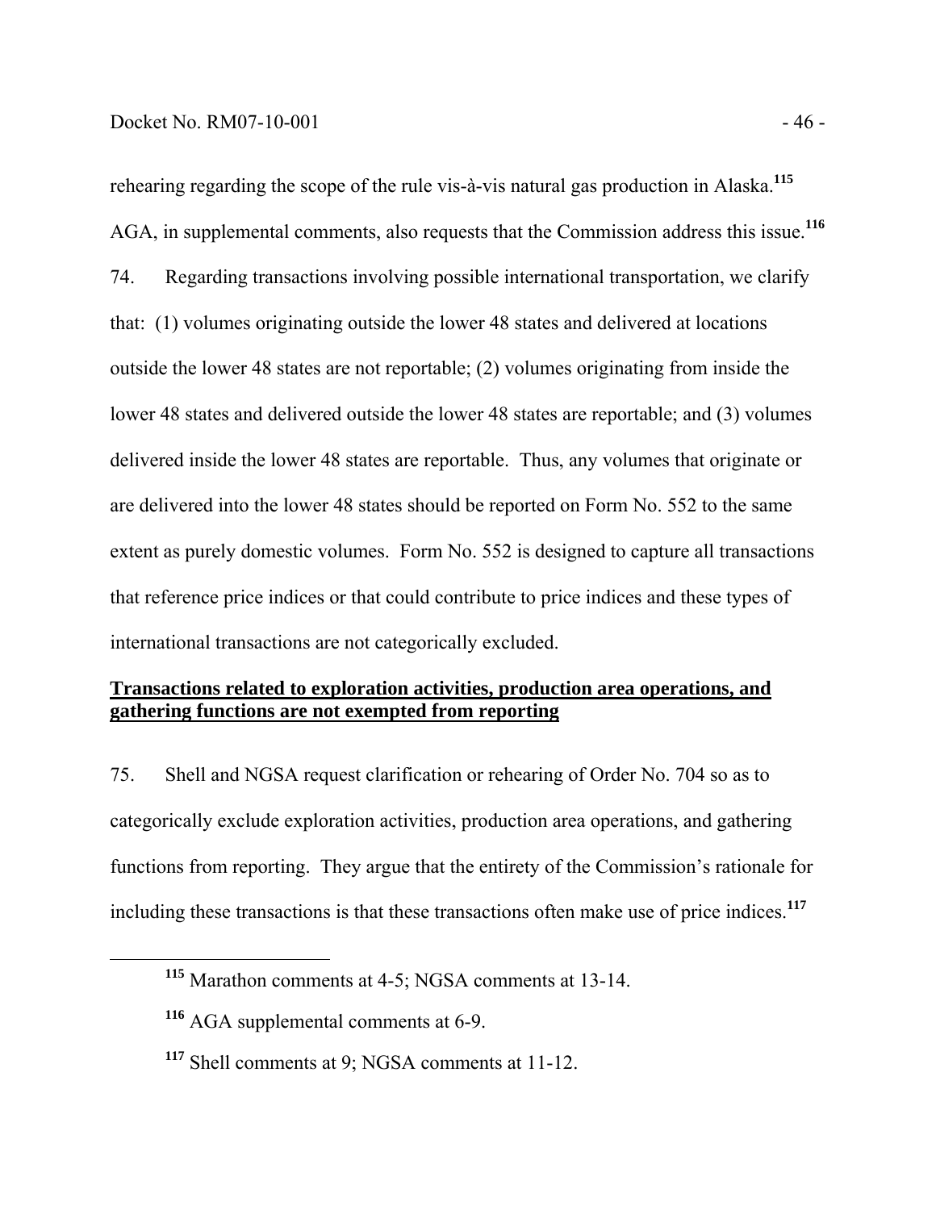rehearing regarding the scope of the rule vis-à-vis natural gas production in Alaska.[115] AGA, in supplemental comments, also requests that the Commission address this issue.[116]

74. Regarding transactions involving possible international transportation, we clarify that: (1) volumes originating outside the lower 48 states and delivered at locations outside the lower 48 states are not reportable; (2) volumes originating from inside the lower 48 states and delivered outside the lower 48 states are reportable; and (3) volumes delivered inside the lower 48 states are reportable. Thus, any volumes that originate or are delivered into the lower 48 states should be reported on Form No. 552 to the same extent as purely domestic volumes. Form No. 552 is designed to capture all transactions that reference price indices or that could contribute to price indices and these types of international transactions are not categorically excluded.

**<u>Transactions related to exploration activities, production area operations, and gathering functions are not exempted from reporting</u>**

75. Shell and NGSA request clarification or rehearing of Order No. 704 so as to categorically exclude exploration activities, production area operations, and gathering functions from reporting. They argue that the entirety of the Commission's rationale for including these transactions is that these transactions often make use of price indices.[117]

---

[115] Marathon comments at 4-5; NGSA comments at 13-14.

[116] AGA supplemental comments at 6-9.

[117] Shell comments at 9; NGSA comments at 11-12.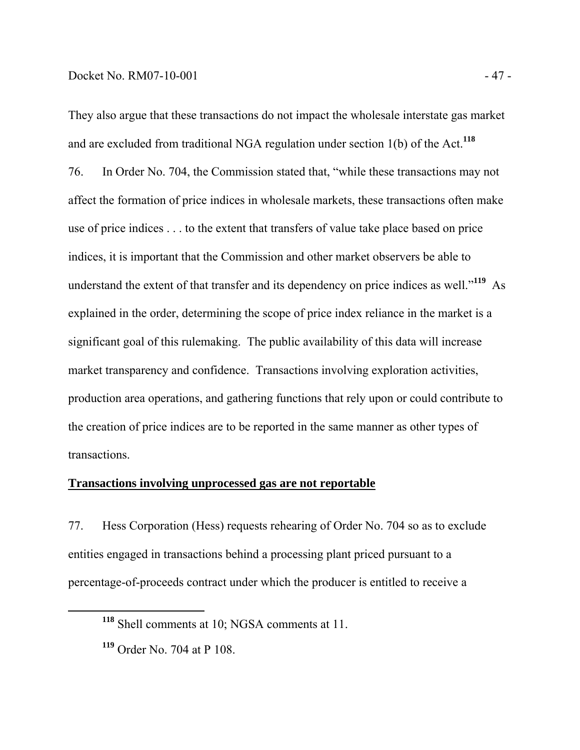They also argue that these transactions do not impact the wholesale interstate gas market and are excluded from traditional NGA regulation under section 1(b) of the Act.[118]

76. In Order No. 704, the Commission stated that, "while these transactions may not affect the formation of price indices in wholesale markets, these transactions often make use of price indices . . . to the extent that transfers of value take place based on price indices, it is important that the Commission and other market observers be able to understand the extent of that transfer and its dependency on price indices as well."[119] As explained in the order, determining the scope of price index reliance in the market is a significant goal of this rulemaking. The public availability of this data will increase market transparency and confidence. Transactions involving exploration activities, production area operations, and gathering functions that rely upon or could contribute to the creation of price indices are to be reported in the same manner as other types of transactions.

**Transactions involving unprocessed gas are not reportable**

77. Hess Corporation (Hess) requests rehearing of Order No. 704 so as to exclude entities engaged in transactions behind a processing plant priced pursuant to a percentage-of-proceeds contract under which the producer is entitled to receive a

[118] Shell comments at 10; NGSA comments at 11.

[119] Order No. 704 at P 108.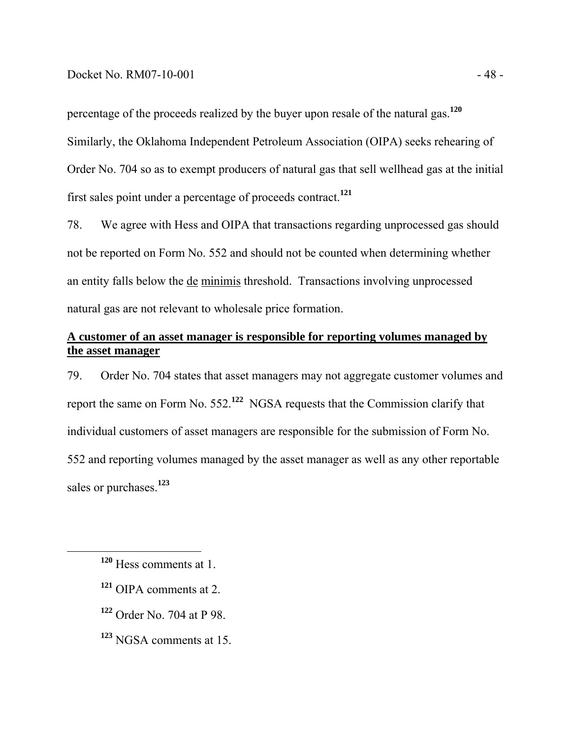percentage of the proceeds realized by the buyer upon resale of the natural gas.[120] Similarly, the Oklahoma Independent Petroleum Association (OIPA) seeks rehearing of Order No. 704 so as to exempt producers of natural gas that sell wellhead gas at the initial first sales point under a percentage of proceeds contract.[121]

78. We agree with Hess and OIPA that transactions regarding unprocessed gas should not be reported on Form No. 552 and should not be counted when determining whether an entity falls below the de minimis threshold. Transactions involving unprocessed natural gas are not relevant to wholesale price formation.

**A customer of an asset manager is responsible for reporting volumes managed by the asset manager**

79. Order No. 704 states that asset managers may not aggregate customer volumes and report the same on Form No. 552.[122] NGSA requests that the Commission clarify that individual customers of asset managers are responsible for the submission of Form No. 552 and reporting volumes managed by the asset manager as well as any other reportable sales or purchases.[123]

---

[120] Hess comments at 1.

[121] OIPA comments at 2.

[122] Order No. 704 at P 98.

[123] NGSA comments at 15.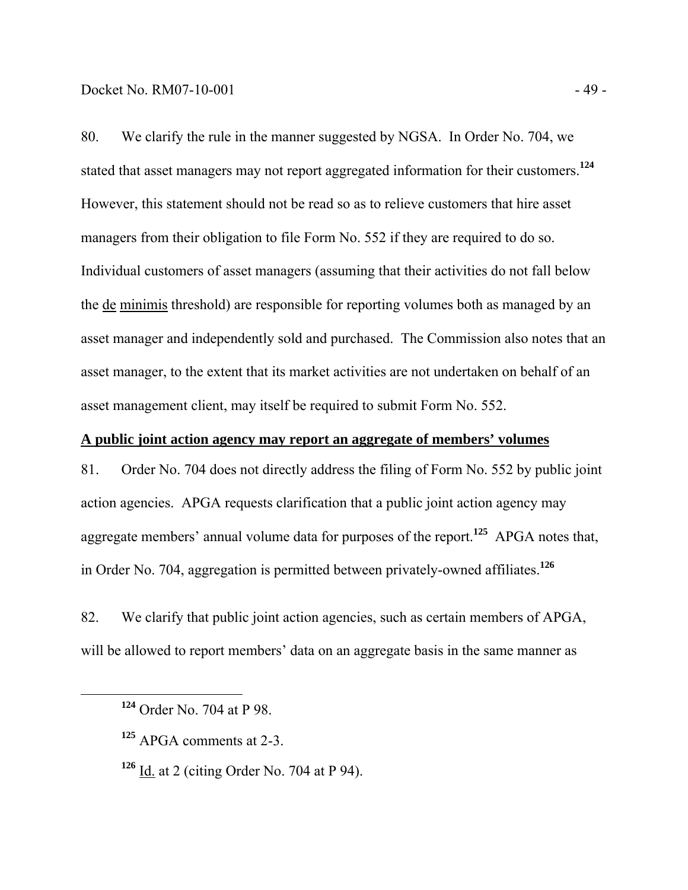80. We clarify the rule in the manner suggested by NGSA. In Order No. 704, we stated that asset managers may not report aggregated information for their customers.[124] However, this statement should not be read so as to relieve customers that hire asset managers from their obligation to file Form No. 552 if they are required to do so. Individual customers of asset managers (assuming that their activities do not fall below the de minimis threshold) are responsible for reporting volumes both as managed by an asset manager and independently sold and purchased. The Commission also notes that an asset manager, to the extent that its market activities are not undertaken on behalf of an asset management client, may itself be required to submit Form No. 552.

**A public joint action agency may report an aggregate of members' volumes**

81. Order No. 704 does not directly address the filing of Form No. 552 by public joint action agencies. APGA requests clarification that a public joint action agency may aggregate members' annual volume data for purposes of the report.[125] APGA notes that, in Order No. 704, aggregation is permitted between privately-owned affiliates.[126]

82. We clarify that public joint action agencies, such as certain members of APGA, will be allowed to report members' data on an aggregate basis in the same manner as

---

[124] Order No. 704 at P 98.

[125] APGA comments at 2-3.

[126] Id. at 2 (citing Order No. 704 at P 94).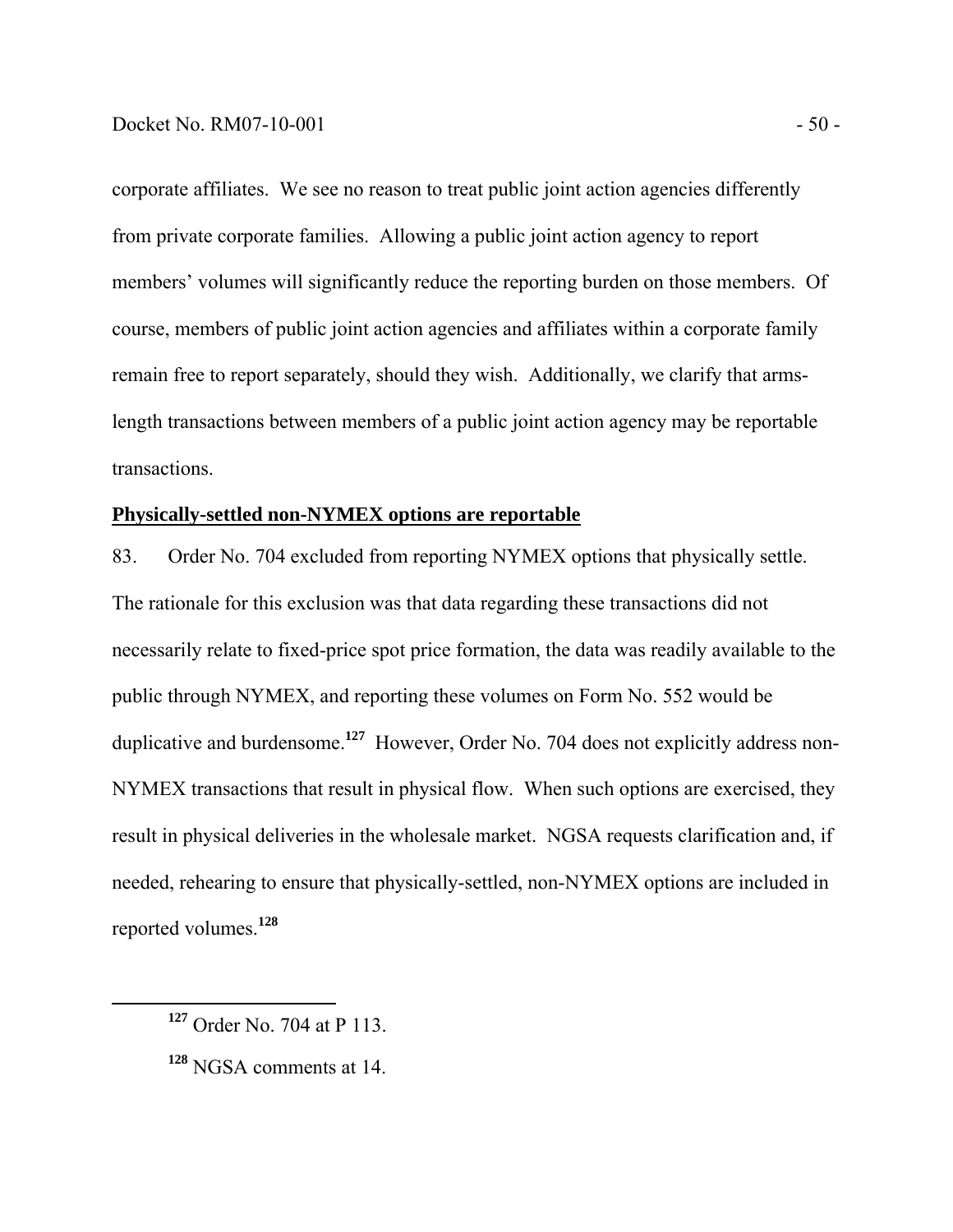corporate affiliates. We see no reason to treat public joint action agencies differently from private corporate families. Allowing a public joint action agency to report members' volumes will significantly reduce the reporting burden on those members. Of course, members of public joint action agencies and affiliates within a corporate family remain free to report separately, should they wish. Additionally, we clarify that arms-length transactions between members of a public joint action agency may be reportable transactions.

**Physically-settled non-NYMEX options are reportable**

83. Order No. 704 excluded from reporting NYMEX options that physically settle. The rationale for this exclusion was that data regarding these transactions did not necessarily relate to fixed-price spot price formation, the data was readily available to the public through NYMEX, and reporting these volumes on Form No. 552 would be duplicative and burdensome.[127] However, Order No. 704 does not explicitly address non-NYMEX transactions that result in physical flow. When such options are exercised, they result in physical deliveries in the wholesale market. NGSA requests clarification and, if needed, rehearing to ensure that physically-settled, non-NYMEX options are included in reported volumes.[128]

[127] Order No. 704 at P 113.

[128] NGSA comments at 14.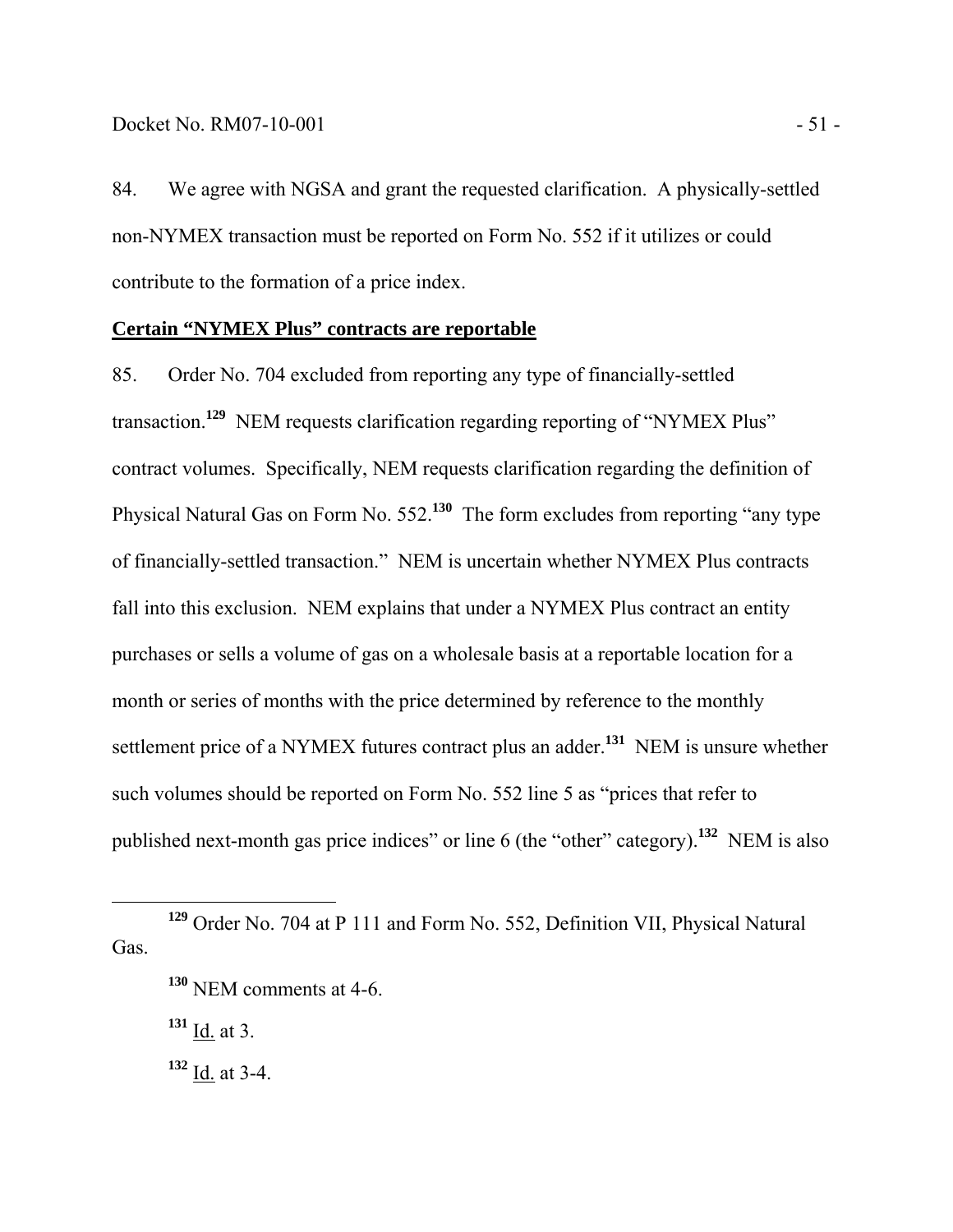84. We agree with NGSA and grant the requested clarification. A physically-settled non-NYMEX transaction must be reported on Form No. 552 if it utilizes or could contribute to the formation of a price index.

**Certain "NYMEX Plus" contracts are reportable**

85. Order No. 704 excluded from reporting any type of financially-settled transaction.[129] NEM requests clarification regarding reporting of "NYMEX Plus" contract volumes. Specifically, NEM requests clarification regarding the definition of Physical Natural Gas on Form No. 552.[130] The form excludes from reporting "any type of financially-settled transaction." NEM is uncertain whether NYMEX Plus contracts fall into this exclusion. NEM explains that under a NYMEX Plus contract an entity purchases or sells a volume of gas on a wholesale basis at a reportable location for a month or series of months with the price determined by reference to the monthly settlement price of a NYMEX futures contract plus an adder.[131] NEM is unsure whether such volumes should be reported on Form No. 552 line 5 as "prices that refer to published next-month gas price indices" or line 6 (the "other" category).[132] NEM is also

---

[129] Order No. 704 at P 111 and Form No. 552, Definition VII, Physical Natural Gas.

[130] NEM comments at 4-6.

[131] Id. at 3.

[132] Id. at 3-4.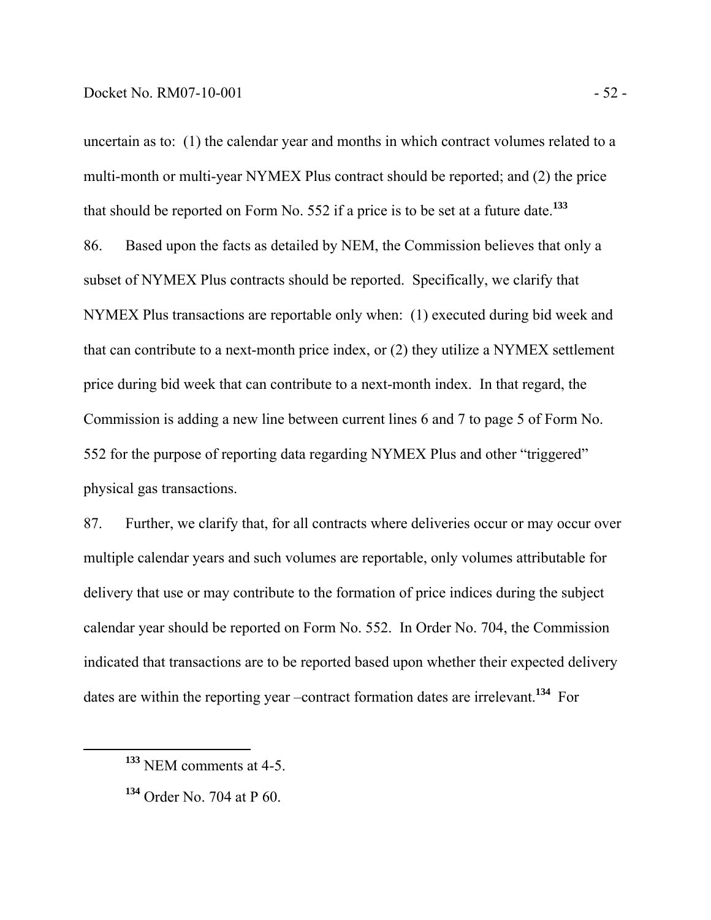uncertain as to: (1) the calendar year and months in which contract volumes related to a multi-month or multi-year NYMEX Plus contract should be reported; and (2) the price that should be reported on Form No. 552 if a price is to be set at a future date.[133]

86. Based upon the facts as detailed by NEM, the Commission believes that only a subset of NYMEX Plus contracts should be reported. Specifically, we clarify that NYMEX Plus transactions are reportable only when: (1) executed during bid week and that can contribute to a next-month price index, or (2) they utilize a NYMEX settlement price during bid week that can contribute to a next-month index. In that regard, the Commission is adding a new line between current lines 6 and 7 to page 5 of Form No. 552 for the purpose of reporting data regarding NYMEX Plus and other "triggered" physical gas transactions.

87. Further, we clarify that, for all contracts where deliveries occur or may occur over multiple calendar years and such volumes are reportable, only volumes attributable for delivery that use or may contribute to the formation of price indices during the subject calendar year should be reported on Form No. 552. In Order No. 704, the Commission indicated that transactions are to be reported based upon whether their expected delivery dates are within the reporting year –contract formation dates are irrelevant.[134] For

---

[133] NEM comments at 4-5.

[134] Order No. 704 at P 60.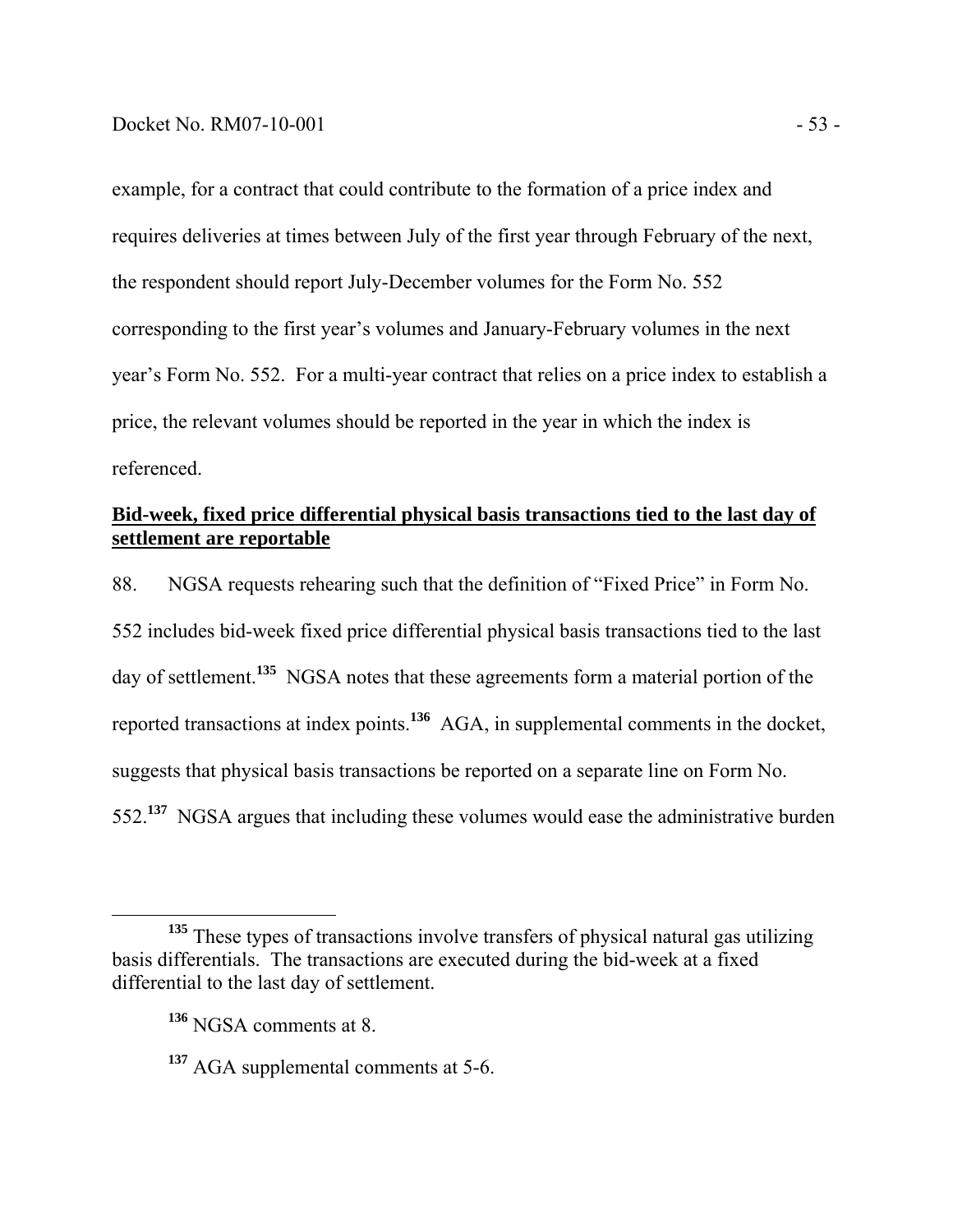example, for a contract that could contribute to the formation of a price index and requires deliveries at times between July of the first year through February of the next, the respondent should report July-December volumes for the Form No. 552 corresponding to the first year's volumes and January-February volumes in the next year's Form No. 552. For a multi-year contract that relies on a price index to establish a price, the relevant volumes should be reported in the year in which the index is referenced.

**<u>Bid-week, fixed price differential physical basis transactions tied to the last day of settlement are reportable</u>**

88. NGSA requests rehearing such that the definition of "Fixed Price" in Form No. 552 includes bid-week fixed price differential physical basis transactions tied to the last day of settlement.[135] NGSA notes that these agreements form a material portion of the reported transactions at index points.[136] AGA, in supplemental comments in the docket, suggests that physical basis transactions be reported on a separate line on Form No. 552.[137] NGSA argues that including these volumes would ease the administrative burden

[135] These types of transactions involve transfers of physical natural gas utilizing basis differentials. The transactions are executed during the bid-week at a fixed differential to the last day of settlement.

[136] NGSA comments at 8.

[137] AGA supplemental comments at 5-6.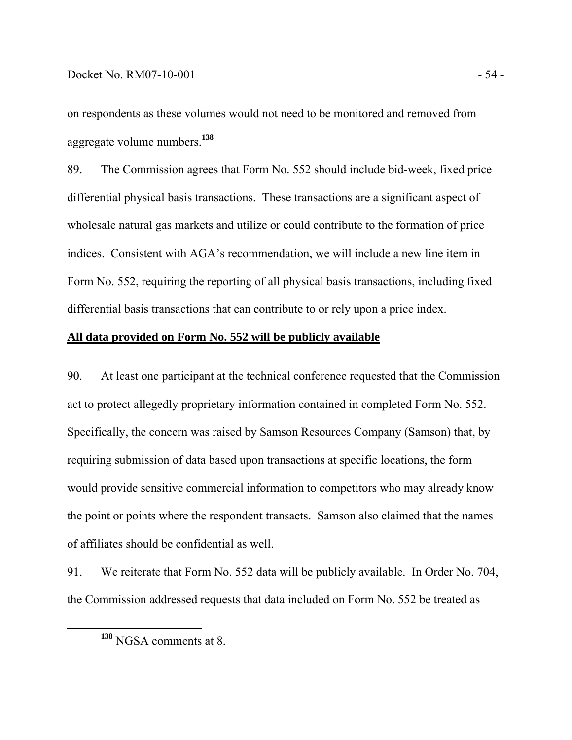on respondents as these volumes would not need to be monitored and removed from aggregate volume numbers.[138]

89. The Commission agrees that Form No. 552 should include bid-week, fixed price differential physical basis transactions. These transactions are a significant aspect of wholesale natural gas markets and utilize or could contribute to the formation of price indices. Consistent with AGA's recommendation, we will include a new line item in Form No. 552, requiring the reporting of all physical basis transactions, including fixed differential basis transactions that can contribute to or rely upon a price index.

**All data provided on Form No. 552 will be publicly available**

90. At least one participant at the technical conference requested that the Commission act to protect allegedly proprietary information contained in completed Form No. 552. Specifically, the concern was raised by Samson Resources Company (Samson) that, by requiring submission of data based upon transactions at specific locations, the form would provide sensitive commercial information to competitors who may already know the point or points where the respondent transacts. Samson also claimed that the names of affiliates should be confidential as well.

91. We reiterate that Form No. 552 data will be publicly available. In Order No. 704, the Commission addressed requests that data included on Form No. 552 be treated as

[138] NGSA comments at 8.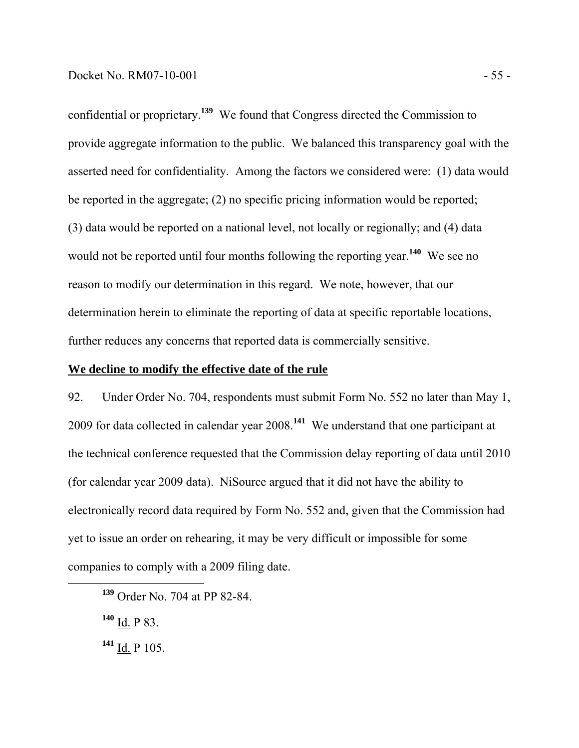confidential or proprietary.[139] We found that Congress directed the Commission to provide aggregate information to the public. We balanced this transparency goal with the asserted need for confidentiality. Among the factors we considered were: (1) data would be reported in the aggregate; (2) no specific pricing information would be reported; (3) data would be reported on a national level, not locally or regionally; and (4) data would not be reported until four months following the reporting year.[140] We see no reason to modify our determination in this regard. We note, however, that our determination herein to eliminate the reporting of data at specific reportable locations, further reduces any concerns that reported data is commercially sensitive.

**We decline to modify the effective date of the rule**

92. Under Order No. 704, respondents must submit Form No. 552 no later than May 1, 2009 for data collected in calendar year 2008.[141] We understand that one participant at the technical conference requested that the Commission delay reporting of data until 2010 (for calendar year 2009 data). NiSource argued that it did not have the ability to electronically record data required by Form No. 552 and, given that the Commission had yet to issue an order on rehearing, it may be very difficult or impossible for some companies to comply with a 2009 filing date.

---

[139] Order No. 704 at PP 82-84.

[140] Id. P 83.

[141] Id. P 105.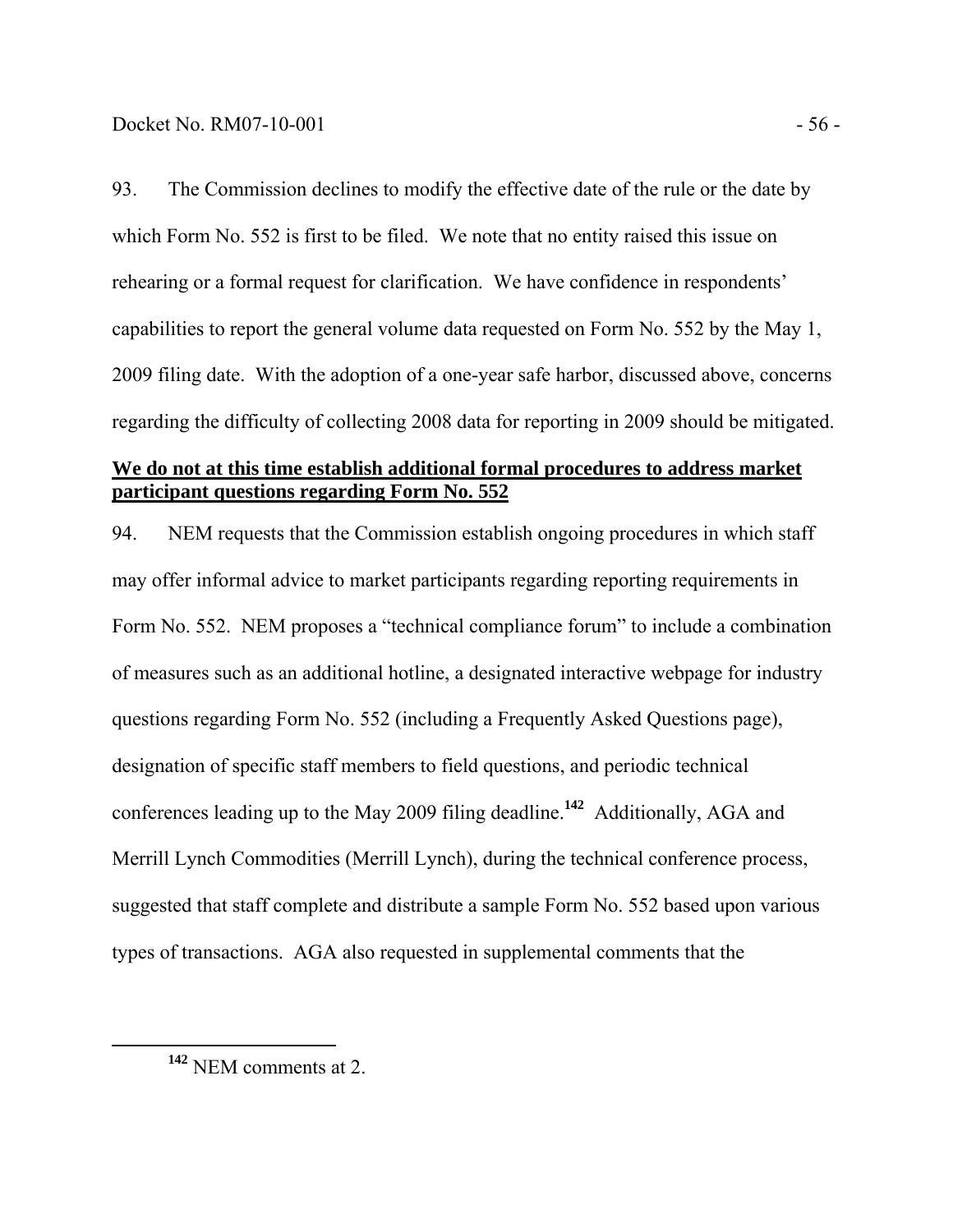93. The Commission declines to modify the effective date of the rule or the date by which Form No. 552 is first to be filed. We note that no entity raised this issue on rehearing or a formal request for clarification. We have confidence in respondents' capabilities to report the general volume data requested on Form No. 552 by the May 1, 2009 filing date. With the adoption of a one-year safe harbor, discussed above, concerns regarding the difficulty of collecting 2008 data for reporting in 2009 should be mitigated.

**<u>We do not at this time establish additional formal procedures to address market participant questions regarding Form No. 552</u>**

94. NEM requests that the Commission establish ongoing procedures in which staff may offer informal advice to market participants regarding reporting requirements in Form No. 552. NEM proposes a "technical compliance forum" to include a combination of measures such as an additional hotline, a designated interactive webpage for industry questions regarding Form No. 552 (including a Frequently Asked Questions page), designation of specific staff members to field questions, and periodic technical conferences leading up to the May 2009 filing deadline.[142] Additionally, AGA and Merrill Lynch Commodities (Merrill Lynch), during the technical conference process, suggested that staff complete and distribute a sample Form No. 552 based upon various types of transactions. AGA also requested in supplemental comments that the

[142] NEM comments at 2.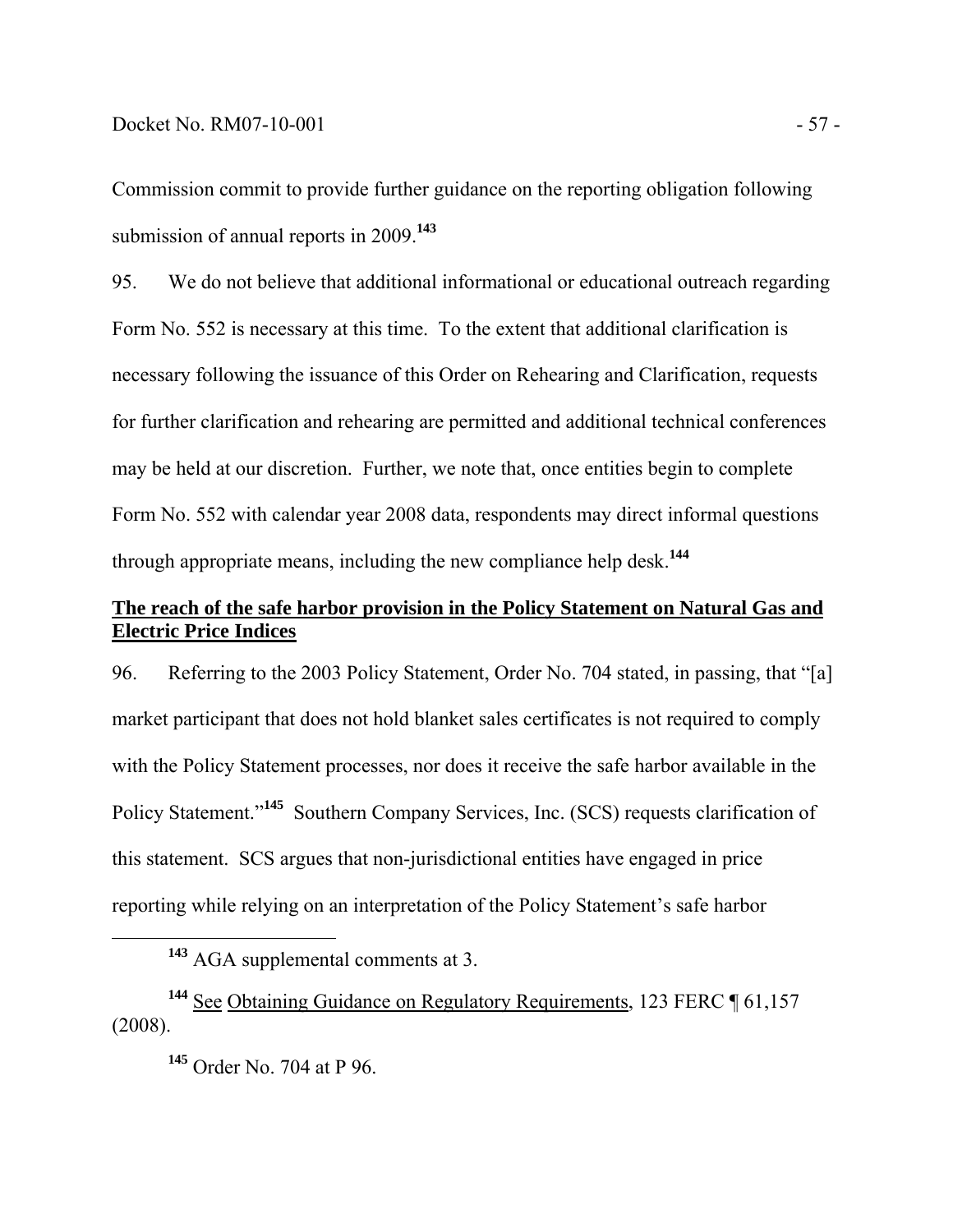Commission commit to provide further guidance on the reporting obligation following submission of annual reports in 2009.[143]

95. We do not believe that additional informational or educational outreach regarding Form No. 552 is necessary at this time. To the extent that additional clarification is necessary following the issuance of this Order on Rehearing and Clarification, requests for further clarification and rehearing are permitted and additional technical conferences may be held at our discretion. Further, we note that, once entities begin to complete Form No. 552 with calendar year 2008 data, respondents may direct informal questions through appropriate means, including the new compliance help desk.[144]

**The reach of the safe harbor provision in the Policy Statement on Natural Gas and Electric Price Indices**

96. Referring to the 2003 Policy Statement, Order No. 704 stated, in passing, that "[a] market participant that does not hold blanket sales certificates is not required to comply with the Policy Statement processes, nor does it receive the safe harbor available in the Policy Statement."[145] Southern Company Services, Inc. (SCS) requests clarification of this statement. SCS argues that non-jurisdictional entities have engaged in price reporting while relying on an interpretation of the Policy Statement's safe harbor

[143] AGA supplemental comments at 3.

[144] See Obtaining Guidance on Regulatory Requirements, 123 FERC ¶ 61,157 (2008).

[145] Order No. 704 at P 96.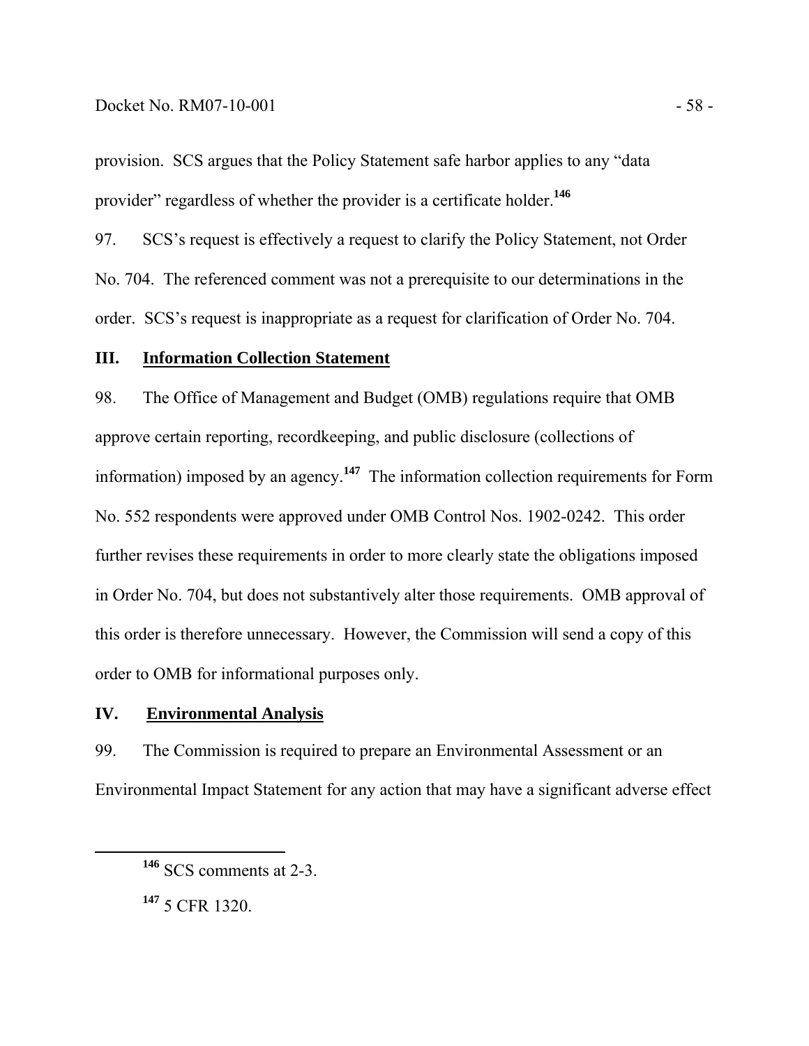provision. SCS argues that the Policy Statement safe harbor applies to any "data provider" regardless of whether the provider is a certificate holder.[146]

97. SCS's request is effectively a request to clarify the Policy Statement, not Order No. 704. The referenced comment was not a prerequisite to our determinations in the order. SCS's request is inappropriate as a request for clarification of Order No. 704.

## III. Information Collection Statement

98. The Office of Management and Budget (OMB) regulations require that OMB approve certain reporting, recordkeeping, and public disclosure (collections of information) imposed by an agency.[147] The information collection requirements for Form No. 552 respondents were approved under OMB Control Nos. 1902-0242. This order further revises these requirements in order to more clearly state the obligations imposed in Order No. 704, but does not substantively alter those requirements. OMB approval of this order is therefore unnecessary. However, the Commission will send a copy of this order to OMB for informational purposes only.

## IV. Environmental Analysis

99. The Commission is required to prepare an Environmental Assessment or an Environmental Impact Statement for any action that may have a significant adverse effect

---

[146] SCS comments at 2-3.

[147] 5 CFR 1320.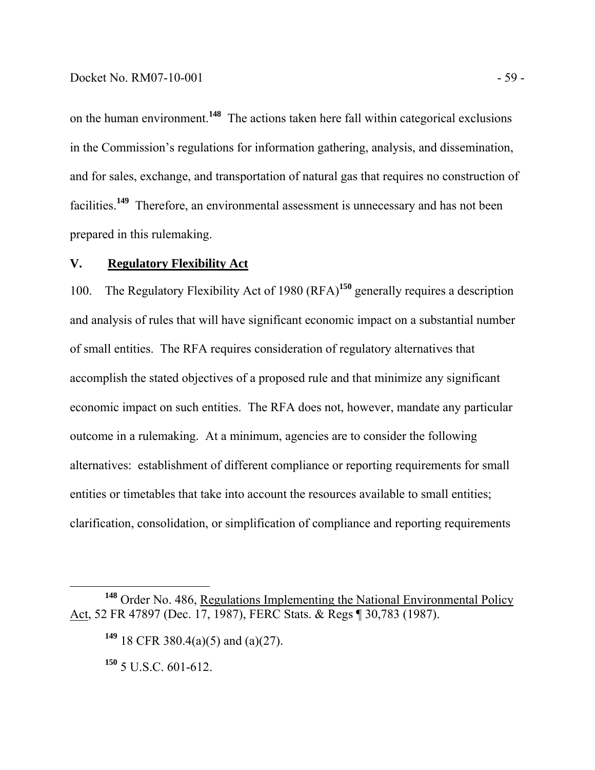on the human environment.[148] The actions taken here fall within categorical exclusions in the Commission's regulations for information gathering, analysis, and dissemination, and for sales, exchange, and transportation of natural gas that requires no construction of facilities.[149] Therefore, an environmental assessment is unnecessary and has not been prepared in this rulemaking.

## V. Regulatory Flexibility Act

100. The Regulatory Flexibility Act of 1980 (RFA)[150] generally requires a description and analysis of rules that will have significant economic impact on a substantial number of small entities. The RFA requires consideration of regulatory alternatives that accomplish the stated objectives of a proposed rule and that minimize any significant economic impact on such entities. The RFA does not, however, mandate any particular outcome in a rulemaking. At a minimum, agencies are to consider the following alternatives: establishment of different compliance or reporting requirements for small entities or timetables that take into account the resources available to small entities; clarification, consolidation, or simplification of compliance and reporting requirements

---

[148] Order No. 486, Regulations Implementing the National Environmental Policy Act, 52 FR 47897 (Dec. 17, 1987), FERC Stats. & Regs ¶ 30,783 (1987).

[149] 18 CFR 380.4(a)(5) and (a)(27).

[150] 5 U.S.C. 601-612.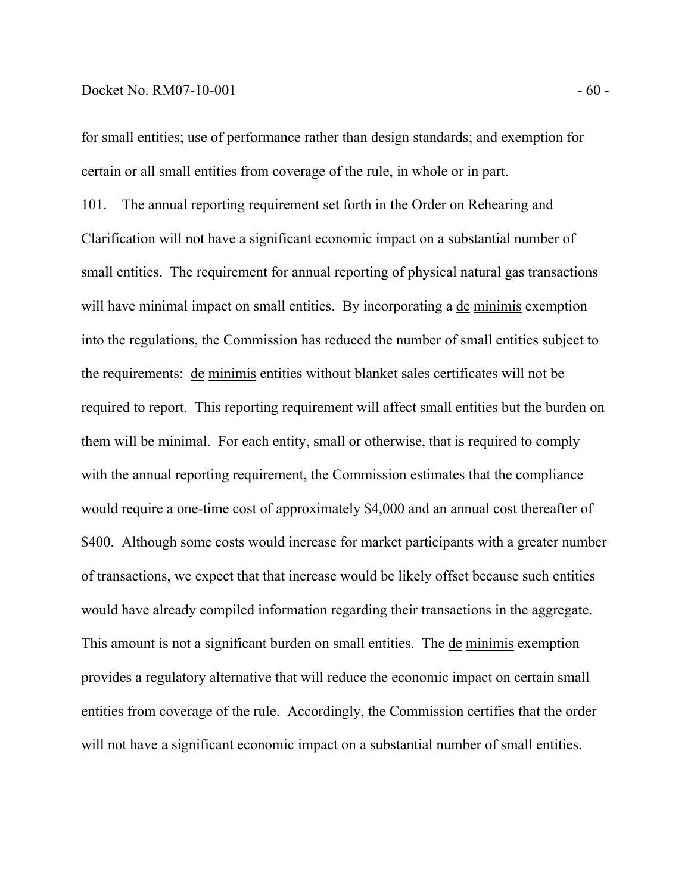for small entities; use of performance rather than design standards; and exemption for certain or all small entities from coverage of the rule, in whole or in part.

101. The annual reporting requirement set forth in the Order on Rehearing and Clarification will not have a significant economic impact on a substantial number of small entities. The requirement for annual reporting of physical natural gas transactions will have minimal impact on small entities. By incorporating a de minimis exemption into the regulations, the Commission has reduced the number of small entities subject to the requirements: de minimis entities without blanket sales certificates will not be required to report. This reporting requirement will affect small entities but the burden on them will be minimal. For each entity, small or otherwise, that is required to comply with the annual reporting requirement, the Commission estimates that the compliance would require a one-time cost of approximately $4,000 and an annual cost thereafter of $400. Although some costs would increase for market participants with a greater number of transactions, we expect that that increase would be likely offset because such entities would have already compiled information regarding their transactions in the aggregate. This amount is not a significant burden on small entities. The de minimis exemption provides a regulatory alternative that will reduce the economic impact on certain small entities from coverage of the rule. Accordingly, the Commission certifies that the order will not have a significant economic impact on a substantial number of small entities.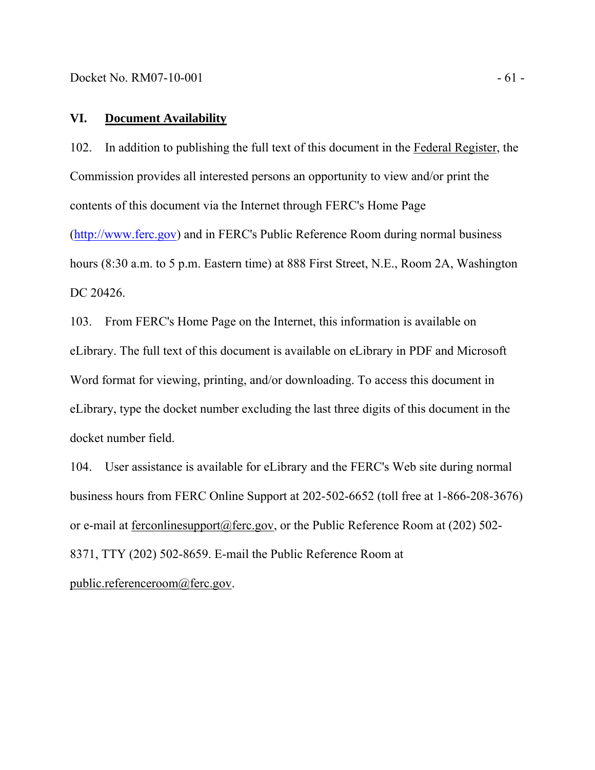## VI. **Document Availability**

102. In addition to publishing the full text of this document in the Federal Register, the Commission provides all interested persons an opportunity to view and/or print the contents of this document via the Internet through FERC's Home Page (http://www.ferc.gov) and in FERC's Public Reference Room during normal business hours (8:30 a.m. to 5 p.m. Eastern time) at 888 First Street, N.E., Room 2A, Washington DC 20426.

103. From FERC's Home Page on the Internet, this information is available on eLibrary. The full text of this document is available on eLibrary in PDF and Microsoft Word format for viewing, printing, and/or downloading. To access this document in eLibrary, type the docket number excluding the last three digits of this document in the docket number field.

104. User assistance is available for eLibrary and the FERC's Web site during normal business hours from FERC Online Support at 202-502-6652 (toll free at 1-866-208-3676) or e-mail at ferconlinesupport@ferc.gov, or the Public Reference Room at (202) 502-8371, TTY (202) 502-8659. E-mail the Public Reference Room at public.referenceroom@ferc.gov.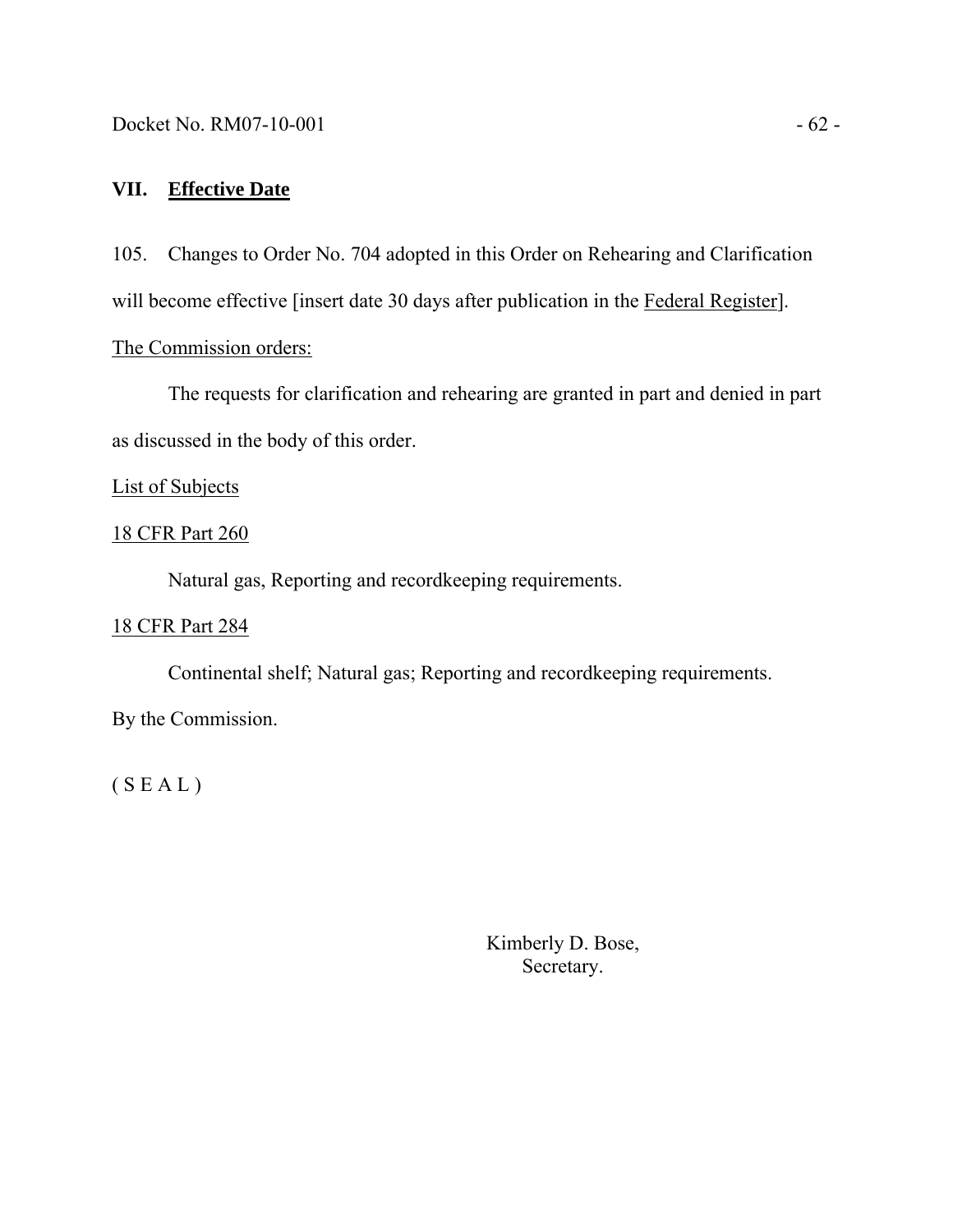## VII. Effective Date

105. Changes to Order No. 704 adopted in this Order on Rehearing and Clarification will become effective [insert date 30 days after publication in the Federal Register].

The Commission orders:

The requests for clarification and rehearing are granted in part and denied in part as discussed in the body of this order.

List of Subjects

18 CFR Part 260

Natural gas, Reporting and recordkeeping requirements.

18 CFR Part 284

Continental shelf; Natural gas; Reporting and recordkeeping requirements.

By the Commission.

( S E A L )

Kimberly D. Bose,
Secretary.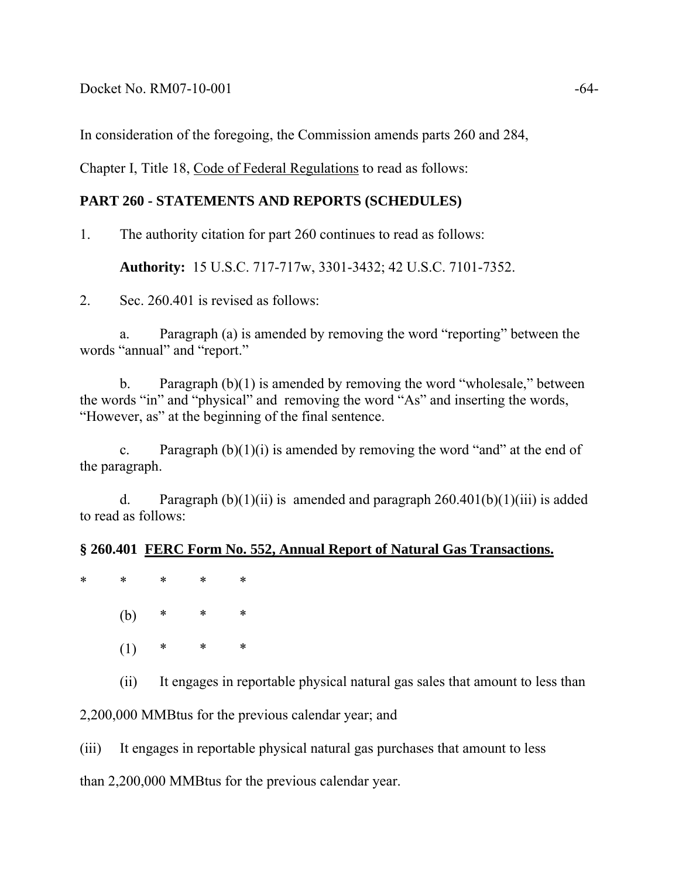In consideration of the foregoing, the Commission amends parts 260 and 284, Chapter I, Title 18, Code of Federal Regulations to read as follows:

**PART 260 - STATEMENTS AND REPORTS (SCHEDULES)**

1. The authority citation for part 260 continues to read as follows:

   **Authority:** 15 U.S.C. 717-717w, 3301-3432; 42 U.S.C. 7101-7352.

2. Sec. 260.401 is revised as follows:

   a. Paragraph (a) is amended by removing the word "reporting" between the words "annual" and "report."

   b. Paragraph (b)(1) is amended by removing the word "wholesale," between the words "in" and "physical" and removing the word "As" and inserting the words, "However, as" at the beginning of the final sentence.

   c. Paragraph (b)(1)(i) is amended by removing the word "and" at the end of the paragraph.

   d. Paragraph (b)(1)(ii) is amended and paragraph 260.401(b)(1)(iii) is added to read as follows:

**§ 260.401 FERC Form No. 552, Annual Report of Natural Gas Transactions.**

\* \* \* \* \*

(b) \* \* \*

(1) \* \* \*

(ii) It engages in reportable physical natural gas sales that amount to less than 2,200,000 MMBtus for the previous calendar year; and

(iii) It engages in reportable physical natural gas purchases that amount to less than 2,200,000 MMBtus for the previous calendar year.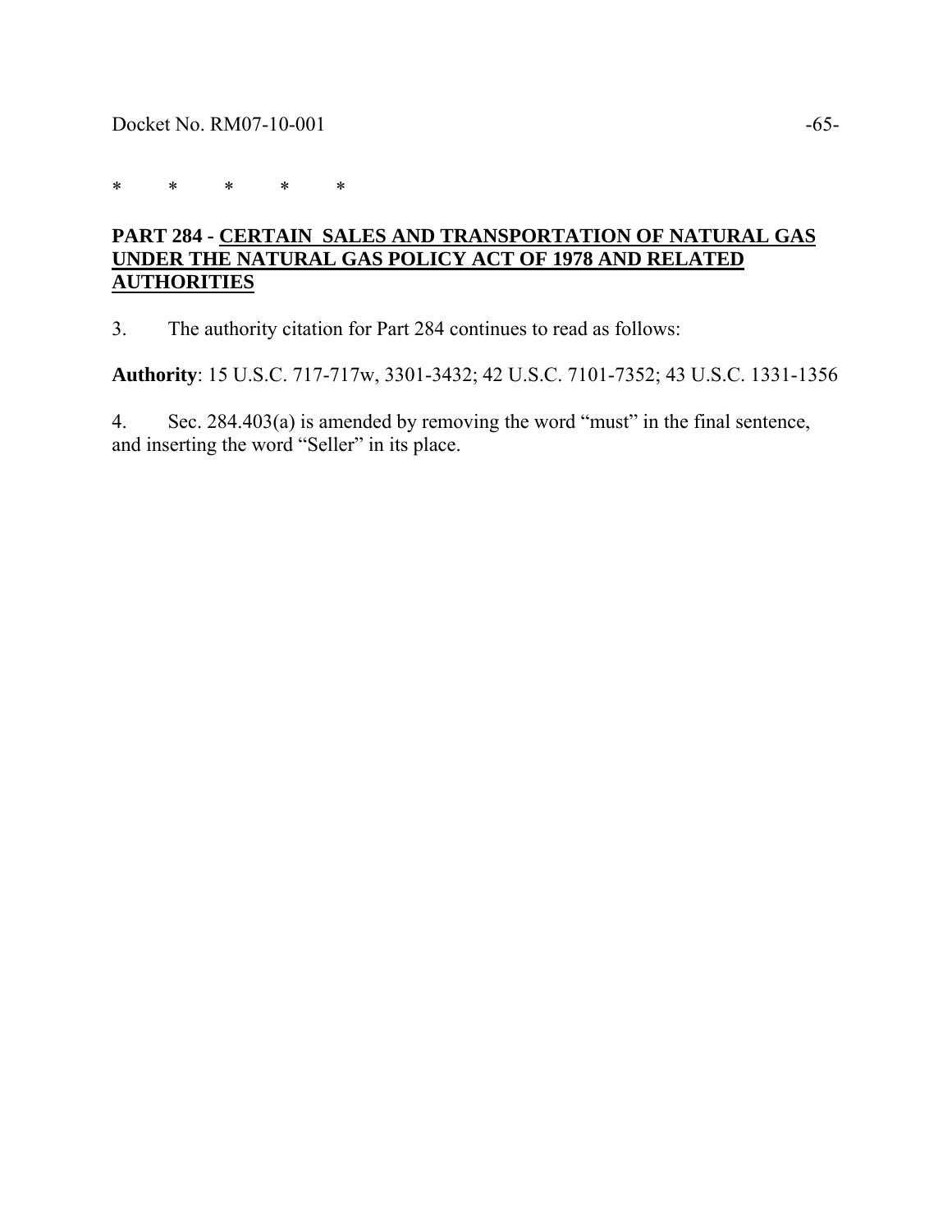\*        \*        \*        \*        \*

**PART 284 - CERTAIN SALES AND TRANSPORTATION OF NATURAL GAS UNDER THE NATURAL GAS POLICY ACT OF 1978 AND RELATED AUTHORITIES**

3. The authority citation for Part 284 continues to read as follows:

**Authority**: 15 U.S.C. 717-717w, 3301-3432; 42 U.S.C. 7101-7352; 43 U.S.C. 1331-1356

4. Sec. 284.403(a) is amended by removing the word “must” in the final sentence, and inserting the word “Seller” in its place.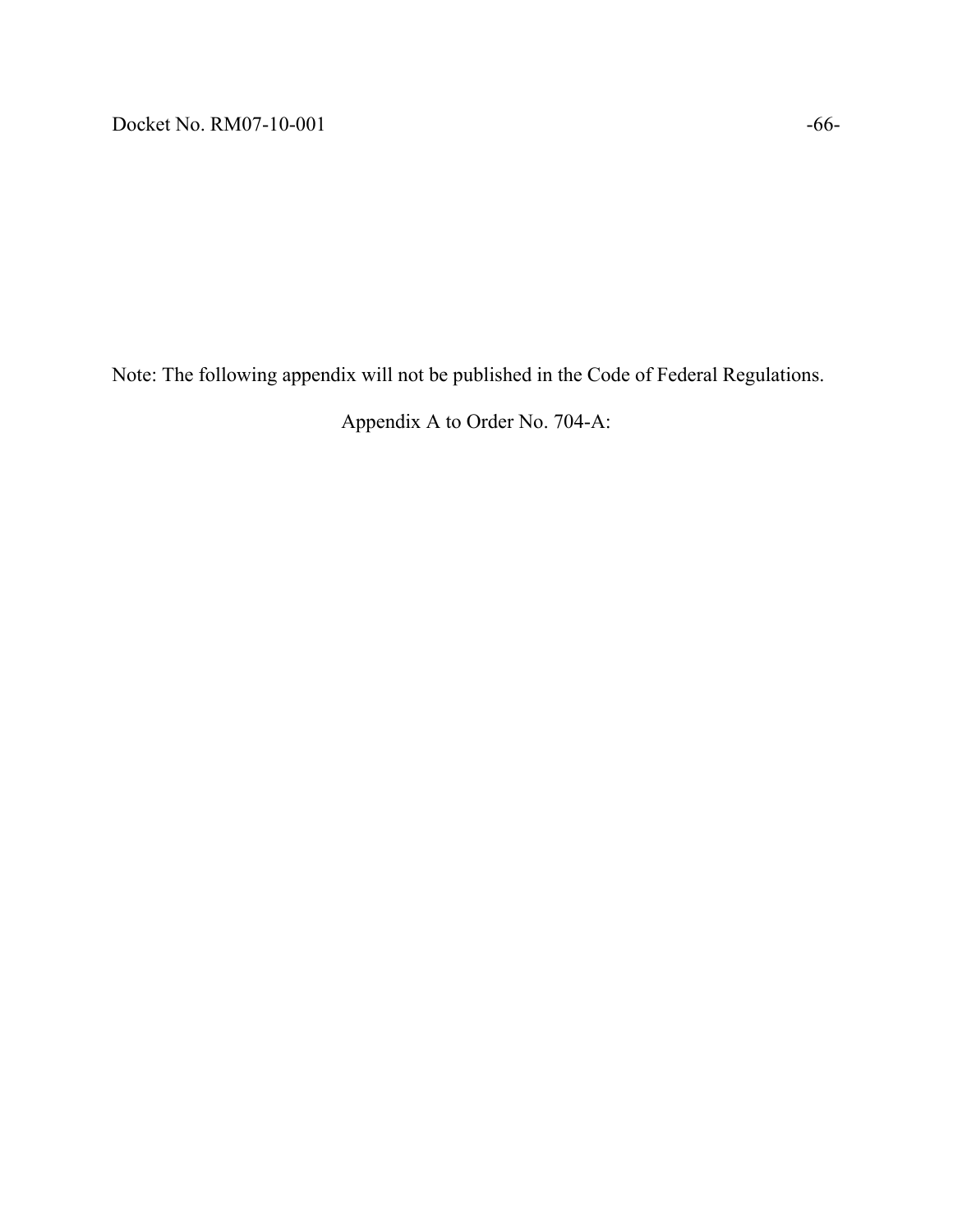Note: The following appendix will not be published in the Code of Federal Regulations.

Appendix A to Order No. 704-A: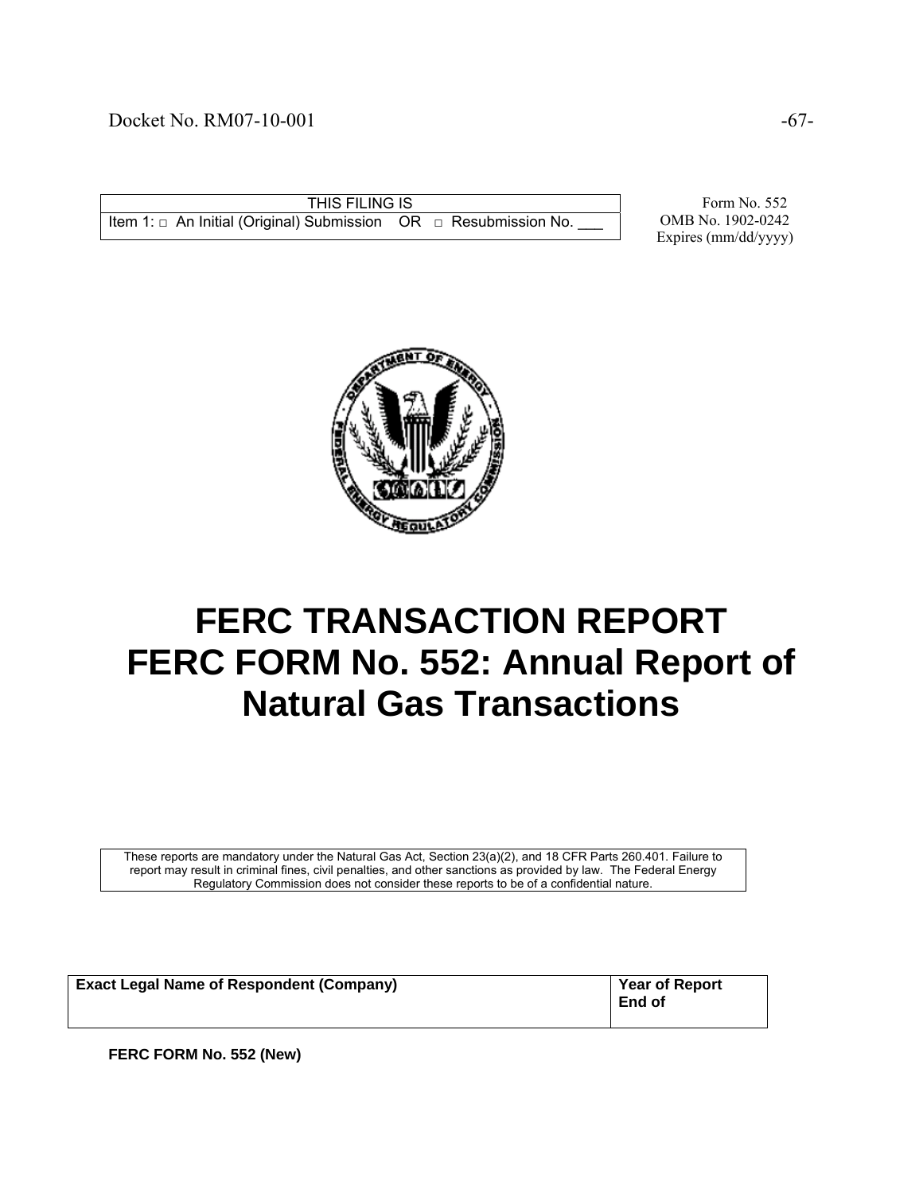| THIS FILING IS |
|---|
| Item 1: □ An Initial (Original) Submission OR □ Resubmission No. ___ |

Form No. 552
OMB No. 1902-0242
Expires (mm/dd/yyyy)

# FERC TRANSACTION REPORT
# FERC FORM No. 552: Annual Report of Natural Gas Transactions

These reports are mandatory under the Natural Gas Act, Section 23(a)(2), and 18 CFR Parts 260.401. Failure to report may result in criminal fines, civil penalties, and other sanctions as provided by law. The Federal Energy Regulatory Commission does not consider these reports to be of a confidential nature.

| **Exact Legal Name of Respondent (Company)** | **Year of Report**<br>**End of** |
|---|---|
| | |

**FERC FORM No. 552 (New)**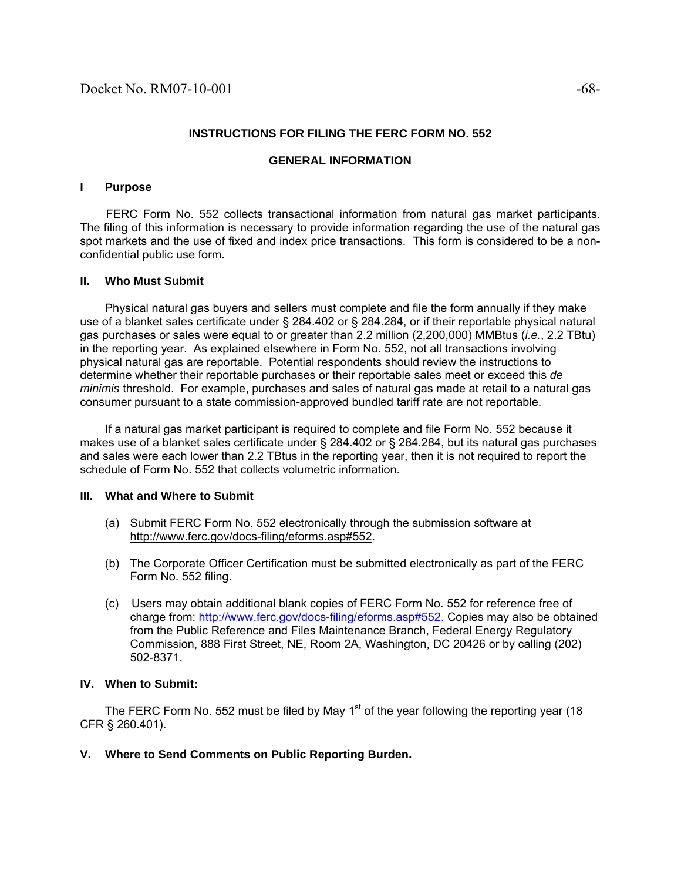## INSTRUCTIONS FOR FILING THE FERC FORM NO. 552

### GENERAL INFORMATION

### I Purpose

FERC Form No. 552 collects transactional information from natural gas market participants. The filing of this information is necessary to provide information regarding the use of the natural gas spot markets and the use of fixed and index price transactions. This form is considered to be a non-confidential public use form.

### II. Who Must Submit

Physical natural gas buyers and sellers must complete and file the form annually if they make use of a blanket sales certificate under § 284.402 or § 284.284, or if their reportable physical natural gas purchases or sales were equal to or greater than 2.2 million (2,200,000) MMBtus (*i.e.*, 2.2 TBtu) in the reporting year. As explained elsewhere in Form No. 552, not all transactions involving physical natural gas are reportable. Potential respondents should review the instructions to determine whether their reportable purchases or their reportable sales meet or exceed this *de minimis* threshold. For example, purchases and sales of natural gas made at retail to a natural gas consumer pursuant to a state commission-approved bundled tariff rate are not reportable.

If a natural gas market participant is required to complete and file Form No. 552 because it makes use of a blanket sales certificate under § 284.402 or § 284.284, but its natural gas purchases and sales were each lower than 2.2 TBtus in the reporting year, then it is not required to report the schedule of Form No. 552 that collects volumetric information.

### III. What and Where to Submit

(a) Submit FERC Form No. 552 electronically through the submission software at http://www.ferc.gov/docs-filing/eforms.asp#552.

(b) The Corporate Officer Certification must be submitted electronically as part of the FERC Form No. 552 filing.

(c) Users may obtain additional blank copies of FERC Form No. 552 for reference free of charge from: http://www.ferc.gov/docs-filing/eforms.asp#552. Copies may also be obtained from the Public Reference and Files Maintenance Branch, Federal Energy Regulatory Commission, 888 First Street, NE, Room 2A, Washington, DC 20426 or by calling (202) 502-8371.

### IV. When to Submit:

The FERC Form No. 552 must be filed by May 1st of the year following the reporting year (18 CFR § 260.401).

### V. Where to Send Comments on Public Reporting Burden.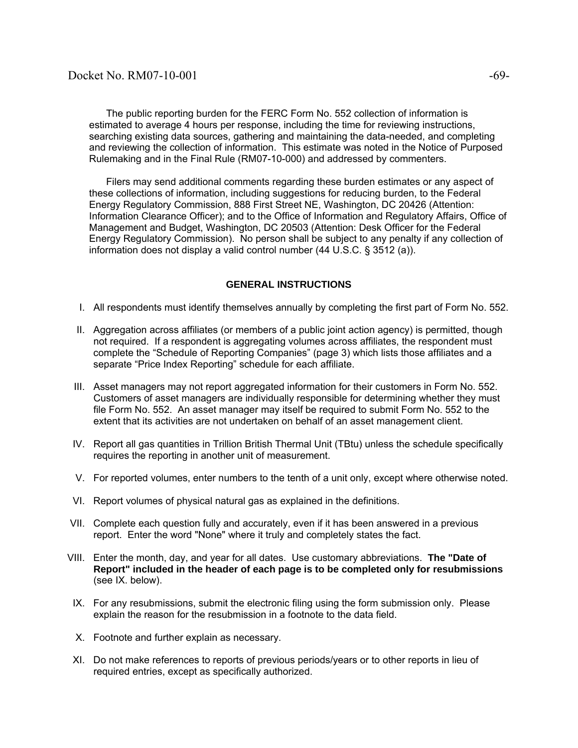The public reporting burden for the FERC Form No. 552 collection of information is estimated to average 4 hours per response, including the time for reviewing instructions, searching existing data sources, gathering and maintaining the data-needed, and completing and reviewing the collection of information. This estimate was noted in the Notice of Purposed Rulemaking and in the Final Rule (RM07-10-000) and addressed by commenters.

Filers may send additional comments regarding these burden estimates or any aspect of these collections of information, including suggestions for reducing burden, to the Federal Energy Regulatory Commission, 888 First Street NE, Washington, DC 20426 (Attention: Information Clearance Officer); and to the Office of Information and Regulatory Affairs, Office of Management and Budget, Washington, DC 20503 (Attention: Desk Officer for the Federal Energy Regulatory Commission). No person shall be subject to any penalty if any collection of information does not display a valid control number (44 U.S.C. § 3512 (a)).

## GENERAL INSTRUCTIONS

I. All respondents must identify themselves annually by completing the first part of Form No. 552.

II. Aggregation across affiliates (or members of a public joint action agency) is permitted, though not required. If a respondent is aggregating volumes across affiliates, the respondent must complete the "Schedule of Reporting Companies" (page 3) which lists those affiliates and a separate "Price Index Reporting" schedule for each affiliate.

III. Asset managers may not report aggregated information for their customers in Form No. 552. Customers of asset managers are individually responsible for determining whether they must file Form No. 552. An asset manager may itself be required to submit Form No. 552 to the extent that its activities are not undertaken on behalf of an asset management client.

IV. Report all gas quantities in Trillion British Thermal Unit (TBtu) unless the schedule specifically requires the reporting in another unit of measurement.

V. For reported volumes, enter numbers to the tenth of a unit only, except where otherwise noted.

VI. Report volumes of physical natural gas as explained in the definitions.

VII. Complete each question fully and accurately, even if it has been answered in a previous report. Enter the word "None" where it truly and completely states the fact.

VIII. Enter the month, day, and year for all dates. Use customary abbreviations. **The "Date of Report" included in the header of each page is to be completed only for resubmissions** (see IX. below).

IX. For any resubmissions, submit the electronic filing using the form submission only. Please explain the reason for the resubmission in a footnote to the data field.

X. Footnote and further explain as necessary.

XI. Do not make references to reports of previous periods/years or to other reports in lieu of required entries, except as specifically authorized.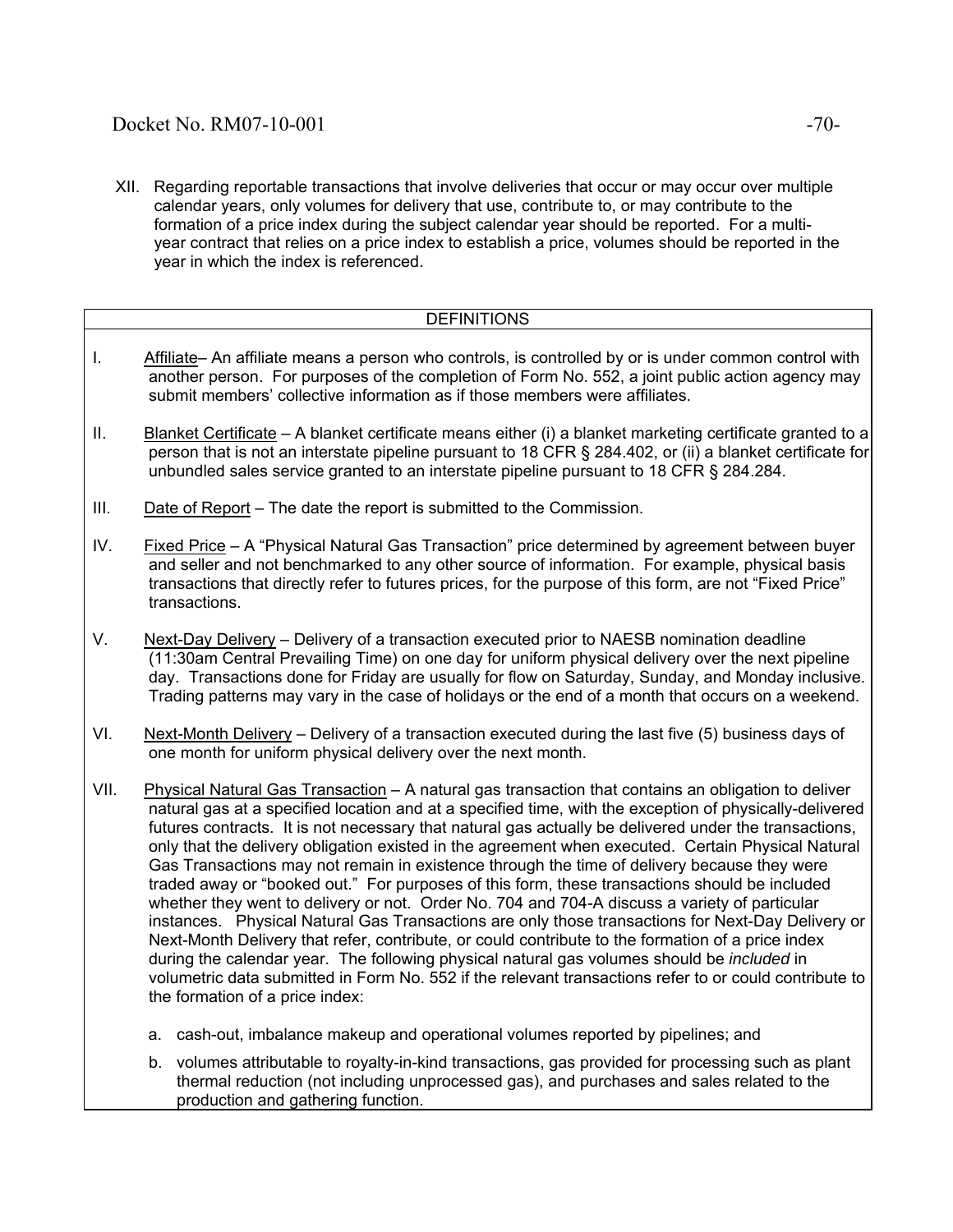XII. Regarding reportable transactions that involve deliveries that occur or may occur over multiple calendar years, only volumes for delivery that use, contribute to, or may contribute to the formation of a price index during the subject calendar year should be reported. For a multi-year contract that relies on a price index to establish a price, volumes should be reported in the year in which the index is referenced.

## DEFINITIONS

I. Affiliate– An affiliate means a person who controls, is controlled by or is under common control with another person. For purposes of the completion of Form No. 552, a joint public action agency may submit members' collective information as if those members were affiliates.

II. Blanket Certificate – A blanket certificate means either (i) a blanket marketing certificate granted to a person that is not an interstate pipeline pursuant to 18 CFR § 284.402, or (ii) a blanket certificate for unbundled sales service granted to an interstate pipeline pursuant to 18 CFR § 284.284.

III. Date of Report – The date the report is submitted to the Commission.

IV. Fixed Price – A "Physical Natural Gas Transaction" price determined by agreement between buyer and seller and not benchmarked to any other source of information. For example, physical basis transactions that directly refer to futures prices, for the purpose of this form, are not "Fixed Price" transactions.

V. Next-Day Delivery – Delivery of a transaction executed prior to NAESB nomination deadline (11:30am Central Prevailing Time) on one day for uniform physical delivery over the next pipeline day. Transactions done for Friday are usually for flow on Saturday, Sunday, and Monday inclusive. Trading patterns may vary in the case of holidays or the end of a month that occurs on a weekend.

VI. Next-Month Delivery – Delivery of a transaction executed during the last five (5) business days of one month for uniform physical delivery over the next month.

VII. Physical Natural Gas Transaction – A natural gas transaction that contains an obligation to deliver natural gas at a specified location and at a specified time, with the exception of physically-delivered futures contracts. It is not necessary that natural gas actually be delivered under the transactions, only that the delivery obligation existed in the agreement when executed. Certain Physical Natural Gas Transactions may not remain in existence through the time of delivery because they were traded away or "booked out." For purposes of this form, these transactions should be included whether they went to delivery or not. Order No. 704 and 704-A discuss a variety of particular instances. Physical Natural Gas Transactions are only those transactions for Next-Day Delivery or Next-Month Delivery that refer, contribute, or could contribute to the formation of a price index during the calendar year. The following physical natural gas volumes should be *included* in volumetric data submitted in Form No. 552 if the relevant transactions refer to or could contribute to the formation of a price index:

a. cash-out, imbalance makeup and operational volumes reported by pipelines; and

b. volumes attributable to royalty-in-kind transactions, gas provided for processing such as plant thermal reduction (not including unprocessed gas), and purchases and sales related to the production and gathering function.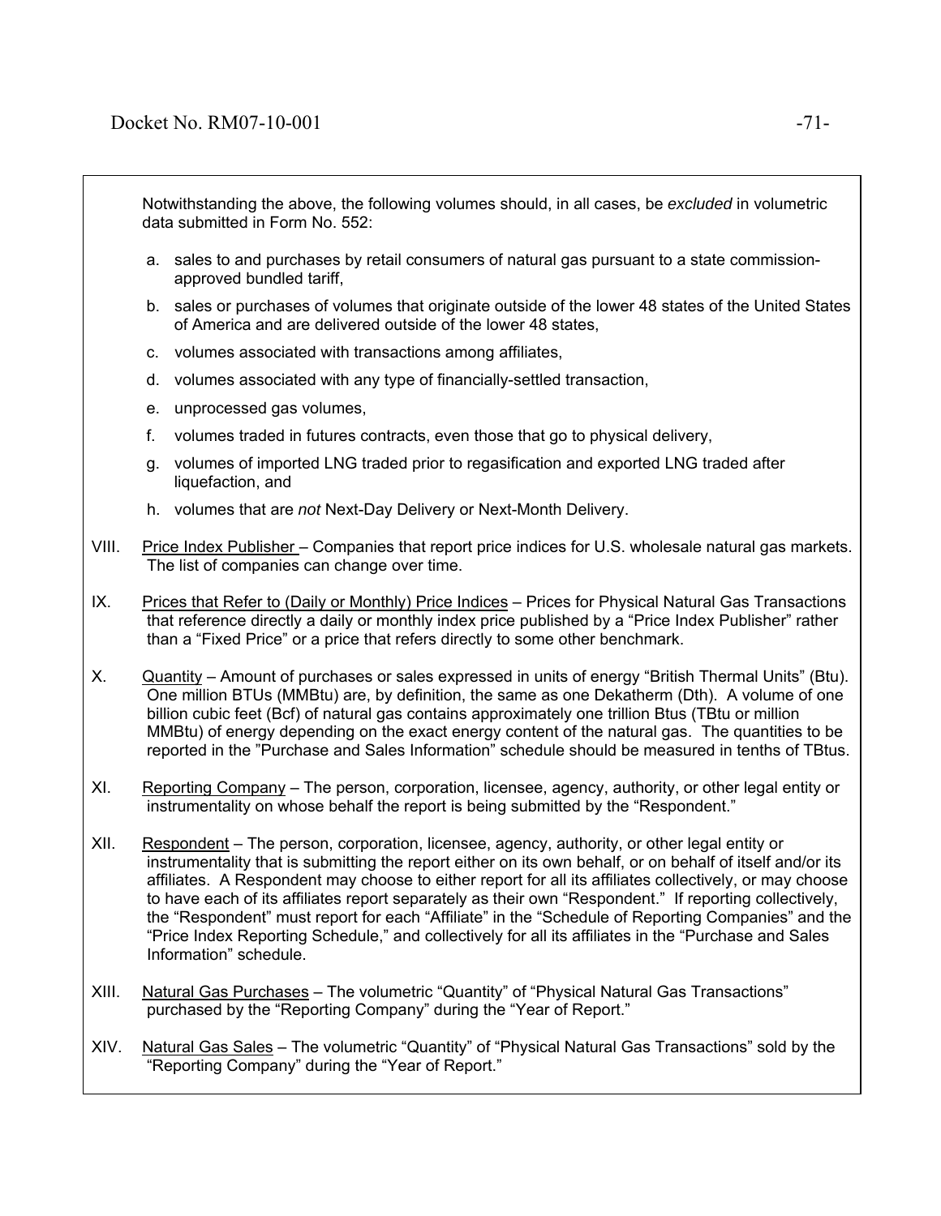Notwithstanding the above, the following volumes should, in all cases, be *excluded* in volumetric data submitted in Form No. 552:

a. sales to and purchases by retail consumers of natural gas pursuant to a state commission-approved bundled tariff,

b. sales or purchases of volumes that originate outside of the lower 48 states of the United States of America and are delivered outside of the lower 48 states,

c. volumes associated with transactions among affiliates,

d. volumes associated with any type of financially-settled transaction,

e. unprocessed gas volumes,

f. volumes traded in futures contracts, even those that go to physical delivery,

g. volumes of imported LNG traded prior to regasification and exported LNG traded after liquefaction, and

h. volumes that are *not* Next-Day Delivery or Next-Month Delivery.

VIII. Price Index Publisher – Companies that report price indices for U.S. wholesale natural gas markets. The list of companies can change over time.

IX. Prices that Refer to (Daily or Monthly) Price Indices – Prices for Physical Natural Gas Transactions that reference directly a daily or monthly index price published by a "Price Index Publisher" rather than a "Fixed Price" or a price that refers directly to some other benchmark.

X. Quantity – Amount of purchases or sales expressed in units of energy "British Thermal Units" (Btu). One million BTUs (MMBtu) are, by definition, the same as one Dekatherm (Dth). A volume of one billion cubic feet (Bcf) of natural gas contains approximately one trillion Btus (TBtu or million MMBtu) of energy depending on the exact energy content of the natural gas. The quantities to be reported in the "Purchase and Sales Information" schedule should be measured in tenths of TBtus.

XI. Reporting Company – The person, corporation, licensee, agency, authority, or other legal entity or instrumentality on whose behalf the report is being submitted by the "Respondent."

XII. Respondent – The person, corporation, licensee, agency, authority, or other legal entity or instrumentality that is submitting the report either on its own behalf, or on behalf of itself and/or its affiliates. A Respondent may choose to either report for all its affiliates collectively, or may choose to have each of its affiliates report separately as their own "Respondent." If reporting collectively, the "Respondent" must report for each "Affiliate" in the "Schedule of Reporting Companies" and the "Price Index Reporting Schedule," and collectively for all its affiliates in the "Purchase and Sales Information" schedule.

XIII. Natural Gas Purchases – The volumetric "Quantity" of "Physical Natural Gas Transactions" purchased by the "Reporting Company" during the "Year of Report."

XIV. Natural Gas Sales – The volumetric "Quantity" of "Physical Natural Gas Transactions" sold by the "Reporting Company" during the "Year of Report."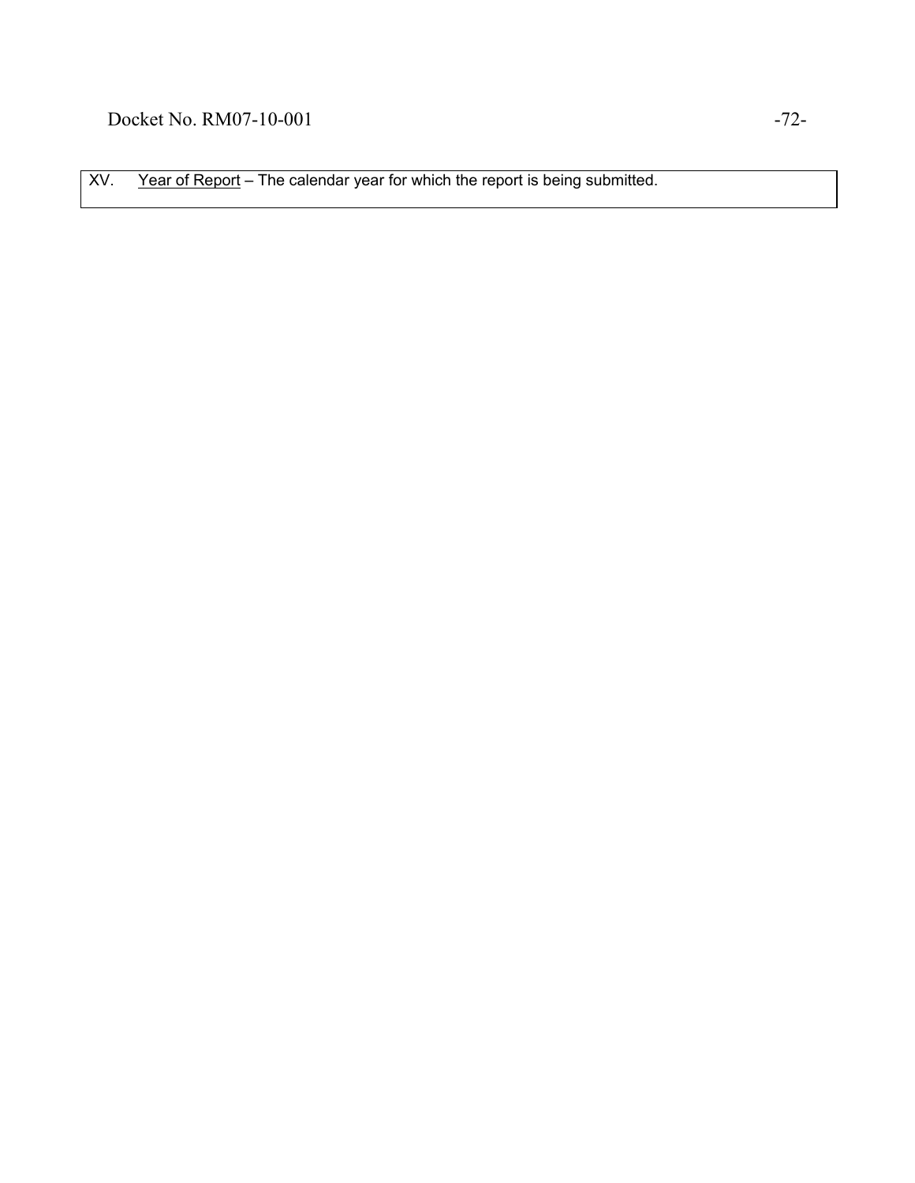| XV. Year of Report – The calendar year for which the report is being submitted. |
|---|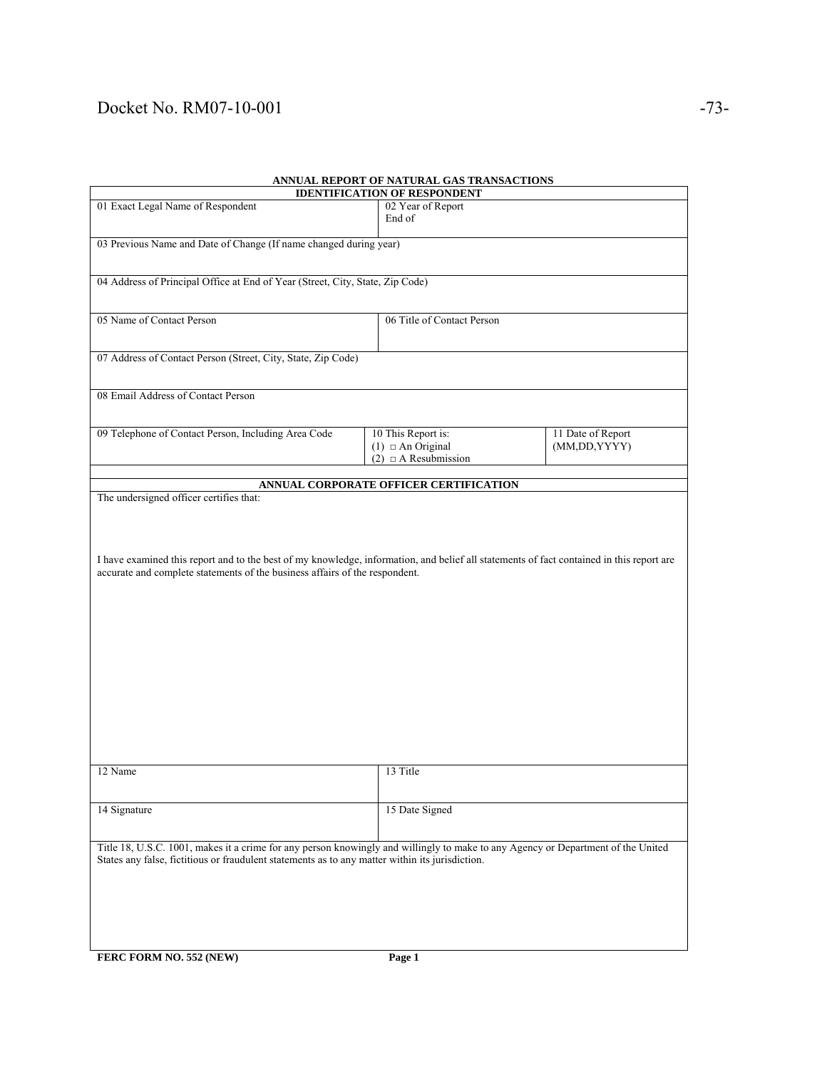**ANNUAL REPORT OF NATURAL GAS TRANSACTIONS**

| **IDENTIFICATION OF RESPONDENT** | | |
|---|---|---|
| 01 Exact Legal Name of Respondent | 02 Year of Report<br>End of | |
| 03 Previous Name and Date of Change (If name changed during year) | | |
| 04 Address of Principal Office at End of Year (Street, City, State, Zip Code) | | |
| 05 Name of Contact Person | 06 Title of Contact Person | |
| 07 Address of Contact Person (Street, City, State, Zip Code) | | |
| 08 Email Address of Contact Person | | |
| 09 Telephone of Contact Person, Including Area Code | 10 This Report is:<br>(1) □ An Original<br>(2) □ A Resubmission | 11 Date of Report<br>(MM,DD,YYYY) |

| **ANNUAL CORPORATE OFFICER CERTIFICATION** | |
|---|---|
| The undersigned officer certifies that:<br><br>I have examined this report and to the best of my knowledge, information, and belief all statements of fact contained in this report are accurate and complete statements of the business affairs of the respondent. | |
| 12 Name | 13 Title |
| 14 Signature | 15 Date Signed |
| Title 18, U.S.C. 1001, makes it a crime for any person knowingly and willingly to make to any Agency or Department of the United States any false, fictitious or fraudulent statements as to any matter within its jurisdiction. | |

**FERC FORM NO. 552 (NEW)** **Page 1**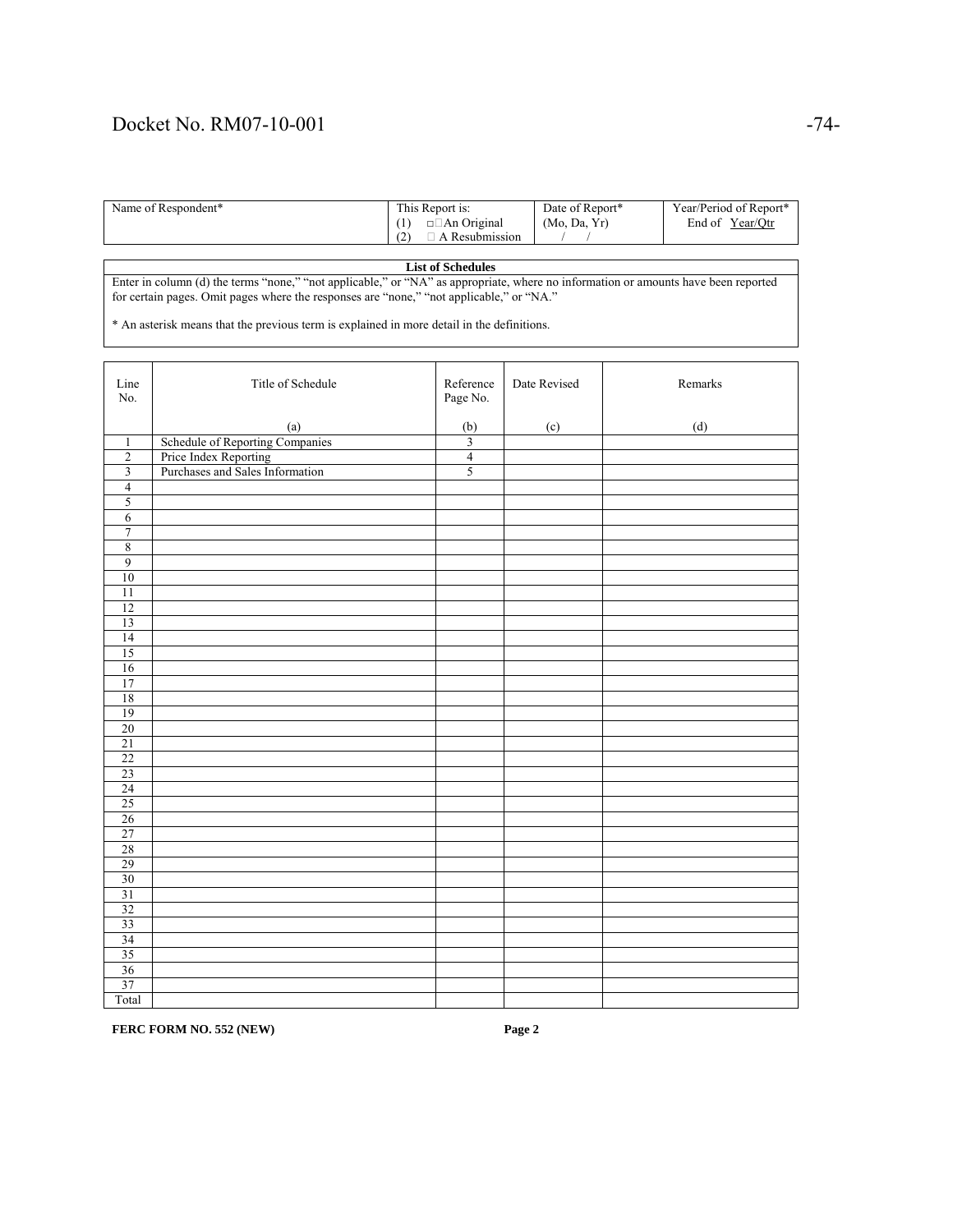| Name of Respondent* | This Report is: (1) ☐ An Original (2) ☐ A Resubmission | Date of Report* (Mo, Da, Yr) / / | Year/Period of Report* End of Year/Qtr |
|---|---|---|---|

**List of Schedules**

Enter in column (d) the terms "none," "not applicable," or "NA" as appropriate, where no information or amounts have been reported for certain pages. Omit pages where the responses are "none," "not applicable," or "NA."

* An asterisk means that the previous term is explained in more detail in the definitions.

| Line No. | Title of Schedule (a) | Reference Page No. (b) | Date Revised (c) | Remarks (d) |
|---|---|---|---|---|
| 1 | Schedule of Reporting Companies | 3 | | |
| 2 | Price Index Reporting | 4 | | |
| 3 | Purchases and Sales Information | 5 | | |
| 4 | | | | |
| 5 | | | | |
| 6 | | | | |
| 7 | | | | |
| 8 | | | | |
| 9 | | | | |
| 10 | | | | |
| 11 | | | | |
| 12 | | | | |
| 13 | | | | |
| 14 | | | | |
| 15 | | | | |
| 16 | | | | |
| 17 | | | | |
| 18 | | | | |
| 19 | | | | |
| 20 | | | | |
| 21 | | | | |
| 22 | | | | |
| 23 | | | | |
| 24 | | | | |
| 25 | | | | |
| 26 | | | | |
| 27 | | | | |
| 28 | | | | |
| 29 | | | | |
| 30 | | | | |
| 31 | | | | |
| 32 | | | | |
| 33 | | | | |
| 34 | | | | |
| 35 | | | | |
| 36 | | | | |
| 37 | | | | |
| Total | | | | |

**FERC FORM NO. 552 (NEW)** **Page 2**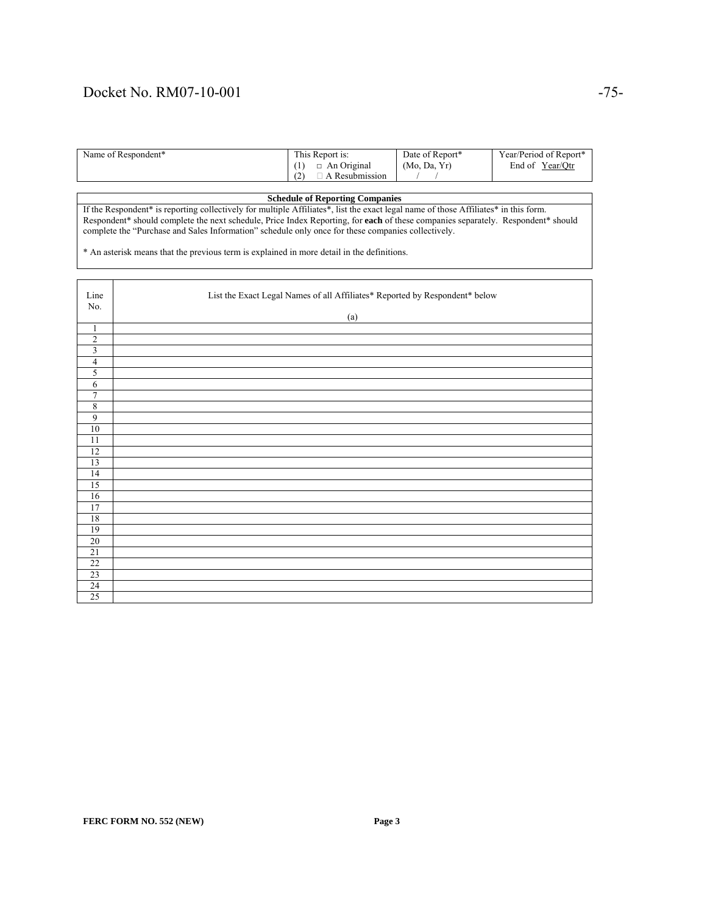| Name of Respondent* | This Report is:<br>(1) □ An Original<br>(2) □ A Resubmission | Date of Report*<br>(Mo, Da, Yr)<br>/ / | Year/Period of Report*<br>End of Year/Qtr |
|---|---|---|---|

**Schedule of Reporting Companies**

If the Respondent* is reporting collectively for multiple Affiliates*, list the exact legal name of those Affiliates* in this form. Respondent* should complete the next schedule, Price Index Reporting, for **each** of these companies separately. Respondent* should complete the "Purchase and Sales Information" schedule only once for these companies collectively.

* An asterisk means that the previous term is explained in more detail in the definitions.

| Line No. | List the Exact Legal Names of all Affiliates* Reported by Respondent* below<br><br>(a) |
|---|---|
| 1 | |
| 2 | |
| 3 | |
| 4 | |
| 5 | |
| 6 | |
| 7 | |
| 8 | |
| 9 | |
| 10 | |
| 11 | |
| 12 | |
| 13 | |
| 14 | |
| 15 | |
| 16 | |
| 17 | |
| 18 | |
| 19 | |
| 20 | |
| 21 | |
| 22 | |
| 23 | |
| 24 | |
| 25 | |

**FERC FORM NO. 552 (NEW)** **Page 3**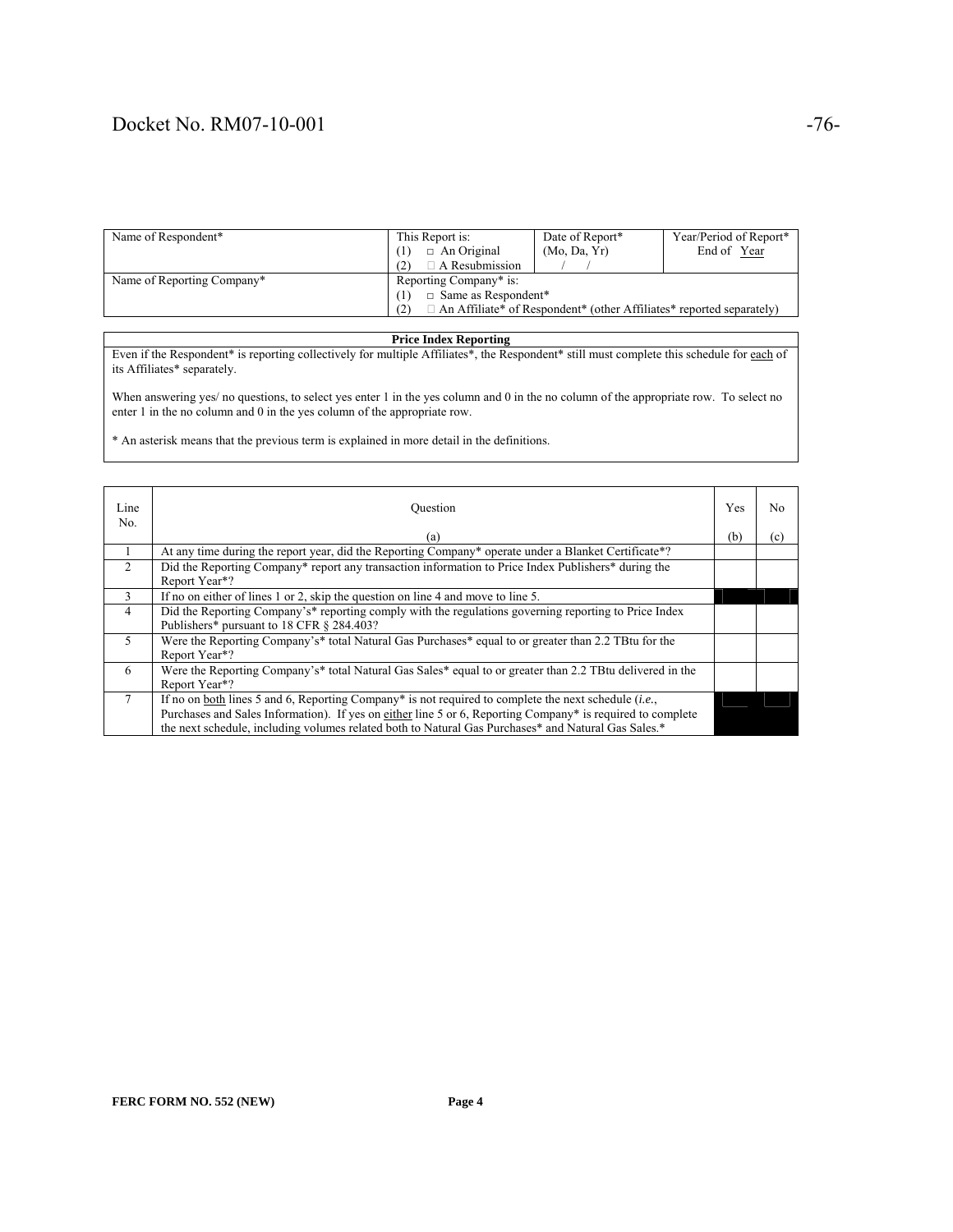| Name of Respondent* | This Report is: (1) □ An Original (2) □ A Resubmission | Date of Report* (Mo, Da, Yr) / / | Year/Period of Report* End of Year |
|---|---|---|---|
| Name of Reporting Company* | Reporting Company* is: (1) □ Same as Respondent* (2) □ An Affiliate* of Respondent* (other Affiliates* reported separately) | | |

**Price Index Reporting**

Even if the Respondent* is reporting collectively for multiple Affiliates*, the Respondent* still must complete this schedule for each of its Affiliates* separately.

When answering yes/ no questions, to select yes enter 1 in the yes column and 0 in the no column of the appropriate row. To select no enter 1 in the no column and 0 in the yes column of the appropriate row.

* An asterisk means that the previous term is explained in more detail in the definitions.

| Line No. | Question (a) | Yes (b) | No (c) |
|---|---|---|---|
| 1 | At any time during the report year, did the Reporting Company* operate under a Blanket Certificate*? | | |
| 2 | Did the Reporting Company* report any transaction information to Price Index Publishers* during the Report Year*? | | |
| 3 | If no on either of lines 1 or 2, skip the question on line 4 and move to line 5. | | |
| 4 | Did the Reporting Company's* reporting comply with the regulations governing reporting to Price Index Publishers* pursuant to 18 CFR § 284.403? | | |
| 5 | Were the Reporting Company's* total Natural Gas Purchases* equal to or greater than 2.2 TBtu for the Report Year*? | | |
| 6 | Were the Reporting Company's* total Natural Gas Sales* equal to or greater than 2.2 TBtu delivered in the Report Year*? | | |
| 7 | If no on both lines 5 and 6, Reporting Company* is not required to complete the next schedule (*i.e.*, Purchases and Sales Information). If yes on either line 5 or 6, Reporting Company* is required to complete the next schedule, including volumes related both to Natural Gas Purchases* and Natural Gas Sales.* | | |

**FERC FORM NO. 552 (NEW)** **Page 4**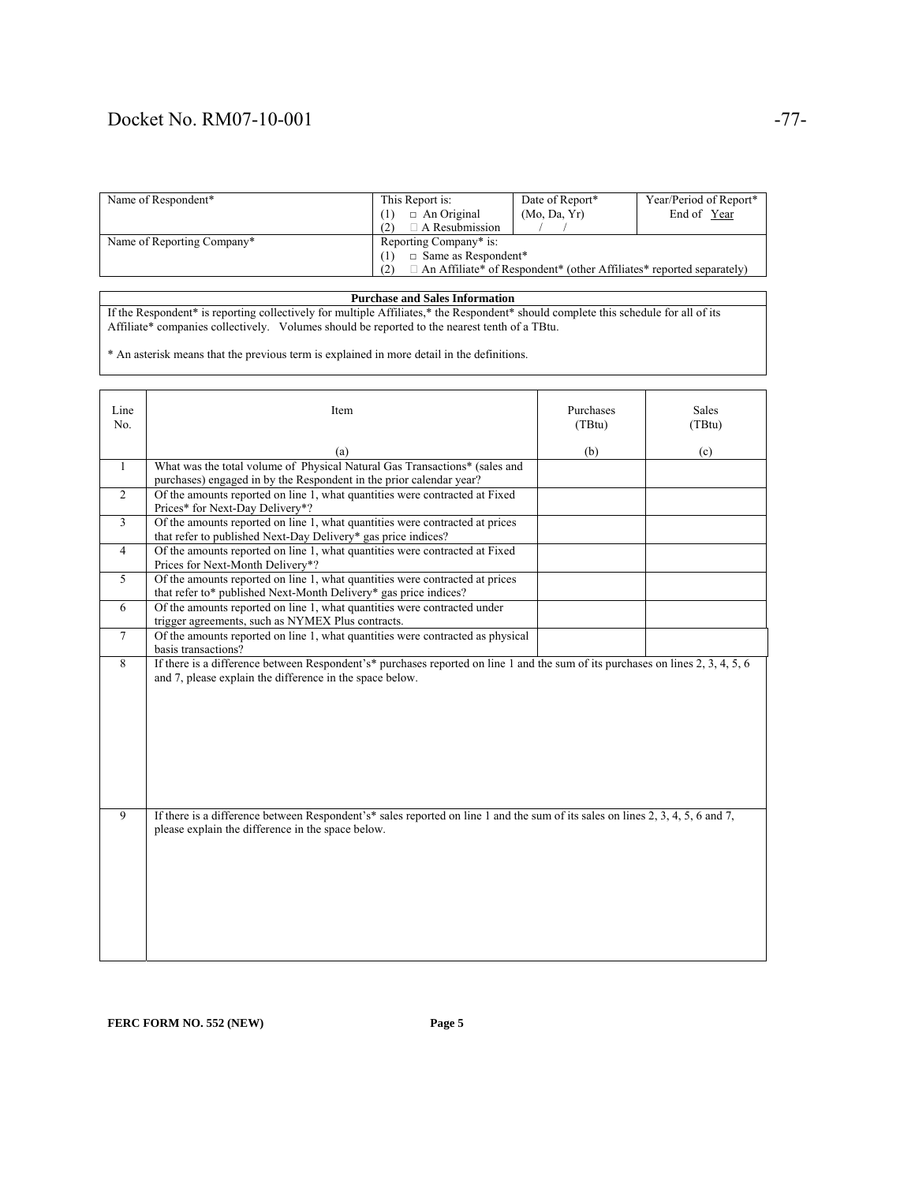| Name of Respondent* | This Report is:<br>(1) □ An Original<br>(2) □ A Resubmission | Date of Report*<br>(Mo, Da, Yr)<br>/ / | Year/Period of Report*<br>End of Year |
|---|---|---|---|
| Name of Reporting Company* | Reporting Company* is:<br>(1) □ Same as Respondent*<br>(2) □ An Affiliate* of Respondent* (other Affiliates* reported separately) | | |

**Purchase and Sales Information**

If the Respondent* is reporting collectively for multiple Affiliates,* the Respondent* should complete this schedule for all of its Affiliate* companies collectively. Volumes should be reported to the nearest tenth of a TBtu.

* An asterisk means that the previous term is explained in more detail in the definitions.

| Line No. | Item<br><br>(a) | Purchases (TBtu)<br><br>(b) | Sales (TBtu)<br><br>(c) |
|---|---|---|---|
| 1 | What was the total volume of Physical Natural Gas Transactions* (sales and purchases) engaged in by the Respondent in the prior calendar year? | | |
| 2 | Of the amounts reported on line 1, what quantities were contracted at Fixed Prices* for Next-Day Delivery*? | | |
| 3 | Of the amounts reported on line 1, what quantities were contracted at prices that refer to published Next-Day Delivery* gas price indices? | | |
| 4 | Of the amounts reported on line 1, what quantities were contracted at Fixed Prices for Next-Month Delivery*? | | |
| 5 | Of the amounts reported on line 1, what quantities were contracted at prices that refer to* published Next-Month Delivery* gas price indices? | | |
| 6 | Of the amounts reported on line 1, what quantities were contracted under trigger agreements, such as NYMEX Plus contracts. | | |
| 7 | Of the amounts reported on line 1, what quantities were contracted as physical basis transactions? | | |
| 8 | If there is a difference between Respondent's* purchases reported on line 1 and the sum of its purchases on lines 2, 3, 4, 5, 6 and 7, please explain the difference in the space below. | | |
| 9 | If there is a difference between Respondent's* sales reported on line 1 and the sum of its sales on lines 2, 3, 4, 5, 6 and 7, please explain the difference in the space below. | | |

**FERC FORM NO. 552 (NEW)** **Page 5**